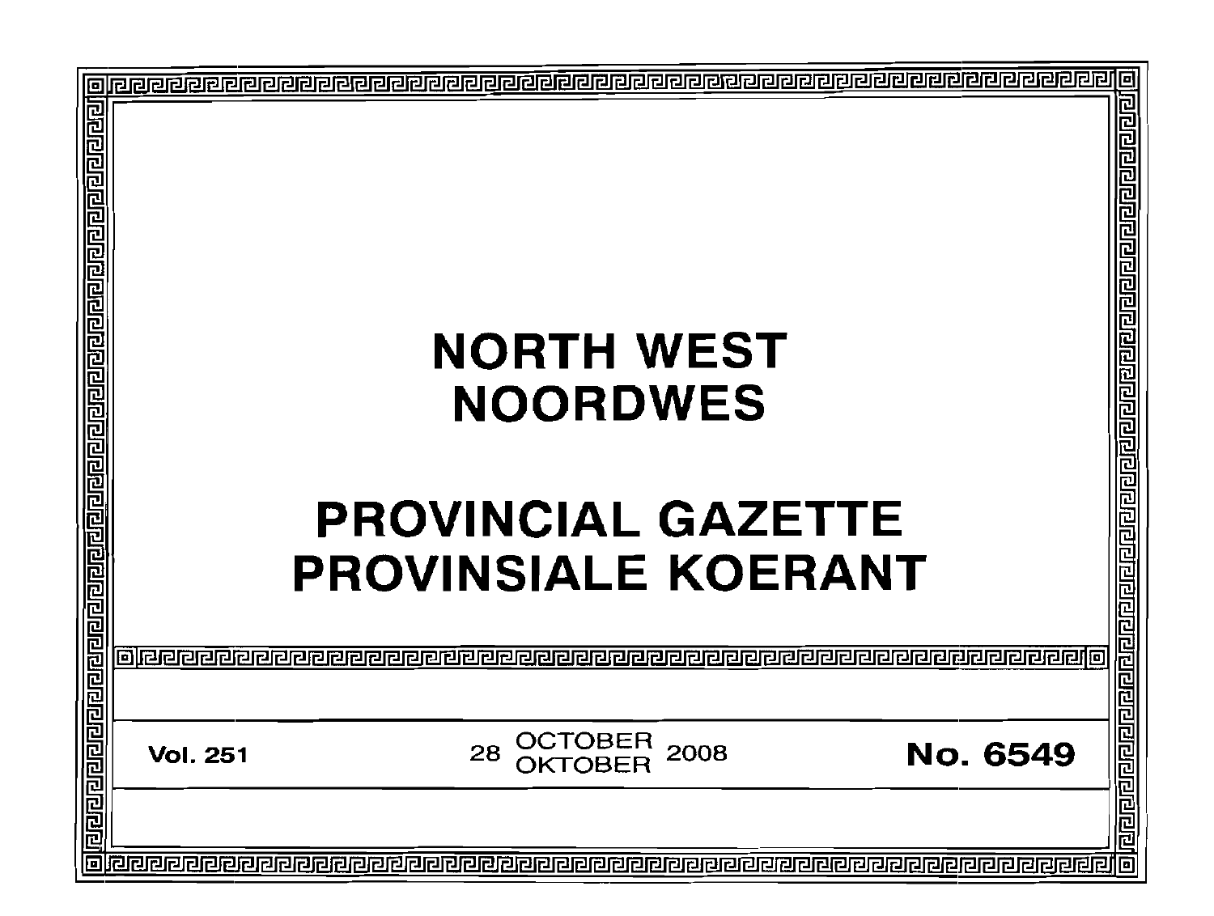# NORTH WEST
# NOORDWES

# PROVINCIAL GAZETTE
# PROVINSIALE KOERANT

**Vol. 251** | 28 OCTOBER / OKTOBER 2008 | **No. 6549**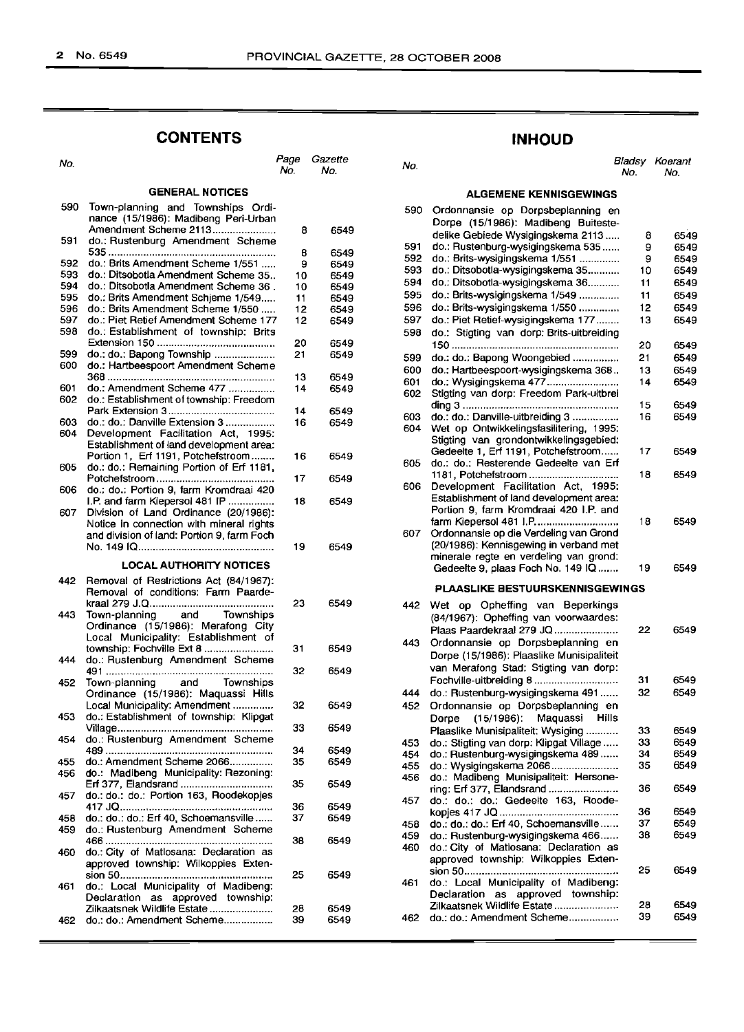## CONTENTS

| No. | | Page No. | Gazette No. |
|---|---|---|---|
| | **GENERAL NOTICES** | | |
| 590 | Town-planning and Townships Ordinance (15/1986): Madibeng Peri-Urban Amendment Scheme 2113 | 8 | 6549 |
| 591 | do.: Rustenburg Amendment Scheme 535 | 8 | 6549 |
| 592 | do.: Brits Amendment Scheme 1/551 | 9 | 6549 |
| 593 | do.: Ditsobotla Amendment Scheme 35 | 10 | 6549 |
| 594 | do.: Ditsobotla Amendment Scheme 36 | 10 | 6549 |
| 595 | do.: Brits Amendment Schjeme 1/549 | 11 | 6549 |
| 596 | do.: Brits Amendment Scheme 1/550 | 12 | 6549 |
| 597 | do.: Piet Retief Amendment Scheme 177 | 12 | 6549 |
| 598 | do.: Establishment of township: Brits Extension 150 | 20 | 6549 |
| 599 | do.: do.: Bapong Township | 21 | 6549 |
| 600 | do.: Hartbeespoort Amendment Scheme 368 | 13 | 6549 |
| 601 | do.: Amendment Scheme 477 | 14 | 6549 |
| 602 | do.: Establishment of township: Freedom Park Extension 3 | 14 | 6549 |
| 603 | do.: do.: Danville Extension 3 | 16 | 6549 |
| 604 | Development Facilitation Act, 1995: Establishment of land development area: Portion 1, Erf 1191, Potchefstroom | 16 | 6549 |
| 605 | do.: do.: Remaining Portion of Erf 1181, Potchefstroom | 17 | 6549 |
| 606 | do.: do.: Portion 9, farm Kromdraai 420 I.P. and farm Kiepersol 481 IP | 18 | 6549 |
| 607 | Division of Land Ordinance (20/1986): Notice in connection with mineral rights and division of land: Portion 9, farm Foch No. 149 IQ | 19 | 6549 |
| | **LOCAL AUTHORITY NOTICES** | | |
| 442 | Removal of Restrictions Act (84/1967): Removal of conditions: Farm Paardekraal 279 J.Q | 23 | 6549 |
| 443 | Town-planning and Townships Ordinance (15/1986): Merafong City Local Municipality: Establishment of township: Fochville Ext 8 | 31 | 6549 |
| 444 | do.: Rustenburg Amendment Scheme 491 | 32 | 6549 |
| 452 | Town-planning and Townships Ordinance (15/1986): Maquassi Hills Local Municipality: Amendment | 32 | 6549 |
| 453 | do.: Establishment of township: Klipgat Village | 33 | 6549 |
| 454 | do.: Rustenburg Amendment Scheme 489 | 34 | 6549 |
| 455 | do.: Amendment Scheme 2066 | 35 | 6549 |
| 456 | do.: Madibeng Municipality: Rezoning: Erf 377, Elandsrand | 35 | 6549 |
| 457 | do.: do.: Portion 163, Roodekopjes 417 JQ | 36 | 6549 |
| 458 | do.: do.: do.: Erf 40, Schoemansville | 37 | 6549 |
| 459 | do.: Rustenburg Amendment Scheme 466 | 38 | 6549 |
| 460 | do.: City of Matlosana: Declaration as approved township: Wilkoppies Extension 50 | 25 | 6549 |
| 461 | do.: Local Municipality of Madibeng: Declaration as approved township: Zilkaatsnek Wildlife Estate | 28 | 6549 |
| 462 | do.: do.: Amendment Scheme | 39 | 6549 |

## INHOUD

| No. | | Bladsy No. | Koerant No. |
|---|---|---|---|
| | **ALGEMENE KENNISGEWINGS** | | |
| 590 | Ordonnansie op Dorpsbeplanning en Dorpe (15/1986): Madibeng Buitestedelike Gebiede Wysigingskema 2113 | 8 | 6549 |
| 591 | do.: Rustenburg-wysigingskema 535 | 9 | 6549 |
| 592 | do.: Brits-wysigingskema 1/551 | 9 | 6549 |
| 593 | do.: Ditsobotla-wysigingskema 35 | 10 | 6549 |
| 594 | do.: Ditsobotla-wysigingskema 36 | 11 | 6549 |
| 595 | do.: Brits-wysigingskema 1/549 | 11 | 6549 |
| 596 | do.: Brits-wysigingskema 1/550 | 12 | 6549 |
| 597 | do.: Piet Retief-wysigingskema 177 | 13 | 6549 |
| 598 | do.: Stigting van dorp: Brits-uitbreiding 150 | 20 | 6549 |
| 599 | do.: do.: Bapong Woongebied | 21 | 6549 |
| 600 | do.: Hartbeespoort-wysigingskema 368 | 13 | 6549 |
| 601 | do.: Wysigingskema 477 | 14 | 6549 |
| 602 | Stigting van dorp: Freedom Park-uitbreiding 3 | 15 | 6549 |
| 603 | do.: do.: Danville-uitbreiding 3 | 16 | 6549 |
| 604 | Wet op Ontwikkelingsfasilitering, 1995: Stigting van grondontwikkelingsgebied: Gedeelte 1, Erf 1191, Potchefstroom | 17 | 6549 |
| 605 | do.: do.: Resterende Gedeelte van Erf 1181, Potchefstroom | 18 | 6549 |
| 606 | Development Facilitation Act, 1995: Establishment of land development area: Portion 9, farm Kromdraai 420 I.P. and farm Kiepersol 481 I.P. | 18 | 6549 |
| 607 | Ordonnansie op die Verdeling van Grond (20/1986): Kennisgewing in verband met minerale regte en verdeling van grond: Gedeelte 9, plaas Foch No. 149 IQ | 19 | 6549 |
| | **PLAASLIKE BESTUURSKENNISGEWINGS** | | |
| 442 | Wet op Opheffing van Beperkings (84/1967): Opheffing van voorwaardes: Plaas Paardekraal 279 JQ | 22 | 6549 |
| 443 | Ordonnansie op Dorpsbeplanning en Dorpe (15/1986): Plaaslike Munisipaliteit van Merafong Stad: Stigting van dorp: Fochville-uitbreiding 8 | 31 | 6549 |
| 444 | do.: Rustenburg-wysigingskema 491 | 32 | 6549 |
| 452 | Ordonnansie op Dorpsbeplanning en Dorpe (15/1986): Maquassi Hills Plaaslike Munisipaliteit: Wysiging | 33 | 6549 |
| 453 | do.: Stigting van dorp: Klipgat Village | 33 | 6549 |
| 454 | do.: Rustenburg-wysigingskema 489 | 34 | 6549 |
| 455 | do.: Wysigingskema 2066 | 35 | 6549 |
| 456 | do.: Madibeng Munisipaliteit: Hersonering: Erf 377, Elandsrand | 36 | 6549 |
| 457 | do.: do.: do.: Gedeelte 163, Roodekopjes 417 JQ | 36 | 6549 |
| 458 | do.: do.: do.: Erf 40, Schoemansville | 37 | 6549 |
| 459 | do.: Rustenburg-wysigingskema 466 | 38 | 6549 |
| 460 | do.: City of Matlosana: Declaration as approved township: Wilkoppies Extension 50 | 25 | 6549 |
| 461 | do.: Local Municipality of Madibeng: Declaration as approved township: Zilkaatsnek Wildlife Estate | 28 | 6549 |
| 462 | do.: do.: Amendment Scheme | 39 | 6549 |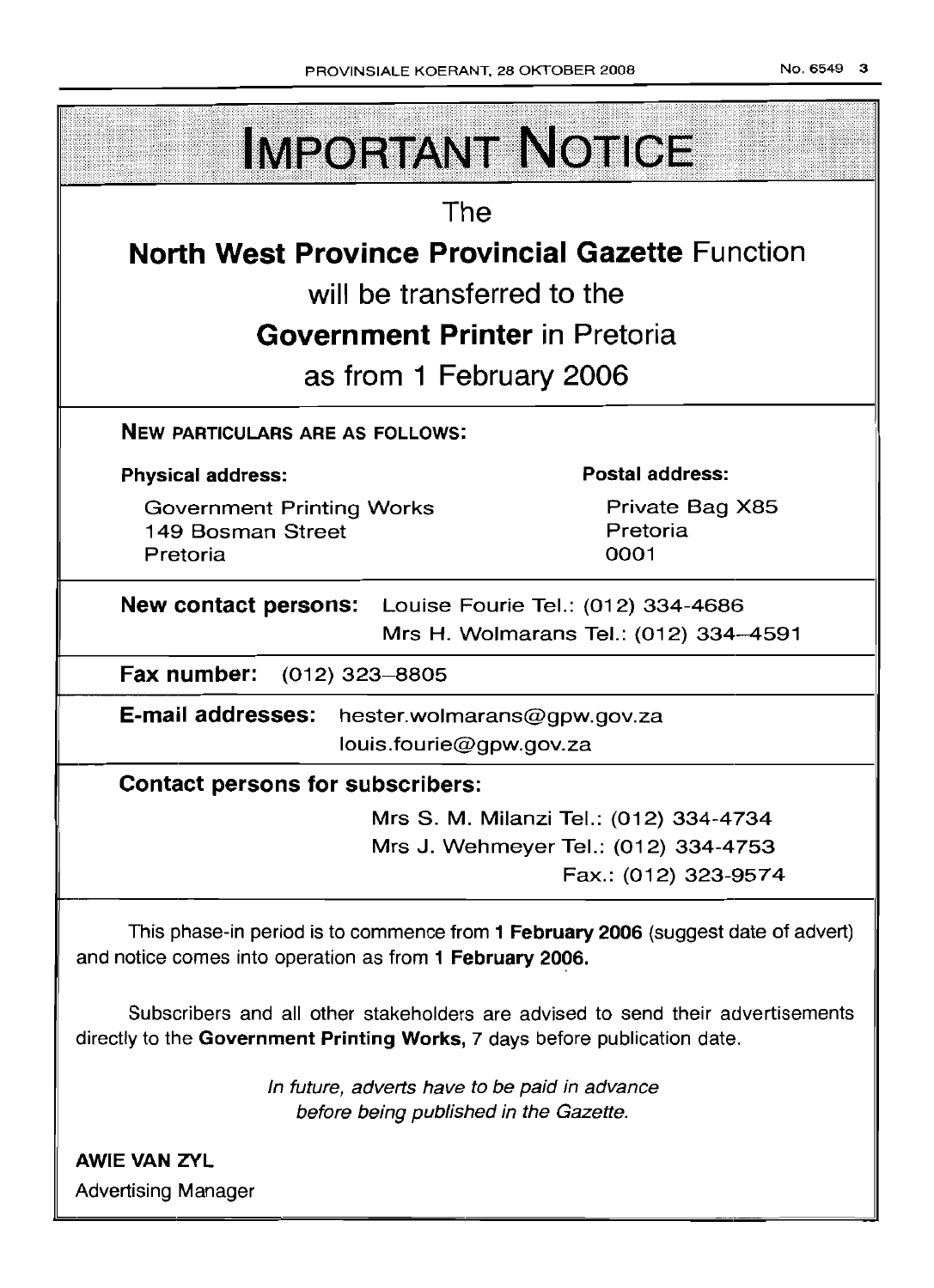# IMPORTANT NOTICE

The

**North West Province Provincial Gazette** Function

will be transferred to the

**Government Printer** in Pretoria

as from 1 February 2006

**NEW PARTICULARS ARE AS FOLLOWS:**

**Physical address:**

Government Printing Works
149 Bosman Street
Pretoria

**Postal address:**

Private Bag X85
Pretoria
0001

**New contact persons:** Louise Fourie Tel.: (012) 334-4686
Mrs H. Wolmarans Tel.: (012) 334-4591

**Fax number:** (012) 323-8805

**E-mail addresses:** hester.wolmarans@gpw.gov.za
louis.fourie@gpw.gov.za

**Contact persons for subscribers:**

Mrs S. M. Milanzi Tel.: (012) 334-4734
Mrs J. Wehmeyer Tel.: (012) 334-4753
Fax.: (012) 323-9574

This phase-in period is to commence from **1 February 2006** (suggest date of advert) and notice comes into operation as from **1 February 2006.**

Subscribers and all other stakeholders are advised to send their advertisements directly to the **Government Printing Works,** 7 days before publication date.

*In future, adverts have to be paid in advance before being published in the Gazette.*

**AWIE VAN ZYL**
Advertising Manager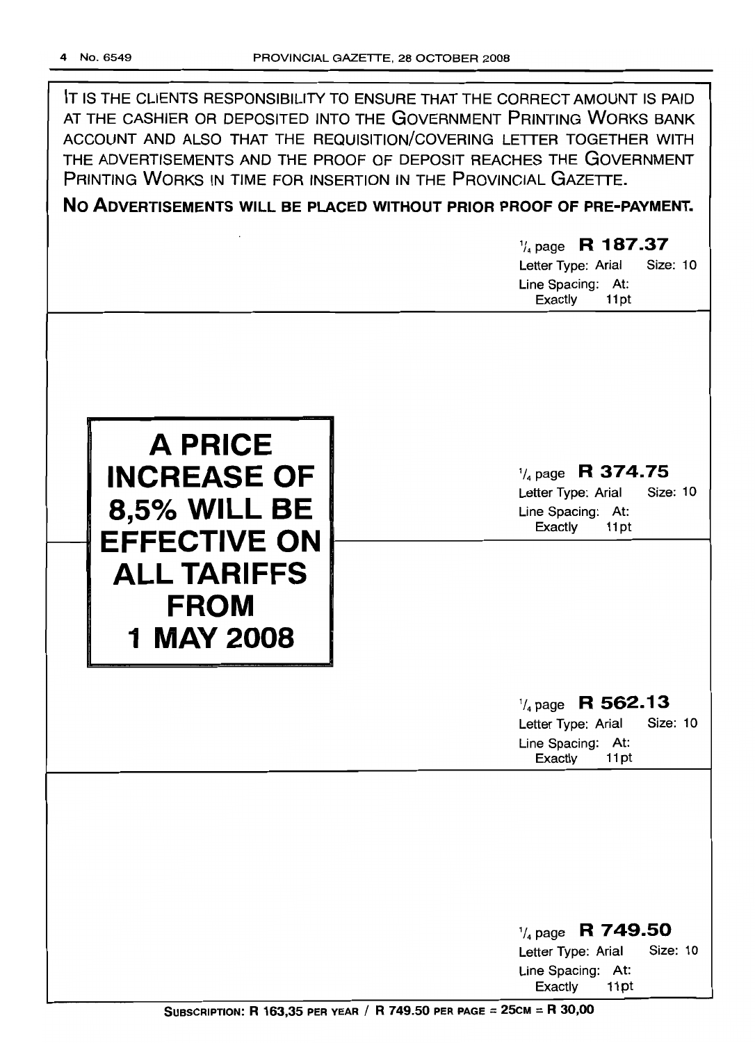IT IS THE CLIENTS RESPONSIBILITY TO ENSURE THAT THE CORRECT AMOUNT IS PAID AT THE CASHIER OR DEPOSITED INTO THE GOVERNMENT PRINTING WORKS BANK ACCOUNT AND ALSO THAT THE REQUISITION/COVERING LETTER TOGETHER WITH THE ADVERTISEMENTS AND THE PROOF OF DEPOSIT REACHES THE GOVERNMENT PRINTING WORKS IN TIME FOR INSERTION IN THE PROVINCIAL GAZETTE.

**NO ADVERTISEMENTS WILL BE PLACED WITHOUT PRIOR PROOF OF PRE-PAYMENT.**

1/4 page **R 187.37**
Letter Type: Arial Size: 10
Line Spacing: At: Exactly 11pt

---

**A PRICE INCREASE OF 8,5% WILL BE EFFECTIVE ON ALL TARIFFS FROM 1 MAY 2008**

1/4 page **R 374.75**
Letter Type: Arial Size: 10
Line Spacing: At: Exactly 11pt

---

1/4 page **R 562.13**
Letter Type: Arial Size: 10
Line Spacing: At: Exactly 11pt

---

1/4 page **R 749.50**
Letter Type: Arial Size: 10
Line Spacing: At: Exactly 11pt

**SUBSCRIPTION: R 163,35 PER YEAR / R 749.50 PER PAGE = 25CM = R 30,00**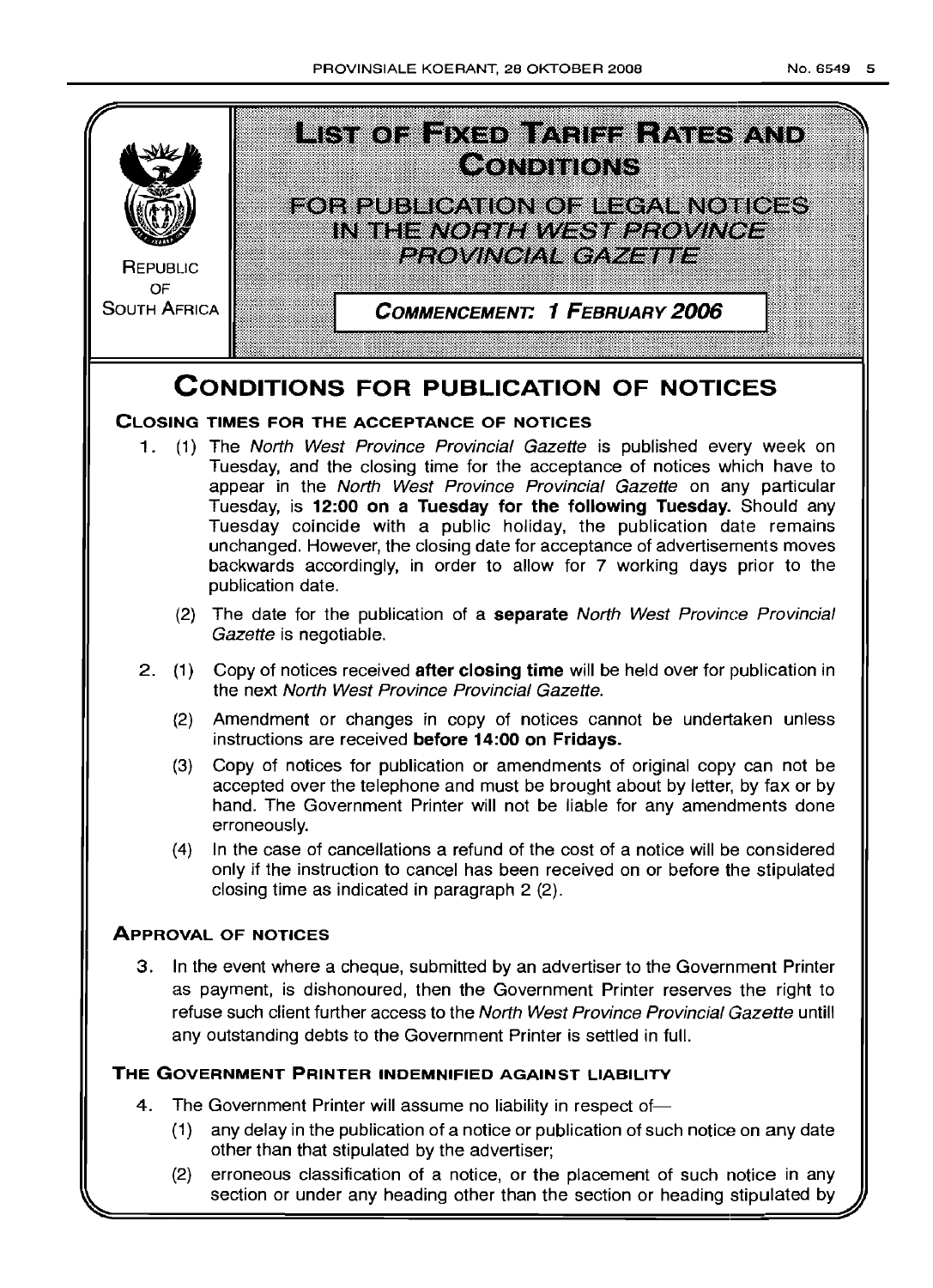REPUBLIC OF SOUTH AFRICA

# LIST OF FIXED TARIFF RATES AND CONDITIONS

## FOR PUBLICATION OF LEGAL NOTICES IN THE *NORTH WEST PROVINCE PROVINCIAL GAZETTE*

**COMMENCEMENT: 1 FEBRUARY 2006**

# CONDITIONS FOR PUBLICATION OF NOTICES

## CLOSING TIMES FOR THE ACCEPTANCE OF NOTICES

1. (1) The *North West Province Provincial Gazette* is published every week on Tuesday, and the closing time for the acceptance of notices which have to appear in the *North West Province Provincial Gazette* on any particular Tuesday, is **12:00 on a Tuesday for the following Tuesday.** Should any Tuesday coincide with a public holiday, the publication date remains unchanged. However, the closing date for acceptance of advertisements moves backwards accordingly, in order to allow for 7 working days prior to the publication date.

   (2) The date for the publication of a **separate** *North West Province Provincial Gazette* is negotiable.

2. (1) Copy of notices received **after closing time** will be held over for publication in the next *North West Province Provincial Gazette.*

   (2) Amendment or changes in copy of notices cannot be undertaken unless instructions are received **before 14:00 on Fridays.**

   (3) Copy of notices for publication or amendments of original copy can not be accepted over the telephone and must be brought about by letter, by fax or by hand. The Government Printer will not be liable for any amendments done erroneously.

   (4) In the case of cancellations a refund of the cost of a notice will be considered only if the instruction to cancel has been received on or before the stipulated closing time as indicated in paragraph 2 (2).

## APPROVAL OF NOTICES

3. In the event where a cheque, submitted by an advertiser to the Government Printer as payment, is dishonoured, then the Government Printer reserves the right to refuse such client further access to the *North West Province Provincial Gazette* untill any outstanding debts to the Government Printer is settled in full.

## THE GOVERNMENT PRINTER INDEMNIFIED AGAINST LIABILITY

4. The Government Printer will assume no liability in respect of—

   (1) any delay in the publication of a notice or publication of such notice on any date other than that stipulated by the advertiser;

   (2) erroneous classification of a notice, or the placement of such notice in any section or under any heading other than the section or heading stipulated by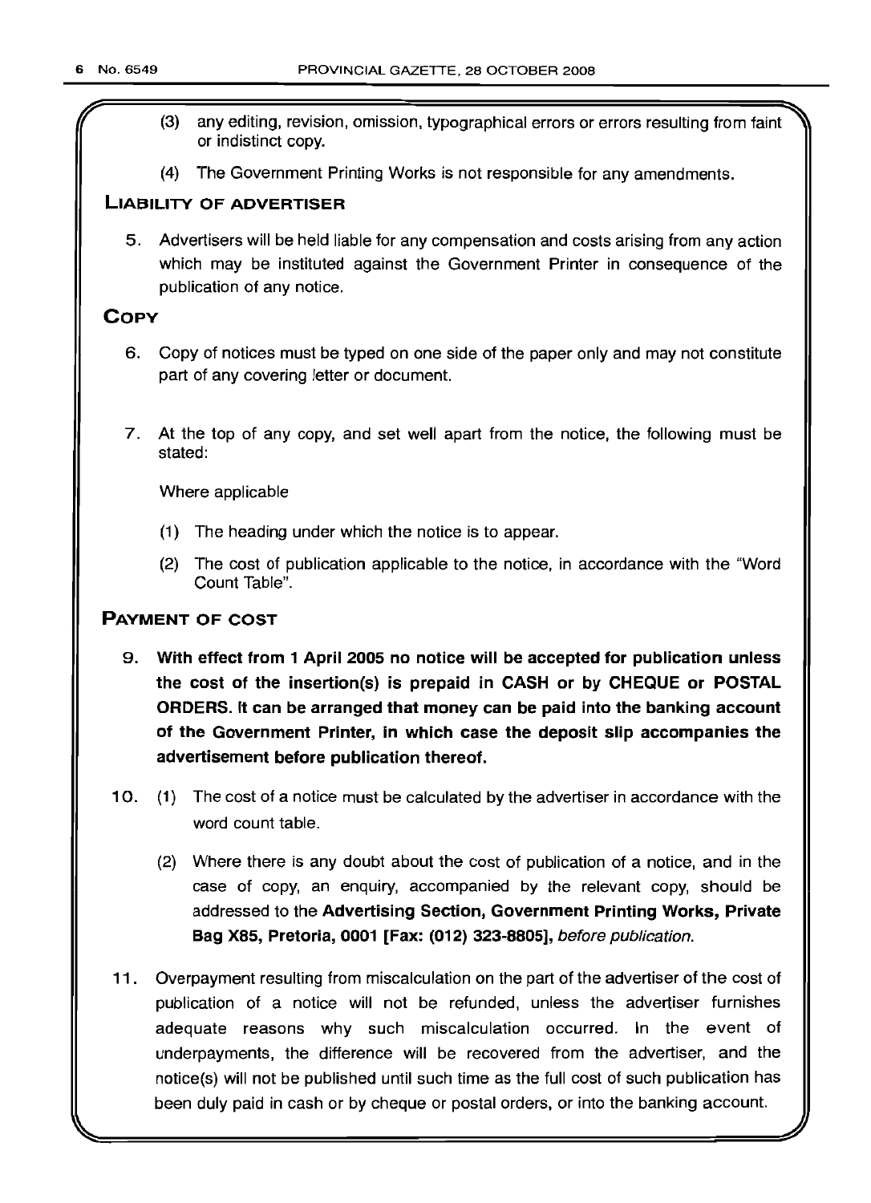(3) any editing, revision, omission, typographical errors or errors resulting from faint or indistinct copy.

(4) The Government Printing Works is not responsible for any amendments.

## LIABILITY OF ADVERTISER

5. Advertisers will be held liable for any compensation and costs arising from any action which may be instituted against the Government Printer in consequence of the publication of any notice.

## COPY

6. Copy of notices must be typed on one side of the paper only and may not constitute part of any covering letter or document.

7. At the top of any copy, and set well apart from the notice, the following must be stated:

   Where applicable

   (1) The heading under which the notice is to appear.

   (2) The cost of publication applicable to the notice, in accordance with the "Word Count Table".

## PAYMENT OF COST

9. **With effect from 1 April 2005 no notice will be accepted for publication unless the cost of the insertion(s) is prepaid in CASH or by CHEQUE or POSTAL ORDERS. It can be arranged that money can be paid into the banking account of the Government Printer, in which case the deposit slip accompanies the advertisement before publication thereof.**

10. (1) The cost of a notice must be calculated by the advertiser in accordance with the word count table.

    (2) Where there is any doubt about the cost of publication of a notice, and in the case of copy, an enquiry, accompanied by the relevant copy, should be addressed to the **Advertising Section, Government Printing Works, Private Bag X85, Pretoria, 0001 [Fax: (012) 323-8805],** *before publication.*

11. Overpayment resulting from miscalculation on the part of the advertiser of the cost of publication of a notice will not be refunded, unless the advertiser furnishes adequate reasons why such miscalculation occurred. In the event of underpayments, the difference will be recovered from the advertiser, and the notice(s) will not be published until such time as the full cost of such publication has been duly paid in cash or by cheque or postal orders, or into the banking account.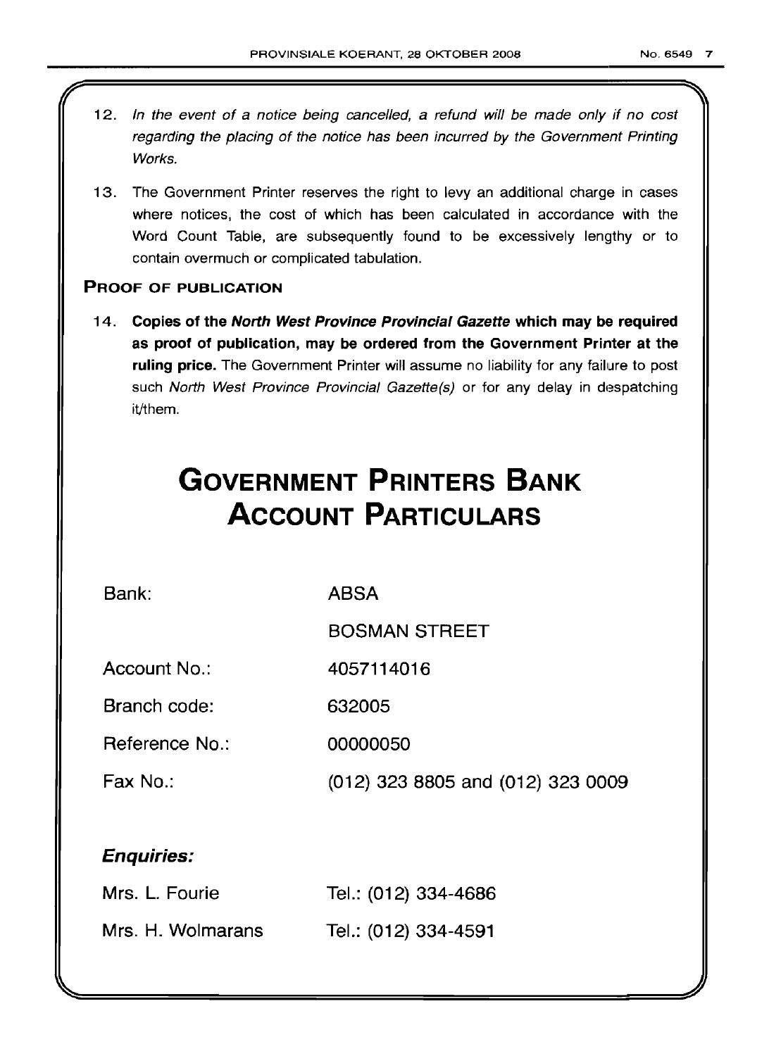12. *In the event of a notice being cancelled, a refund will be made only if no cost regarding the placing of the notice has been incurred by the Government Printing Works.*

13. The Government Printer reserves the right to levy an additional charge in cases where notices, the cost of which has been calculated in accordance with the Word Count Table, are subsequently found to be excessively lengthy or to contain overmuch or complicated tabulation.

**PROOF OF PUBLICATION**

14. **Copies of the *North West Province Provincial Gazette* which may be required as proof of publication, may be ordered from the Government Printer at the ruling price.** The Government Printer will assume no liability for any failure to post such *North West Province Provincial Gazette(s)* or for any delay in despatching it/them.

# GOVERNMENT PRINTERS BANK ACCOUNT PARTICULARS

| | |
|---|---|
| Bank: | ABSA |
| | BOSMAN STREET |
| Account No.: | 4057114016 |
| Branch code: | 632005 |
| Reference No.: | 00000050 |
| Fax No.: | (012) 323 8805 and (012) 323 0009 |

***Enquiries:***

| | |
|---|---|
| Mrs. L. Fourie | Tel.: (012) 334-4686 |
| Mrs. H. Wolmarans | Tel.: (012) 334-4591 |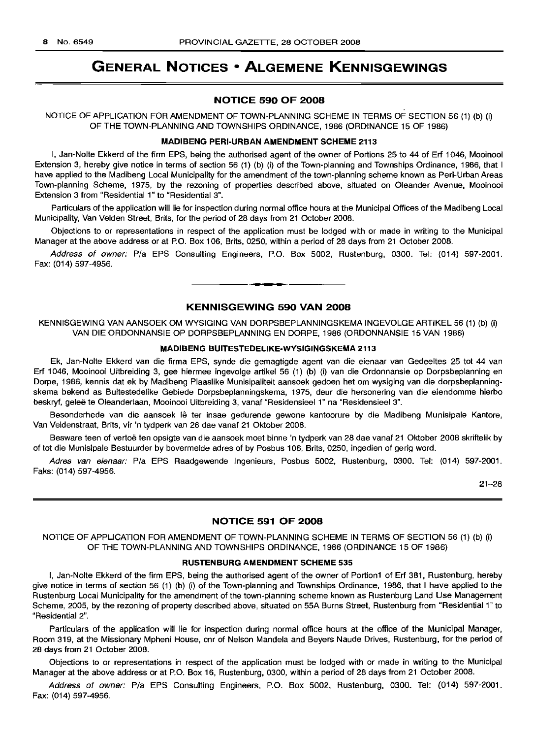# GENERAL NOTICES • ALGEMENE KENNISGEWINGS

## NOTICE 590 OF 2008

NOTICE OF APPLICATION FOR AMENDMENT OF TOWN-PLANNING SCHEME IN TERMS OF SECTION 56 (1) (b) (i) OF THE TOWN-PLANNING AND TOWNSHIPS ORDINANCE, 1986 (ORDINANCE 15 OF 1986)

### MADIBENG PERI-URBAN AMENDMENT SCHEME 2113

I, Jan-Nolte Ekkerd of the firm EPS, being the authorised agent of the owner of Portions 25 to 44 of Erf 1046, Mooinooi Extension 3, hereby give notice in terms of section 56 (1) (b) (i) of the Town-planning and Townships Ordinance, 1986, that I have applied to the Madibeng Local Municipality for the amendment of the town-planning scheme known as Peri-Urban Areas Town-planning Scheme, 1975, by the rezoning of properties described above, situated on Oleander Avenue, Mooinooi Extension 3 from "Residential 1" to "Residential 3".

Particulars of the application will lie for inspection during normal office hours at the Municipal Offices of the Madibeng Local Municipality, Van Velden Street, Brits, for the period of 28 days from 21 October 2008.

Objections to or representations in respect of the application must be lodged with or made in writing to the Municipal Manager at the above address or at P.O. Box 106, Brits, 0250, within a period of 28 days from 21 October 2008.

*Address of owner:* P/a EPS Consulting Engineers, P.O. Box 5002, Rustenburg, 0300. Tel: (014) 597-2001. Fax: (014) 597-4956.

---

## KENNISGEWING 590 VAN 2008

KENNISGEWING VAN AANSOEK OM WYSIGING VAN DORPSBEPLANNINGSKEMA INGEVOLGE ARTIKEL 56 (1) (b) (i) VAN DIE ORDONNANSIE OP DORPSBEPLANNING EN DORPE, 1986 (ORDONNANSIE 15 VAN 1986)

### MADIBENG BUITESTEDELIKE-WYSIGINGSKEMA 2113

Ek, Jan-Nolte Ekkerd van die firma EPS, synde die gemagtigde agent van die eienaar van Gedeeltes 25 tot 44 van Erf 1046, Mooinooi Uitbreiding 3, gee hiermee ingevolge artikel 56 (1) (b) (i) van die Ordonnansie op Dorpsbeplanning en Dorpe, 1986, kennis dat ek by Madibeng Plaaslike Munisipaliteit aansoek gedoen het om wysiging van die dorpsbeplanningskema bekend as Buitestedelike Gebiede Dorpsbeplanningskema, 1975, deur die hersonering van die eiendomme hierbo beskryf, geleë te Oleanderlaan, Mooinooi Uitbreiding 3, vanaf "Residensieel 1" na "Residensieel 3".

Besonderhede van die aansoek lê ter insae gedurende gewone kantoorure by die Madibeng Munisipale Kantore, Van Veldenstraat, Brits, vir 'n tydperk van 28 dae vanaf 21 Oktober 2008.

Besware teen of vertoë ten opsigte van die aansoek moet binne 'n tydperk van 28 dae vanaf 21 Oktober 2008 skriftelik by of tot die Munisipale Bestuurder by bovermelde adres of by Posbus 106, Brits, 0250, ingedien of gerig word.

*Adres van eienaar:* P/a EPS Raadgewende Ingenieurs, Posbus 5002, Rustenburg, 0300. Tel: (014) 597-2001. Faks: (014) 597-4956.

21–28

---

## NOTICE 591 OF 2008

NOTICE OF APPLICATION FOR AMENDMENT OF TOWN-PLANNING SCHEME IN TERMS OF SECTION 56 (1) (b) (i) OF THE TOWN-PLANNING AND TOWNSHIPS ORDINANCE, 1986 (ORDINANCE 15 OF 1986)

### RUSTENBURG AMENDMENT SCHEME 535

I, Jan-Nolte Ekkerd of the firm EPS, being the authorised agent of the owner of Portion1 of Erf 381, Rustenburg, hereby give notice in terms of section 56 (1) (b) (i) of the Town-planning and Townships Ordinance, 1986, that I have applied to the Rustenburg Local Municipality for the amendment of the town-planning scheme known as Rustenburg Land Use Management Scheme, 2005, by the rezoning of property described above, situated on 55A Burns Street, Rustenburg from "Residential 1" to "Residential 2".

Particulars of the application will lie for inspection during normal office hours at the office of the Municipal Manager, Room 319, at the Missionary Mpheni House, cnr of Nelson Mandela and Beyers Naude Drives, Rustenburg, for the period of 28 days from 21 October 2008.

Objections to or representations in respect of the application must be lodged with or made in writing to the Municipal Manager at the above address or at P.O. Box 16, Rustenburg, 0300, within a period of 28 days from 21 October 2008.

*Address of owner:* P/a EPS Consulting Engineers, P.O. Box 5002, Rustenburg, 0300. Tel: (014) 597-2001. Fax: (014) 597-4956.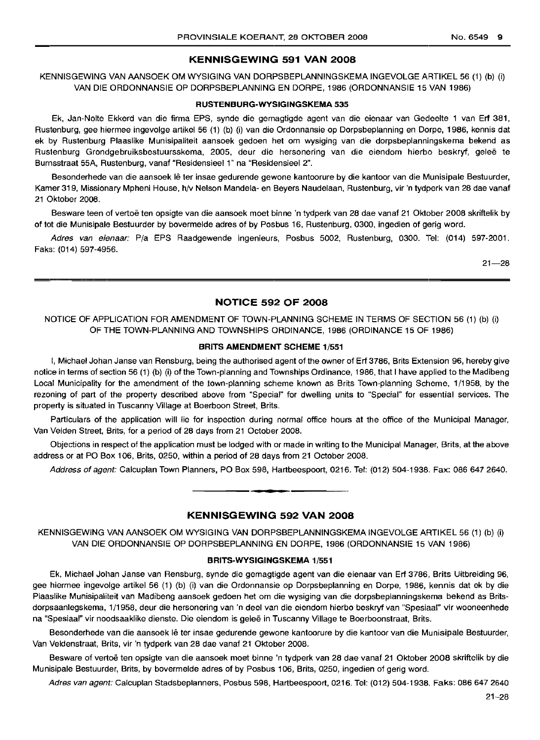## KENNISGEWING 591 VAN 2008

KENNISGEWING VAN AANSOEK OM WYSIGING VAN DORPSBEPLANNINGSKEMA INGEVOLGE ARTIKEL 56 (1) (b) (i) VAN DIE ORDONNANSIE OP DORPSBEPLANNING EN DORPE, 1986 (ORDONNANSIE 15 VAN 1986)

### RUSTENBURG-WYSIGINGSKEMA 535

Ek, Jan-Nolte Ekkerd van die firma EPS, synde die gemagtigde agent van die eienaar van Gedeelte 1 van Erf 381, Rustenburg, gee hiermee ingevolge artikel 56 (1) (b) (i) van die Ordonnansie op Dorpsbeplanning en Dorpe, 1986, kennis dat ek by Rustenburg Plaaslike Munisipaliteit aansoek gedoen het om wysiging van die dorpsbeplanningskema bekend as Rustenburg Grondgebruiksbestuursskema, 2005, deur die hersonering van die eiendom hierbo beskryf, geleë te Burnsstraat 55A, Rustenburg, vanaf "Residensieel 1" na "Residensieel 2".

Besonderhede van die aansoek lê ter insae gedurende gewone kantoorure by die kantoor van die Munisipale Bestuurder, Kamer 319, Missionary Mpheni House, h/v Nelson Mandela- en Beyers Naudelaan, Rustenburg, vir 'n tydperk van 28 dae vanaf 21 Oktober 2008.

Besware teen of vertoë ten opsigte van die aansoek moet binne 'n tydperk van 28 dae vanaf 21 Oktober 2008 skriftelik by of tot die Munisipale Bestuurder by bovermelde adres of by Posbus 16, Rustenburg, 0300, ingedien of gerig word.

*Adres van eienaar:* P/a EPS Raadgewende Ingenieurs, Posbus 5002, Rustenburg, 0300. Tel: (014) 597-2001. Faks: (014) 597-4956.

21—28

## NOTICE 592 OF 2008

NOTICE OF APPLICATION FOR AMENDMENT OF TOWN-PLANNING SCHEME IN TERMS OF SECTION 56 (1) (b) (i) OF THE TOWN-PLANNING AND TOWNSHIPS ORDINANCE, 1986 (ORDINANCE 15 OF 1986)

### BRITS AMENDMENT SCHEME 1/551

I, Michael Johan Janse van Rensburg, being the authorised agent of the owner of Erf 3786, Brits Extension 96, hereby give notice in terms of section 56 (1) (b) (i) of the Town-planning and Townships Ordinance, 1986, that I have applied to the Madibeng Local Municipality for the amendment of the town-planning scheme known as Brits Town-planning Scheme, 1/1958, by the rezoning of part of the property described above from "Special" for dwelling units to "Special" for essential services. The property is situated in Tuscanny Village at Boerboon Street, Brits.

Particulars of the application will lie for inspection during normal office hours at the office of the Municipal Manager, Van Velden Street, Brits, for a period of 28 days from 21 October 2008.

Objections in respect of the application must be lodged with or made in writing to the Municipal Manager, Brits, at the above address or at PO Box 106, Brits, 0250, within a period of 28 days from 21 October 2008.

*Address of agent:* Calcuplan Town Planners, PO Box 598, Hartbeespoort, 0216. Tel: (012) 504-1938. Fax: 086 647 2640.

## KENNISGEWING 592 VAN 2008

KENNISGEWING VAN AANSOEK OM WYSIGING VAN DORPSBEPLANNINGSKEMA INGEVOLGE ARTIKEL 56 (1) (b) (i) VAN DIE ORDONNANSIE OP DORPSBEPLANNING EN DORPE, 1986 (ORDONNANSIE 15 VAN 1986)

### BRITS-WYSIGINGSKEMA 1/551

Ek, Michael Johan Janse van Rensburg, synde die gemagtigde agent van die eienaar van Erf 3786, Brits Uitbreiding 96, gee hiermee ingevolge artikel 56 (1) (b) (i) van die Ordonnansie op Dorpsbeplanning en Dorpe, 1986, kennis dat ek by die Plaaslike Munisipaliteit van Madibeng aansoek gedoen het om die wysiging van die dorpsbeplanningskema bekend as Brits-dorpsaanlegskema, 1/1958, deur die hersonering van 'n deel van die eiendom hierbo beskryf van "Spesiaal" vir wooneenhede na "Spesiaal" vir noodsaaklike dienste. Die eiendom is geleë in Tuscanny Village te Boerboonstraat, Brits.

Besonderhede van die aansoek lê ter insae gedurende gewone kantoorure by die kantoor van die Munisipale Bestuurder, Van Veldenstraat, Brits, vir 'n tydperk van 28 dae vanaf 21 Oktober 2008.

Besware of vertoë ten opsigte van die aansoek moet binne 'n tydperk van 28 dae vanaf 21 Oktober 2008 skriftelik by die Munisipale Bestuurder, Brits, by bovermelde adres of by Posbus 106, Brits, 0250, ingedien of gerig word.

*Adres van agent:* Calcuplan Stadsbeplanners, Posbus 598, Hartbeespoort, 0216. Tel: (012) 504-1938. Faks: 086 647 2640

21–28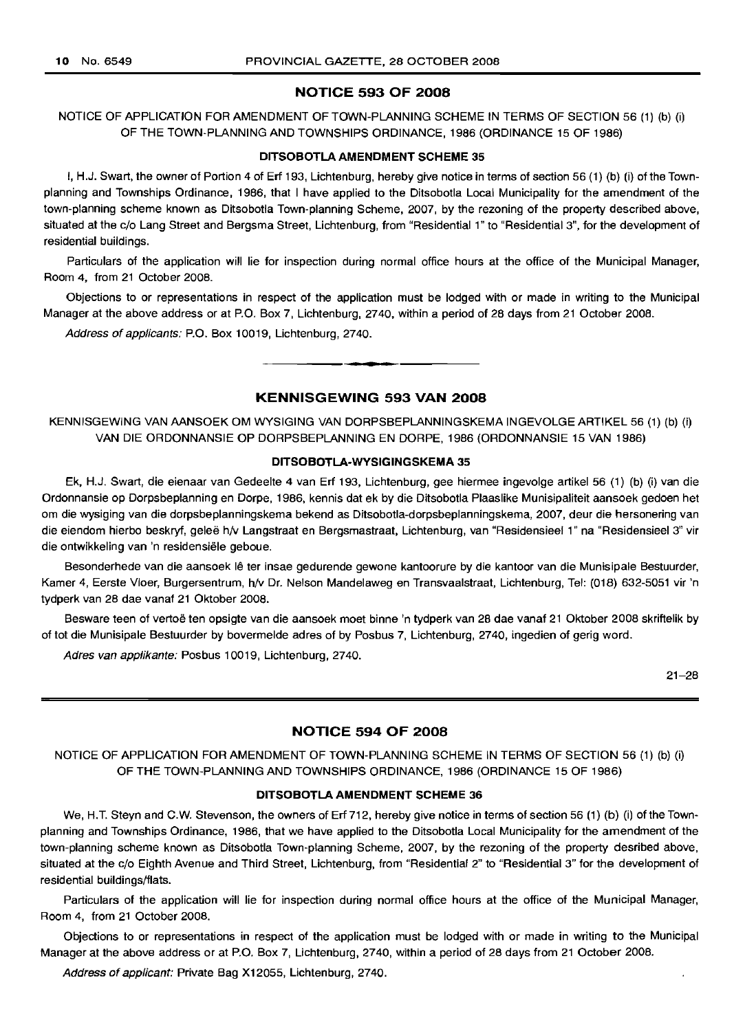## NOTICE 593 OF 2008

NOTICE OF APPLICATION FOR AMENDMENT OF TOWN-PLANNING SCHEME IN TERMS OF SECTION 56 (1) (b) (i) OF THE TOWN-PLANNING AND TOWNSHIPS ORDINANCE, 1986 (ORDINANCE 15 OF 1986)

### DITSOBOTLA AMENDMENT SCHEME 35

I, H.J. Swart, the owner of Portion 4 of Erf 193, Lichtenburg, hereby give notice in terms of section 56 (1) (b) (i) of the Town-planning and Townships Ordinance, 1986, that I have applied to the Ditsobotla Local Municipality for the amendment of the town-planning scheme known as Ditsobotla Town-planning Scheme, 2007, by the rezoning of the property described above, situated at the c/o Lang Street and Bergsma Street, Lichtenburg, from "Residential 1" to "Residential 3", for the development of residential buildings.

Particulars of the application will lie for inspection during normal office hours at the office of the Municipal Manager, Room 4, from 21 October 2008.

Objections to or representations in respect of the application must be lodged with or made in writing to the Municipal Manager at the above address or at P.O. Box 7, Lichtenburg, 2740, within a period of 28 days from 21 October 2008.

*Address of applicants:* P.O. Box 10019, Lichtenburg, 2740.

---

## KENNISGEWING 593 VAN 2008

KENNISGEWING VAN AANSOEK OM WYSIGING VAN DORPSBEPLANNINGSKEMA INGEVOLGE ARTIKEL 56 (1) (b) (i) VAN DIE ORDONNANSIE OP DORPSBEPLANNING EN DORPE, 1986 (ORDONNANSIE 15 VAN 1986)

### DITSOBOTLA-WYSIGINGSKEMA 35

Ek, H.J. Swart, die eienaar van Gedeelte 4 van Erf 193, Lichtenburg, gee hiermee ingevolge artikel 56 (1) (b) (i) van die Ordonnansie op Dorpsbeplanning en Dorpe, 1986, kennis dat ek by die Ditsobotla Plaaslike Munisipaliteit aansoek gedoen het om die wysiging van die dorpsbeplanningskema bekend as Ditsobotla-dorpsbeplanningskema, 2007, deur die hersonering van die eiendom hierbo beskryf, geleë h/v Langstraat en Bergsmastraat, Lichtenburg, van "Residensieel 1" na "Residensieel 3" vir die ontwikkeling van 'n residensiële geboue.

Besonderhede van die aansoek lê ter insae gedurende gewone kantoorure by die kantoor van die Munisipale Bestuurder, Kamer 4, Eerste Vloer, Burgersentrum, h/v Dr. Nelson Mandelaweg en Transvaalstraat, Lichtenburg, Tel: (018) 632-5051 vir 'n tydperk van 28 dae vanaf 21 Oktober 2008.

Besware teen of vertoë ten opsigte van die aansoek moet binne 'n tydperk van 28 dae vanaf 21 Oktober 2008 skriftelik by of tot die Munisipale Bestuurder by bovermelde adres of by Posbus 7, Lichtenburg, 2740, ingedien of gerig word.

*Adres van applikante:* Posbus 10019, Lichtenburg, 2740.

21–28

---

## NOTICE 594 OF 2008

NOTICE OF APPLICATION FOR AMENDMENT OF TOWN-PLANNING SCHEME IN TERMS OF SECTION 56 (1) (b) (i) OF THE TOWN-PLANNING AND TOWNSHIPS ORDINANCE, 1986 (ORDINANCE 15 OF 1986)

### DITSOBOTLA AMENDMENT SCHEME 36

We, H.T. Steyn and C.W. Stevenson, the owners of Erf 712, hereby give notice in terms of section 56 (1) (b) (i) of the Town-planning and Townships Ordinance, 1986, that we have applied to the Ditsobotla Local Municipality for the amendment of the town-planning scheme known as Ditsobotla Town-planning Scheme, 2007, by the rezoning of the property desribed above, situated at the c/o Eighth Avenue and Third Street, Lichtenburg, from "Residential 2" to "Residential 3" for the development of residential buildings/flats.

Particulars of the application will lie for inspection during normal office hours at the office of the Municipal Manager, Room 4, from 21 October 2008.

Objections to or representations in respect of the application must be lodged with or made in writing to the Municipal Manager at the above address or at P.O. Box 7, Lichtenburg, 2740, within a period of 28 days from 21 October 2008.

*Address of applicant:* Private Bag X12055, Lichtenburg, 2740.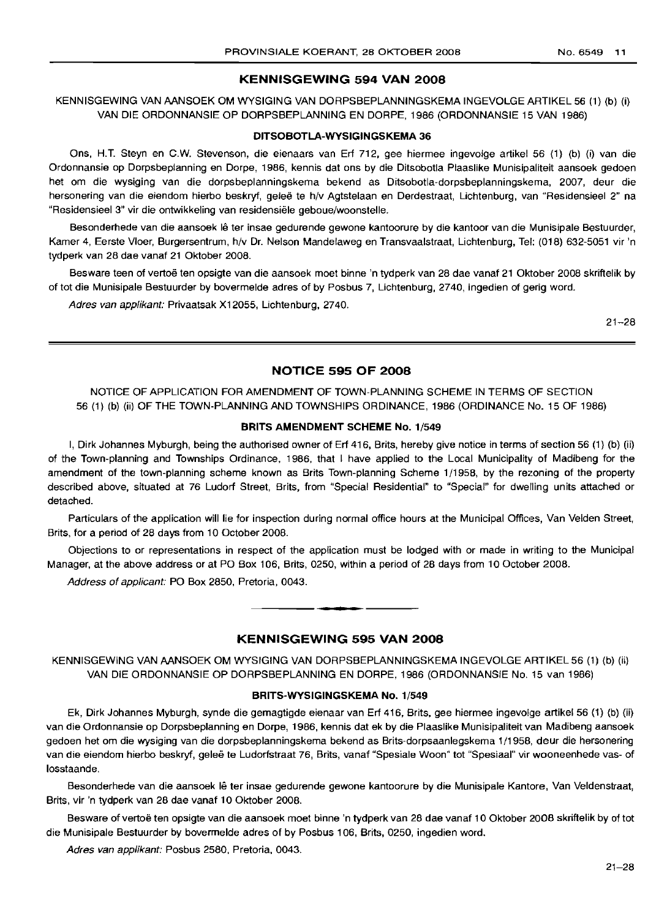## KENNISGEWING 594 VAN 2008

KENNISGEWING VAN AANSOEK OM WYSIGING VAN DORPSBEPLANNINGSKEMA INGEVOLGE ARTIKEL 56 (1) (b) (i) VAN DIE ORDONNANSIE OP DORPSBEPLANNING EN DORPE, 1986 (ORDONNANSIE 15 VAN 1986)

### DITSOBOTLA-WYSIGINGSKEMA 36

Ons, H.T. Steyn en C.W. Stevenson, die eienaars van Erf 712, gee hiermee ingevolge artikel 56 (1) (b) (i) van die Ordonnansie op Dorpsbeplanning en Dorpe, 1986, kennis dat ons by die Ditsobotla Plaaslike Munisipaliteit aansoek gedoen het om die wysiging van die dorpsbeplanningskema bekend as Ditsobotla-dorpsbeplanningskema, 2007, deur die hersonering van die eiendom hierbo beskryf, geleë te h/v Agtstelaan en Derdestraat, Lichtenburg, van "Residensieel 2" na "Residensieel 3" vir die ontwikkeling van residensiële geboue/woonstelle.

Besonderhede van die aansoek lê ter insae gedurende gewone kantoorure by die kantoor van die Munisipale Bestuurder, Kamer 4, Eerste Vloer, Burgersentrum, h/v Dr. Nelson Mandelaweg en Transvaalstraat, Lichtenburg, Tel: (018) 632-5051 vir 'n tydperk van 28 dae vanaf 21 Oktober 2008.

Besware teen of vertoë ten opsigte van die aansoek moet binne 'n tydperk van 28 dae vanaf 21 Oktober 2008 skriftelik by of tot die Munisipale Bestuurder by bovermelde adres of by Posbus 7, Lichtenburg, 2740, ingedien of gerig word.

*Adres van applikant:* Privaatsak X12055, Lichtenburg, 2740.

21–28

## NOTICE 595 OF 2008

NOTICE OF APPLICATION FOR AMENDMENT OF TOWN-PLANNING SCHEME IN TERMS OF SECTION 56 (1) (b) (ii) OF THE TOWN-PLANNING AND TOWNSHIPS ORDINANCE, 1986 (ORDINANCE No. 15 OF 1986)

### BRITS AMENDMENT SCHEME No. 1/549

I, Dirk Johannes Myburgh, being the authorised owner of Erf 416, Brits, hereby give notice in terms of section 56 (1) (b) (ii) of the Town-planning and Townships Ordinance, 1986, that I have applied to the Local Municipality of Madibeng for the amendment of the town-planning scheme known as Brits Town-planning Scheme 1/1958, by the rezoning of the property described above, situated at 76 Ludorf Street, Brits, from "Special Residential" to "Special" for dwelling units attached or detached.

Particulars of the application will lie for inspection during normal office hours at the Municipal Offices, Van Velden Street, Brits, for a period of 28 days from 10 October 2008.

Objections to or representations in respect of the application must be lodged with or made in writing to the Municipal Manager, at the above address or at PO Box 106, Brits, 0250, within a period of 28 days from 10 October 2008.

*Address of applicant:* PO Box 2850, Pretoria, 0043.

## KENNISGEWING 595 VAN 2008

KENNISGEWING VAN AANSOEK OM WYSIGING VAN DORPSBEPLANNINGSKEMA INGEVOLGE ARTIKEL 56 (1) (b) (ii) VAN DIE ORDONNANSIE OP DORPSBEPLANNING EN DORPE, 1986 (ORDONNANSIE No. 15 van 1986)

### BRITS-WYSIGINGSKEMA No. 1/549

Ek, Dirk Johannes Myburgh, synde die gemagtigde eienaar van Erf 416, Brits, gee hiermee ingevolge artikel 56 (1) (b) (ii) van die Ordonnansie op Dorpsbeplanning en Dorpe, 1986, kennis dat ek by die Plaaslike Munisipaliteit van Madibeng aansoek gedoen het om die wysiging van die dorpsbeplanningskema bekend as Brits-dorpsaanlegskema 1/1958, deur die hersonering van die eiendom hierbo beskryf, geleë te Ludorfstraat 76, Brits, vanaf "Spesiale Woon" tot "Spesiaal" vir wooneenhede vas- of losstaande.

Besonderhede van die aansoek lê ter insae gedurende gewone kantoorure by die Munisipale Kantore, Van Veldenstraat, Brits, vir 'n tydperk van 28 dae vanaf 10 Oktober 2008.

Besware of vertoë ten opsigte van die aansoek moet binne 'n tydperk van 28 dae vanaf 10 Oktober 2008 skriftelik by of tot die Munisipale Bestuurder by bovermelde adres of by Posbus 106, Brits, 0250, ingedien word.

*Adres van applikant:* Posbus 2580, Pretoria, 0043.

21–28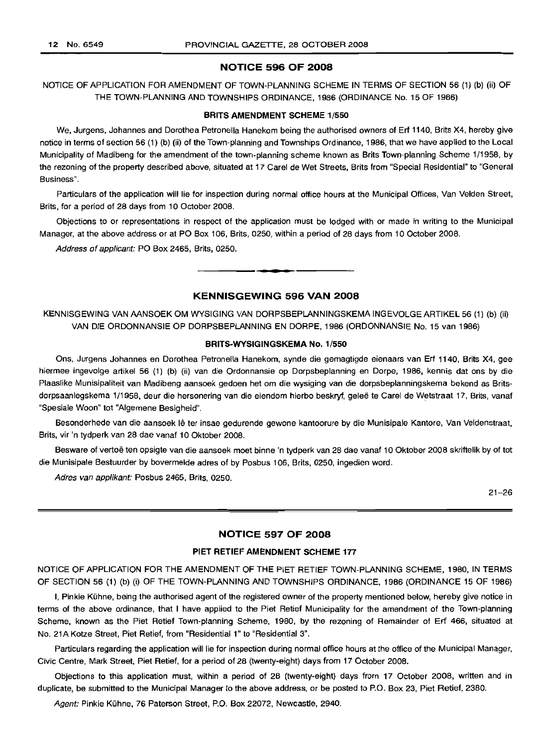## NOTICE 596 OF 2008

NOTICE OF APPLICATION FOR AMENDMENT OF TOWN-PLANNING SCHEME IN TERMS OF SECTION 56 (1) (b) (ii) OF THE TOWN-PLANNING AND TOWNSHIPS ORDINANCE, 1986 (ORDINANCE No. 15 OF 1986)

### BRITS AMENDMENT SCHEME 1/550

We, Jurgens, Johannes and Dorothea Petronella Hanekom being the authorised owners of Erf 1140, Brits X4, hereby give notice in terms of section 56 (1) (b) (ii) of the Town-planning and Townships Ordinance, 1986, that we have applied to the Local Municipality of Madibeng for the amendment of the town-planning scheme known as Brits Town-planning Scheme 1/1958, by the rezoning of the property described above, situated at 17 Carel de Wet Streets, Brits from "Special Residential" to "General Business".

Particulars of the application will lie for inspection during normal office hours at the Municipal Offices, Van Velden Street, Brits, for a period of 28 days from 10 October 2008.

Objections to or representations in respect of the application must be lodged with or made in writing to the Municipal Manager, at the above address or at PO Box 106, Brits, 0250, within a period of 28 days from 10 October 2008.

*Address of applicant:* PO Box 2465, Brits, 0250.

---

## KENNISGEWING 596 VAN 2008

KENNISGEWING VAN AANSOEK OM WYSIGING VAN DORPSBEPLANNINGSKEMA INGEVOLGE ARTIKEL 56 (1) (b) (ii) VAN DIE ORDONNANSIE OP DORPSBEPLANNING EN DORPE, 1986 (ORDONNANSIE No. 15 van 1986)

### BRITS-WYSIGINGSKEMA No. 1/550

Ons, Jurgens Johannes en Dorothea Petronella Hanekom, synde die gemagtigde eienaars van Erf 1140, Brits X4, gee hiermee ingevolge artikel 56 (1) (b) (ii) van die Ordonnansie op Dorpsbeplanning en Dorpe, 1986, kennis dat ons by die Plaaslike Munisipaliteit van Madibeng aansoek gedoen het om die wysiging van die dorpsbeplanningskema bekend as Brits-dorpsaanlegskema 1/1958, deur die hersonering van die eiendom hierbo beskryf, geleë te Carel de Wetstraat 17, Brits, vanaf "Spesiale Woon" tot "Algemene Besigheid".

Besonderhede van die aansoek lê ter insae gedurende gewone kantoorure by die Munisipale Kantore, Van Veldenstraat, Brits, vir 'n tydperk van 28 dae vanaf 10 Oktober 2008.

Besware of vertoë ten opsigte van die aansoek moet binne 'n tydperk van 28 dae vanaf 10 Oktober 2008 skriftelik by of tot die Munisipale Bestuurder by bovermelde adres of by Posbus 106, Brits, 0250, ingedien word.

*Adres van applikant:* Posbus 2465, Brits, 0250.

21–26

---

## NOTICE 597 OF 2008

### PIET RETIEF AMENDMENT SCHEME 177

NOTICE OF APPLICATION FOR THE AMENDMENT OF THE PIET RETIEF TOWN-PLANNING SCHEME, 1980, IN TERMS OF SECTION 56 (1) (b) (i) OF THE TOWN-PLANNING AND TOWNSHIPS ORDINANCE, 1986 (ORDINANCE 15 OF 1986)

I, Pinkie Kühne, being the authorised agent of the registered owner of the property mentioned below, hereby give notice in terms of the above ordinance, that I have applied to the Piet Retief Municipality for the amendment of the Town-planning Scheme, known as the Piet Retief Town-planning Scheme, 1980, by the rezoning of Remainder of Erf 466, situated at No. 21A Kotze Street, Piet Retief, from "Residential 1" to "Residential 3".

Particulars regarding the application will lie for inspection during normal office hours at the office of the Municipal Manager, Civic Centre, Mark Street, Piet Retief, for a period of 28 (twenty-eight) days from 17 October 2008.

Objections to this application must, within a period of 28 (twenty-eight) days from 17 October 2008, written and in duplicate, be submitted to the Municipal Manager to the above address, or be posted to P.O. Box 23, Piet Retief, 2380.

*Agent:* Pinkie Kühne, 76 Paterson Street, P.O. Box 22072, Newcastle, 2940.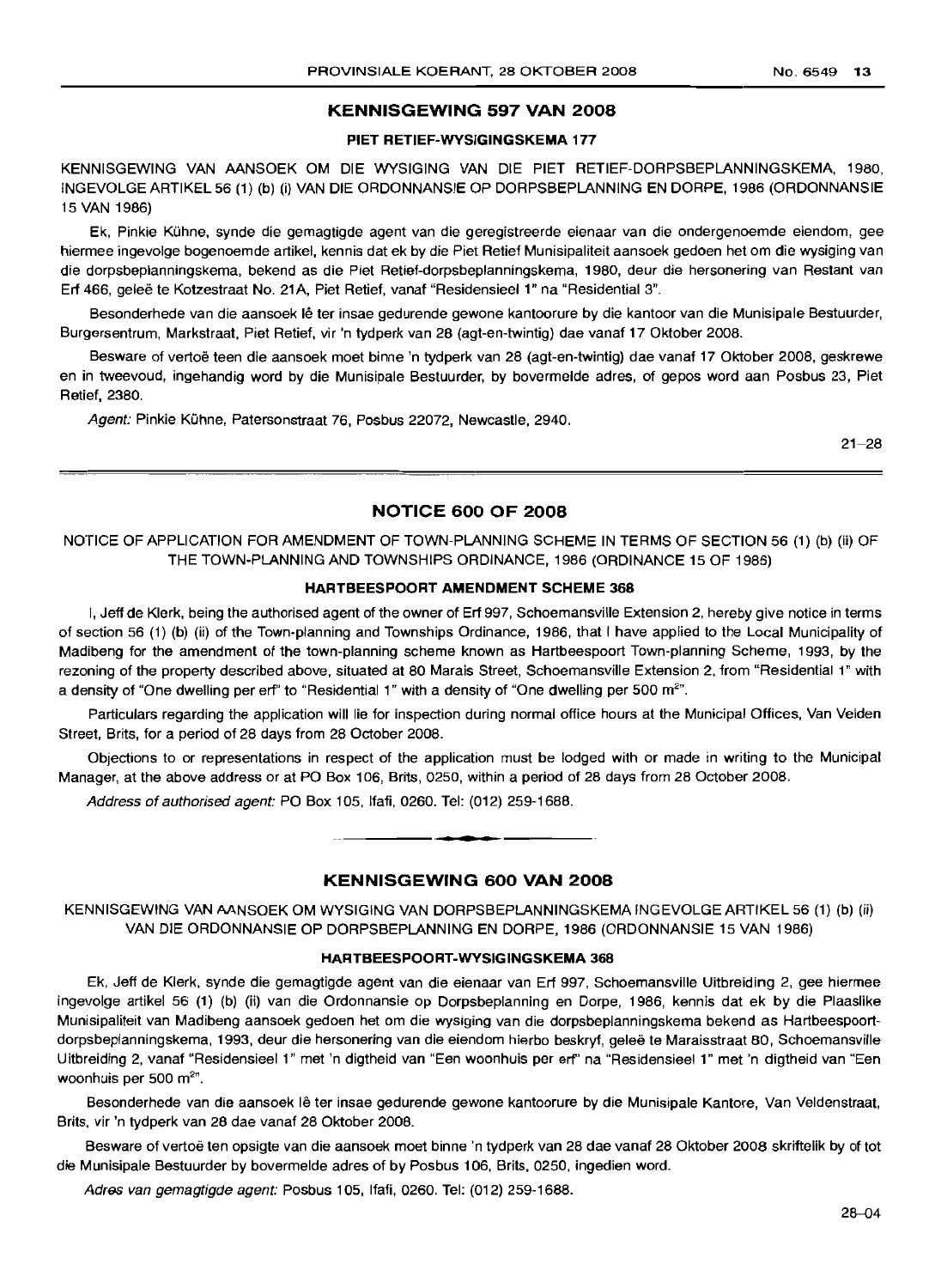## KENNISGEWING 597 VAN 2008

### PIET RETIEF-WYSIGINGSKEMA 177

KENNISGEWING VAN AANSOEK OM DIE WYSIGING VAN DIE PIET RETIEF-DORPSBEPLANNINGSKEMA, 1980, INGEVOLGE ARTIKEL 56 (1) (b) (i) VAN DIE ORDONNANSIE OP DORPSBEPLANNING EN DORPE, 1986 (ORDONNANSIE 15 VAN 1986)

Ek, Pinkie Kühne, synde die gemagtigde agent van die geregistreerde eienaar van die ondergenoemde eiendom, gee hiermee ingevolge bogenoemde artikel, kennis dat ek by die Piet Retief Munisipaliteit aansoek gedoen het om die wysiging van die dorpsbeplanningskema, bekend as die Piet Retief-dorpsbeplanningskema, 1980, deur die hersonering van Restant van Erf 466, geleë te Kotzestraat No. 21A, Piet Retief, vanaf "Residensieel 1" na "Residential 3".

Besonderhede van die aansoek lê ter insae gedurende gewone kantoorure by die kantoor van die Munisipale Bestuurder, Burgersentrum, Markstraat, Piet Retief, vir 'n tydperk van 28 (agt-en-twintig) dae vanaf 17 Oktober 2008.

Besware of vertoë teen die aansoek moet binne 'n tydperk van 28 (agt-en-twintig) dae vanaf 17 Oktober 2008, geskrewe en in tweevoud, ingehandig word by die Munisipale Bestuurder, by bovermelde adres, of gepos word aan Posbus 23, Piet Retief, 2380.

*Agent:* Pinkie Kühne, Patersonstraat 76, Posbus 22072, Newcastle, 2940.

21–28

---

## NOTICE 600 OF 2008

NOTICE OF APPLICATION FOR AMENDMENT OF TOWN-PLANNING SCHEME IN TERMS OF SECTION 56 (1) (b) (ii) OF THE TOWN-PLANNING AND TOWNSHIPS ORDINANCE, 1986 (ORDINANCE 15 OF 1986)

### HARTBEESPOORT AMENDMENT SCHEME 368

I, Jeff de Klerk, being the authorised agent of the owner of Erf 997, Schoemansville Extension 2, hereby give notice in terms of section 56 (1) (b) (ii) of the Town-planning and Townships Ordinance, 1986, that I have applied to the Local Municipality of Madibeng for the amendment of the town-planning scheme known as Hartbeespoort Town-planning Scheme, 1993, by the rezoning of the property described above, situated at 80 Marais Street, Schoemansville Extension 2, from "Residential 1" with a density of "One dwelling per erf" to "Residential 1" with a density of "One dwelling per 500 m²".

Particulars regarding the application will lie for inspection during normal office hours at the Municipal Offices, Van Velden Street, Brits, for a period of 28 days from 28 October 2008.

Objections to or representations in respect of the application must be lodged with or made in writing to the Municipal Manager, at the above address or at PO Box 106, Brits, 0250, within a period of 28 days from 28 October 2008.

*Address of authorised agent:* PO Box 105, Ifafi, 0260. Tel: (012) 259-1688.

---

## KENNISGEWING 600 VAN 2008

KENNISGEWING VAN AANSOEK OM WYSIGING VAN DORPSBEPLANNINGSKEMA INGEVOLGE ARTIKEL 56 (1) (b) (ii) VAN DIE ORDONNANSIE OP DORPSBEPLANNING EN DORPE, 1986 (ORDONNANSIE 15 VAN 1986)

### HARTBEESPOORT-WYSIGINGSKEMA 368

Ek, Jeff de Klerk, synde die gemagtigde agent van die eienaar van Erf 997, Schoemansville Uitbreiding 2, gee hiermee ingevolge artikel 56 (1) (b) (ii) van die Ordonnansie op Dorpsbeplanning en Dorpe, 1986, kennis dat ek by die Plaaslike Munisipaliteit van Madibeng aansoek gedoen het om die wysiging van die dorpsbeplanningskema bekend as Hartbeespoort-dorpsbeplanningskema, 1993, deur die hersonering van die eiendom hierbo beskryf, geleë te Maraisstraat 80, Schoemansville Uitbreiding 2, vanaf "Residensieel 1" met 'n digtheid van "Een woonhuis per erf" na "Residensieel 1" met 'n digtheid van "Een woonhuis per 500 m²".

Besonderhede van die aansoek lê ter insae gedurende gewone kantoorure by die Munisipale Kantore, Van Veldenstraat, Brits, vir 'n tydperk van 28 dae vanaf 28 Oktober 2008.

Besware of vertoë ten opsigte van die aansoek moet binne 'n tydperk van 28 dae vanaf 28 Oktober 2008 skriftelik by of tot die Munisipale Bestuurder by bovermelde adres of by Posbus 106, Brits, 0250, ingedien word.

*Adres van gemagtigde agent:* Posbus 105, Ifafi, 0260. Tel: (012) 259-1688.

28–04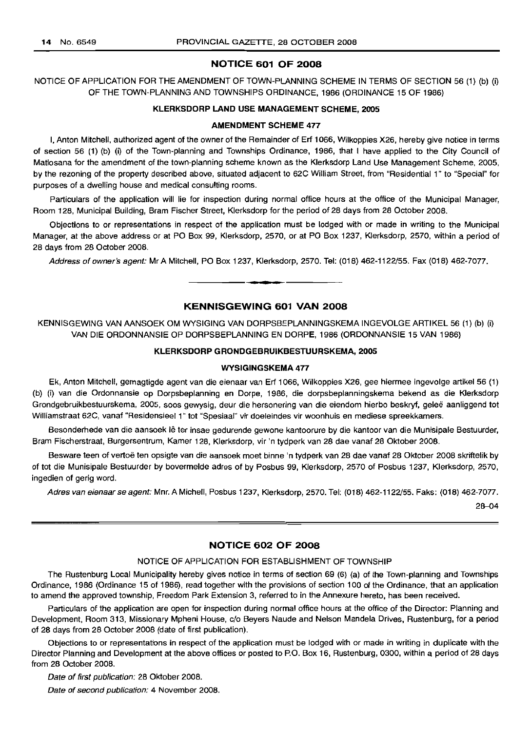## NOTICE 601 OF 2008

NOTICE OF APPLICATION FOR THE AMENDMENT OF TOWN-PLANNING SCHEME IN TERMS OF SECTION 56 (1) (b) (i) OF THE TOWN-PLANNING AND TOWNSHIPS ORDINANCE, 1986 (ORDINANCE 15 OF 1986)

### KLERKSDORP LAND USE MANAGEMENT SCHEME, 2005

### AMENDMENT SCHEME 477

I, Anton Mitchell, authorized agent of the owner of the Remainder of Erf 1066, Wilkoppies X26, hereby give notice in terms of section 56 (1) (b) (i) of the Town-planning and Townships Ordinance, 1986, that I have applied to the City Council of Matlosana for the amendment of the town-planning scheme known as the Klerksdorp Land Use Management Scheme, 2005, by the rezoning of the property described above, situated adjacent to 62C William Street, from "Residential 1" to "Special" for purposes of a dwelling house and medical consulting rooms.

Particulars of the application will lie for inspection during normal office hours at the office of the Municipal Manager, Room 128, Municipal Building, Bram Fischer Street, Klerksdorp for the period of 28 days from 28 October 2008.

Objections to or representations in respect of the application must be lodged with or made in writing to the Municipal Manager, at the above address or at PO Box 99, Klerksdorp, 2570, or at PO Box 1237, Klerksdorp, 2570, within a period of 28 days from 28 October 2008.

*Address of owner's agent:* Mr A Mitchell, PO Box 1237, Klerksdorp, 2570. Tel: (018) 462-1122/55. Fax (018) 462-7077.

---

## KENNISGEWING 601 VAN 2008

KENNISGEWING VAN AANSOEK OM WYSIGING VAN DORPSBEPLANNINGSKEMA INGEVOLGE ARTIKEL 56 (1) (b) (i) VAN DIE ORDONNANSIE OP DORPSBEPLANNING EN DORPE, 1986 (ORDONNANSIE 15 VAN 1986)

### KLERKSDORP GRONDGEBRUIKBESTUURSKEMA, 2005

### WYSIGINGSKEMA 477

Ek, Anton Mitchell, gemagtigde agent van die eienaar van Erf 1066, Wilkoppies X26, gee hiermee ingevolge artikel 56 (1) (b) (i) van die Ordonnansie op Dorpsbeplanning en Dorpe, 1986, die dorpsbeplanningskema bekend as die Klerksdorp Grondgebruikbestuurskema, 2005, soos gewysig, deur die hersonering van die eiendom hierbo beskryf, geleë aanliggend tot Williamstraat 62C, vanaf "Residensieel 1" tot "Spesiaal" vir doeleindes vir woonhuis en mediese spreekkamers.

Besonderhede van die aansoek lê ter insae gedurende gewone kantoorure by die kantoor van die Munisipale Bestuurder, Bram Fischerstraat, Burgersentrum, Kamer 128, Klerksdorp, vir 'n tydperk van 28 dae vanaf 28 Oktober 2008.

Besware teen of vertoë ten opsigte van die aansoek moet binne 'n tydperk van 28 dae vanaf 28 Oktober 2008 skriftelik by of tot die Munisipale Bestuurder by bovermelde adres of by Posbus 99, Klerksdorp, 2570 of Posbus 1237, Klerksdorp, 2570, ingedien of gerig word.

*Adres van eienaar se agent:* Mnr. A Michell, Posbus 1237, Klerksdorp, 2570. Tel: (018) 462-1122/55. Faks: (018) 462-7077.

28–04

---

## NOTICE 602 OF 2008

NOTICE OF APPLICATION FOR ESTABLISHMENT OF TOWNSHIP

The Rustenburg Local Municipality hereby gives notice in terms of section 69 (6) (a) of the Town-planning and Townships Ordinance, 1986 (Ordinance 15 of 1986), read together with the provisions of section 100 of the Ordinance, that an application to amend the approved township, Freedom Park Extension 3, referred to in the Annexure hereto, has been received.

Particulars of the application are open for inspection during normal office hours at the office of the Director: Planning and Development, Room 313, Missionary Mpheni House, c/o Beyers Naude and Nelson Mandela Drives, Rustenburg, for a period of 28 days from 28 October 2008 (date of first publication).

Objections to or representations in respect of the application must be lodged with or made in writing in duplicate with the Director Planning and Development at the above offices or posted to P.O. Box 16, Rustenburg, 0300, within a period of 28 days from 28 October 2008.

*Date of first publication:* 28 Oktober 2008.

*Date of second publication:* 4 November 2008.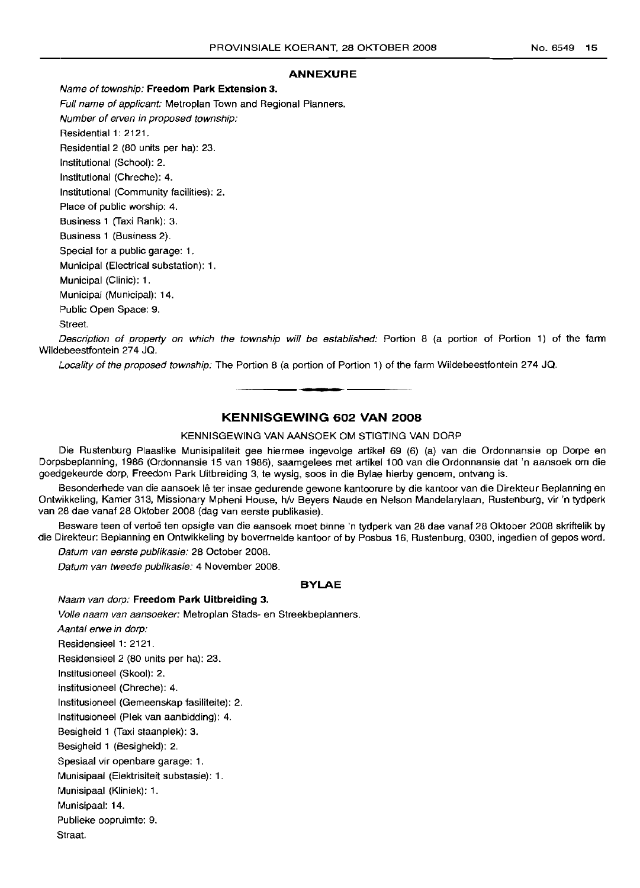## ANNEXURE

*Name of township:* **Freedom Park Extension 3.**

*Full name of applicant:* Metroplan Town and Regional Planners.

*Number of erven in proposed township:*

Residential 1: 2121.

Residential 2 (80 units per ha): 23.

Institutional (School): 2.

Institutional (Chreche): 4.

Institutional (Community facilities): 2.

Place of public worship: 4.

Business 1 (Taxi Rank): 3.

Business 1 (Business 2).

Special for a public garage: 1.

Municipal (Electrical substation): 1.

Municipal (Clinic): 1.

Municipal (Municipal): 14.

Public Open Space: 9.

Street.

*Description of property on which the township will be established:* Portion 8 (a portion of Portion 1) of the farm Wildebeestfontein 274 JQ.

*Locality of the proposed township:* The Portion 8 (a portion of Portion 1) of the farm Wildebeestfontein 274 JQ.

---

## KENNISGEWING 602 VAN 2008

KENNISGEWING VAN AANSOEK OM STIGTING VAN DORP

Die Rustenburg Plaaslike Munisipaliteit gee hiermee ingevolge artikel 69 (6) (a) van die Ordonnansie op Dorpe en Dorpsbeplanning, 1986 (Ordonnansie 15 van 1986), saamgelees met artikel 100 van die Ordonnansie dat 'n aansoek om die goedgekeurde dorp, Freedom Park Uitbreiding 3, te wysig, soos in die Bylae hierby genoem, ontvang is.

Besonderhede van die aansoek lê ter insae gedurende gewone kantoorure by die kantoor van die Direkteur Beplanning en Ontwikkeling, Kamer 313, Missionary Mpheni House, h/v Beyers Naude en Nelson Mandelarylaan, Rustenburg, vir 'n tydperk van 28 dae vanaf 28 Oktober 2008 (dag van eerste publikasie).

Besware teen of vertoë ten opsigte van die aansoek moet binne 'n tydperk van 28 dae vanaf 28 Oktober 2008 skriftelik by die Direkteur: Beplanning en Ontwikkeling by bovermelde kantoor of by Posbus 16, Rustenburg, 0300, ingedien of gepos word.

*Datum van eerste publikasie:* 28 October 2008.

*Datum van tweede publikasie:* 4 November 2008.

### BYLAE

*Naam van dorp:* **Freedom Park Uitbreiding 3.**

*Volle naam van aansoeker:* Metroplan Stads- en Streekbeplanners.

*Aantal erwe in dorp:*

Residensieel 1: 2121.

Residensieel 2 (80 units per ha): 23.

Institusioneel (Skool): 2.

Institusioneel (Chreche): 4.

Institusioneel (Gemeenskap fasiliteite): 2.

Institusioneel (Plek van aanbidding): 4.

Besigheid 1 (Taxi staanplek): 3.

Besigheid 1 (Besigheid): 2.

Spesiaal vir openbare garage: 1.

Munisipaal (Elektrisiteit substasie): 1.

Munisipaal (Kliniek): 1.

Munisipaal: 14.

Publieke oopruimte: 9.

Straat.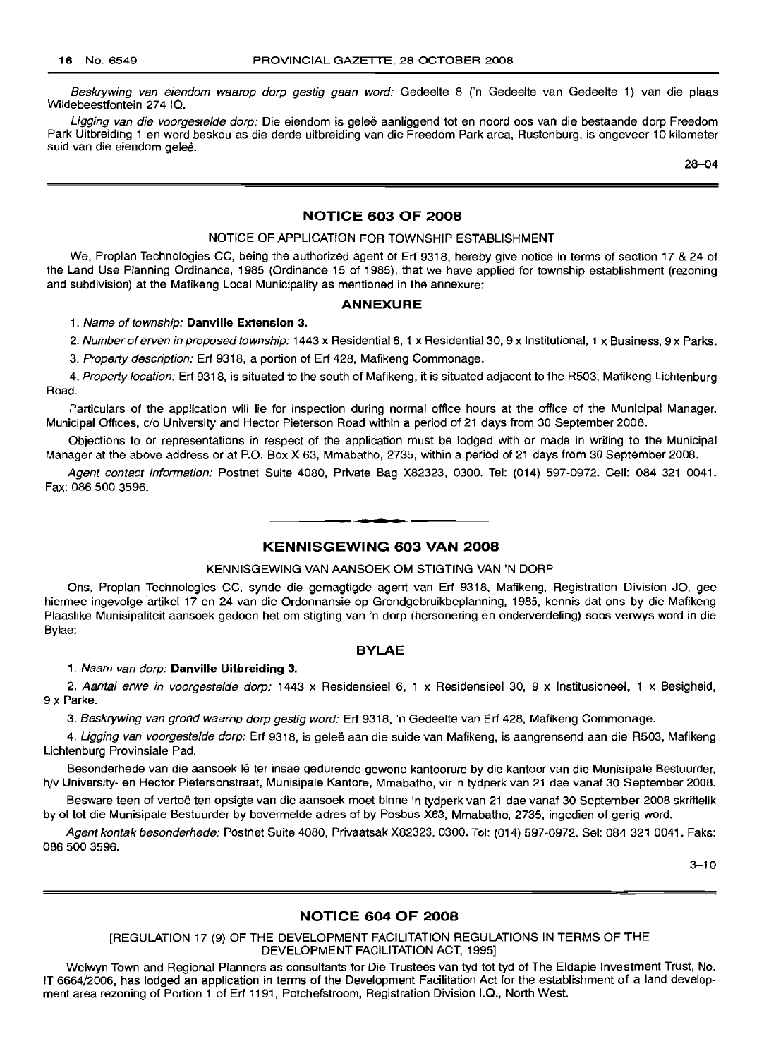*Beskrywing van eiendom waarop dorp gestig gaan word:* Gedeelte 8 ('n Gedeelte van Gedeelte 1) van die plaas Wildebeestfontein 274 IQ.

*Ligging van die voorgestelde dorp:* Die eiendom is geleë aanliggend tot en noord oos van die bestaande dorp Freedom Park Uitbreiding 1 en word beskou as die derde uitbreiding van die Freedom Park area, Rustenburg, is ongeveer 10 kilometer suid van die eiendom geleë.

28–04

## NOTICE 603 OF 2008

NOTICE OF APPLICATION FOR TOWNSHIP ESTABLISHMENT

We, Proplan Technologies CC, being the authorized agent of Erf 9318, hereby give notice in terms of section 17 & 24 of the Land Use Planning Ordinance, 1985 (Ordinance 15 of 1985), that we have applied for township establishment (rezoning and subdivision) at the Mafikeng Local Municipality as mentioned in the annexure:

### ANNEXURE

1. *Name of township:* **Danville Extension 3.**

2. *Number of erven in proposed township:* 1443 x Residential 6, 1 x Residential 30, 9 x Institutional, 1 x Business, 9 x Parks.

3. *Property description:* Erf 9318, a portion of Erf 428, Mafikeng Commonage.

4. *Property location:* Erf 9318, is situated to the south of Mafikeng, it is situated adjacent to the R503, Mafikeng Lichtenburg Road.

Particulars of the application will lie for inspection during normal office hours at the office of the Municipal Manager, Municipal Offices, c/o University and Hector Pieterson Road within a period of 21 days from 30 September 2008.

Objections to or representations in respect of the application must be lodged with or made in writing to the Municipal Manager at the above address or at P.O. Box X 63, Mmabatho, 2735, within a period of 21 days from 30 September 2008.

*Agent contact information:* Postnet Suite 4080, Private Bag X82323, 0300. Tel: (014) 597-0972. Cell: 084 321 0041. Fax: 086 500 3596.

## KENNISGEWING 603 VAN 2008

KENNISGEWING VAN AANSOEK OM STIGTING VAN 'N DORP

Ons, Proplan Technologies CC, synde die gemagtigde agent van Erf 9318, Mafikeng, Registration Division JO, gee hiermee ingevolge artikel 17 en 24 van die Ordonnansie op Grondgebruikbeplanning, 1985, kennis dat ons by die Mafikeng Plaaslike Munisipaliteit aansoek gedoen het om stigting van 'n dorp (hersonering en onderverdeling) soos verwys word in die Bylae:

### BYLAE

1. *Naam van dorp:* **Danville Uitbreiding 3.**

2. *Aantal erwe in voorgestelde dorp:* 1443 x Residensieel 6, 1 x Residensieel 30, 9 x Institusioneel, 1 x Besigheid, 9 x Parke.

3. *Beskrywing van grond waarop dorp gestig word:* Erf 9318, 'n Gedeelte van Erf 428, Mafikeng Commonage.

4. *Ligging van voorgestelde dorp:* Erf 9318, is geleë aan die suide van Mafikeng, is aangrensend aan die R503, Mafikeng Lichtenburg Provinsiale Pad.

Besonderhede van die aansoek lê ter insae gedurende gewone kantoorure by die kantoor van die Munisipale Bestuurder, h/v University- en Hector Pietersonstraat, Munisipale Kantore, Mmabatho, vir 'n tydperk van 21 dae vanaf 30 September 2008.

Besware teen of vertoë ten opsigte van die aansoek moet binne 'n tydperk van 21 dae vanaf 30 September 2008 skriftelik by of tot die Munisipale Bestuurder by bovermelde adres of by Posbus X63, Mmabatho, 2735, ingedien of gerig word.

*Agent kontak besonderhede:* Postnet Suite 4080, Privaatsak X82323, 0300. Tel: (014) 597-0972. Sel: 084 321 0041. Faks: 086 500 3596.

3–10

## NOTICE 604 OF 2008

[REGULATION 17 (9) OF THE DEVELOPMENT FACILITATION REGULATIONS IN TERMS OF THE DEVELOPMENT FACILITATION ACT, 1995]

Welwyn Town and Regional Planners as consultants for Die Trustees van tyd tot tyd of The Eldapie Investment Trust, No. IT 6664/2006, has lodged an application in terms of the Development Facilitation Act for the establishment of a land development area rezoning of Portion 1 of Erf 1191, Potchefstroom, Registration Division I.Q., North West.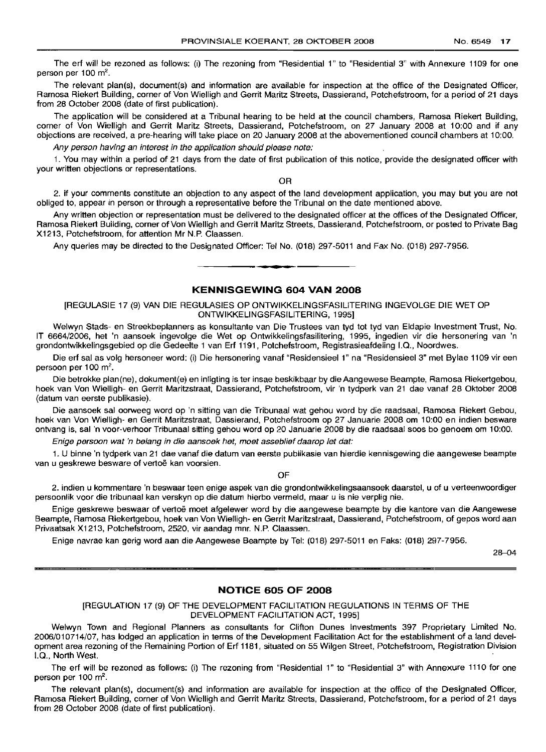The erf will be rezoned as follows: (i) The rezoning from "Residential 1" to "Residential 3" with Annexure 1109 for one person per 100 m².

The relevant plan(s), document(s) and information are available for inspection at the office of the Designated Officer, Ramosa Riekert Building, corner of Von Wielligh and Gerrit Maritz Streets, Dassierand, Potchefstroom, for a period of 21 days from 28 October 2008 (date of first publication).

The application will be considered at a Tribunal hearing to be held at the council chambers, Ramosa Riekert Building, corner of Von Wielligh and Gerrit Maritz Streets, Dassierand, Potchefstroom, on 27 January 2008 at 10:00 and if any objections are received, a pre-hearing will take place on 20 January 2008 at the abovementioned council chambers at 10:00.

*Any person having an interest in the application should please note:*

1. You may within a period of 21 days from the date of first publication of this notice, provide the designated officer with your written objections or representations.

OR

2. if your comments constitute an objection to any aspect of the land development application, you may but you are not obliged to, appear in person or through a representative before the Tribunal on the date mentioned above.

Any written objection or representation must be delivered to the designated officer at the offices of the Designated Officer, Ramosa Riekert Building, corner of Von Wielligh and Gerrit Maritz Streets, Dassierand, Potchefstroom, or posted to Private Bag X1213, Potchefstroom, for attention Mr N.P. Claassen.

Any queries may be directed to the Designated Officer: Tel No. (018) 297-5011 and Fax No. (018) 297-7956.

## KENNISGEWING 604 VAN 2008

[REGULASIE 17 (9) VAN DIE REGULASIES OP ONTWIKKELINGSFASILITERING INGEVOLGE DIE WET OP ONTWIKKELINGSFASILITERING, 1995]

Welwyn Stads- en Streekbeplanners as konsultante van Die Trustees van tyd tot tyd van Eldapie Investment Trust, No. IT 6664/2006, het 'n aansoek ingevolge die Wet op Ontwikkelingsfasilitering, 1995, ingedien vir die hersonering van 'n grondontwikkelingsgebied op die Gedeelte 1 van Erf 1191, Potchefstroom, Registrasieafdeling I.Q., Noordwes.

Die erf sal as volg hersoneer word: (i) Die hersonering vanaf "Residensieel 1" na "Residensieel 3" met Bylae 1109 vir een persoon per 100 m².

Die betrokke plan(ne), dokument(e) en inligting is ter insae beskikbaar by die Aangewese Beampte, Ramosa Riekertgebou, hoek van Von Wielligh- en Gerrit Maritzstraat, Dassierand, Potchefstroom, vir 'n tydperk van 21 dae vanaf 28 Oktober 2008 (datum van eerste publikasie).

Die aansoek sal oorweeg word op 'n sitting van die Tribunaal wat gehou word by die raadsaal, Ramosa Riekert Gebou, hoek van Von Wielligh- en Gerrit Maritzstraat, Dassierand, Potchefstroom op 27 Januarie 2008 om 10:00 en indien besware ontvang is, sal 'n voor-verhoor Tribunaal sitting gehou word op 20 Januarie 2008 by die raadsaal soos bo genoem om 10:00.

*Enige persoon wat 'n belang in die aansoek het, moet asseblief daarop let dat:*

1. U binne 'n tydperk van 21 dae vanaf die datum van eerste publikasie van hierdie kennisgewing die aangewese beampte van u geskrewe besware of vertoë kan voorsien.

OF

2. indien u kommentare 'n beswaar teen enige aspek van die grondontwikkelingsaansoek daarstel, u of u verteenwoordiger persoonlik voor die tribunaal kan verskyn op die datum hierbo vermeld, maar u is nie verplig nie.

Enige geskrewe beswaar of vertoë moet afgelewer word by die aangewese beampte by die kantore van die Aangewese Beampte, Ramosa Riekertgebou, hoek van Von Wielligh- en Gerrit Maritzstraat, Dassierand, Potchefstroom, of gepos word aan Privaatsak X1213, Potchefstroom, 2520, vir aandag mnr. N.P. Claassen.

Enige navrae kan gerig word aan die Aangewese Beampte by Tel: (018) 297-5011 en Faks: (018) 297-7956.

28–04

## NOTICE 605 OF 2008

[REGULATION 17 (9) OF THE DEVELOPMENT FACILITATION REGULATIONS IN TERMS OF THE DEVELOPMENT FACILITATION ACT, 1995]

Welwyn Town and Regional Planners as consultants for Clifton Dunes Investments 397 Proprietary Limited No. 2006/010714/07, has lodged an application in terms of the Development Facilitation Act for the establishment of a land development area rezoning of the Remaining Portion of Erf 1181, situated on 55 Wilgen Street, Potchefstroom, Registration Division I.Q., North West.

The erf will be rezoned as follows: (i) The rezoning from "Residential 1" to "Residential 3" with Annexure 1110 for one person per 100 m².

The relevant plan(s), document(s) and information are available for inspection at the office of the Designated Officer, Ramosa Riekert Building, corner of Von Wielligh and Gerrit Maritz Streets, Dassierand, Potchefstroom, for a period of 21 days from 28 October 2008 (date of first publication).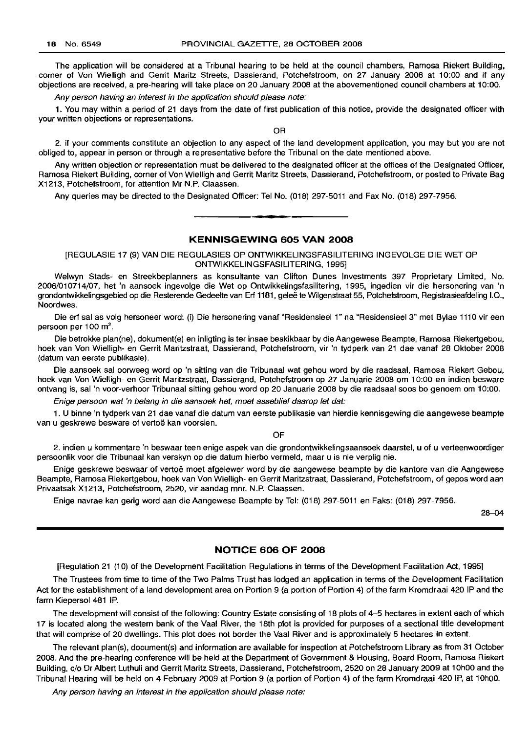The application will be considered at a Tribunal hearing to be held at the council chambers, Ramosa Riekert Building, corner of Von Wielligh and Gerrit Maritz Streets, Dassierand, Potchefstroom, on 27 January 2008 at 10:00 and if any objections are received, a pre-hearing will take place on 20 January 2008 at the abovementioned council chambers at 10:00.

*Any person having an interest in the application should please note:*

1. You may within a period of 21 days from the date of first publication of this notice, provide the designated officer with your written objections or representations.

OR

2. if your comments constitute an objection to any aspect of the land development application, you may but you are not obliged to, appear in person or through a representative before the Tribunal on the date mentioned above.

Any written objection or representation must be delivered to the designated officer at the offices of the Designated Officer, Ramosa Riekert Building, corner of Von Wielligh and Gerrit Maritz Streets, Dassierand, Potchefstroom, or posted to Private Bag X1213, Potchefstroom, for attention Mr N.P. Claassen.

Any queries may be directed to the Designated Officer: Tel No. (018) 297-5011 and Fax No. (018) 297-7956.

---

## KENNISGEWING 605 VAN 2008

[REGULASIE 17 (9) VAN DIE REGULASIES OP ONTWIKKELINGSFASILITERING INGEVOLGE DIE WET OP ONTWIKKELINGSFASILITERING, 1995]

Welwyn Stads- en Streekbeplanners as konsultante van Clifton Dunes Investments 397 Proprietary Limited, No. 2006/010714/07, het 'n aansoek ingevolge die Wet op Ontwikkelingsfasilitering, 1995, ingedien vir die hersonering van 'n grondontwikkelingsgebied op die Resterende Gedeelte van Erf 1181, geleë te Wilgenstraat 55, Potchefstroom, Registrasieafdeling I.Q., Noordwes.

Die erf sal as volg hersoneer word: (i) Die hersonering vanaf "Residensieel 1" na "Residensieel 3" met Bylae 1110 vir een persoon per 100 m².

Die betrokke plan(ne), dokument(e) en inligting is ter insae beskikbaar by die Aangewese Beampte, Ramosa Riekertgebou, hoek van Von Wielligh- en Gerrit Maritzstraat, Dassierand, Potchefstroom, vir 'n tydperk van 21 dae vanaf 28 Oktober 2008 (datum van eerste publikasie).

Die aansoek sal oorweeg word op 'n sitting van die Tribunaal wat gehou word by die raadsaal, Ramosa Riekert Gebou, hoek van Von Wielligh- en Gerrit Maritzstraat, Dassierand, Potchefstroom op 27 Januarie 2008 om 10:00 en indien besware ontvang is, sal 'n voor-verhoor Tribunaal sitting gehou word op 20 Januarie 2008 by die raadsaal soos bo genoem om 10:00.

*Enige persoon wat 'n belang in die aansoek het, moet asseblief daarop let dat:*

1. U binne 'n tydperk van 21 dae vanaf die datum van eerste publikasie van hierdie kennisgewing die aangewese beampte van u geskrewe besware of vertoë kan voorsien.

OF

2. indien u kommentare 'n beswaar teen enige aspek van die grondontwikkelingsaansoek daarstel, u of u verteenwoordiger persoonlik voor die Tribunaal kan verskyn op die datum hierbo vermeld, maar u is nie verplig nie.

Enige geskrewe beswaar of vertoë moet afgelewer word by die aangewese beampte by die kantore van die Aangewese Beampte, Ramosa Riekertgebou, hoek van Von Wielligh- en Gerrit Maritzstraat, Dassierand, Potchefstroom, of gepos word aan Privaatsak X1213, Potchefstroom, 2520, vir aandag mnr. N.P. Claassen.

Enige navrae kan gerig word aan die Aangewese Beampte by Tel: (018) 297-5011 en Faks: (018) 297-7956.

28–04

---

## NOTICE 606 OF 2008

[Regulation 21 (10) of the Development Facilitation Regulations in terms of the Development Facilitation Act, 1995]

The Trustees from time to time of the Two Palms Trust has lodged an application in terms of the Development Facilitation Act for the establishment of a land development area on Portion 9 (a portion of Portion 4) of the farm Kromdraai 420 IP and the farm Kiepersol 481 IP.

The development will consist of the following: Country Estate consisting of 18 plots of 4–5 hectares in extent each of which 17 is located along the western bank of the Vaal River, the 18th plot is provided for purposes of a sectional title development that will comprise of 20 dwellings. This plot does not border the Vaal River and is approximately 5 hectares in extent.

The relevant plan(s), document(s) and information are available for inspection at Potchefstroom Library as from 31 October 2008. And the pre-hearing conference will be held at the Department of Government & Housing, Board Room, Ramosa Riekert Building, c/o Dr Albert Luthuli and Gerrit Maritz Streets, Dassierand, Potchefstroom, 2520 on 28 January 2009 at 10h00 and the Tribunal Hearing will be held on 4 February 2009 at Portion 9 (a portion of Portion 4) of the farm Kromdraai 420 IP, at 10h00.

*Any person having an interest in the application should please note:*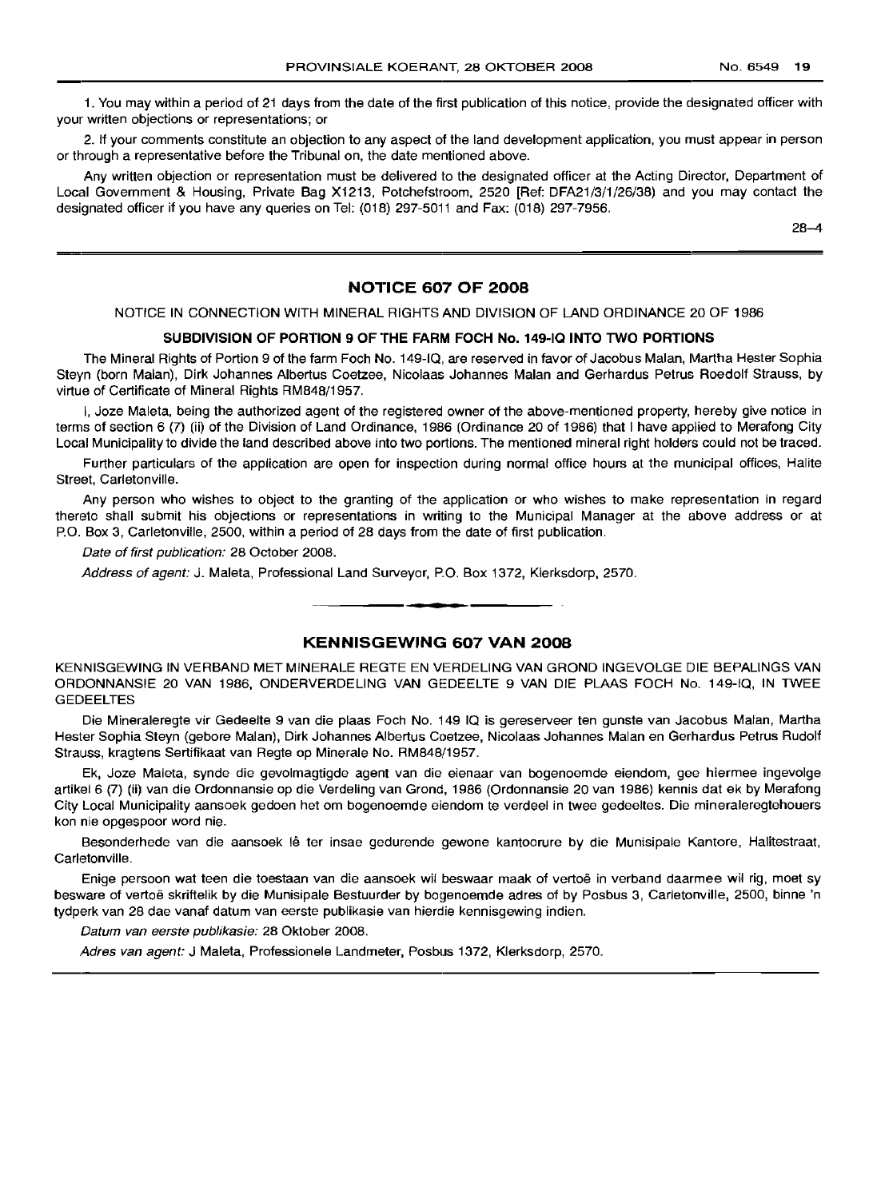1. You may within a period of 21 days from the date of the first publication of this notice, provide the designated officer with your written objections or representations; or

2. If your comments constitute an objection to any aspect of the land development application, you must appear in person or through a representative before the Tribunal on, the date mentioned above.

Any written objection or representation must be delivered to the designated officer at the Acting Director, Department of Local Government & Housing, Private Bag X1213, Potchefstroom, 2520 [Ref: DFA21/3/1/26/38) and you may contact the designated officer if you have any queries on Tel: (018) 297-5011 and Fax: (018) 297-7956.

28–4

## NOTICE 607 OF 2008

NOTICE IN CONNECTION WITH MINERAL RIGHTS AND DIVISION OF LAND ORDINANCE 20 OF 1986

**SUBDIVISION OF PORTION 9 OF THE FARM FOCH No. 149-IQ INTO TWO PORTIONS**

The Mineral Rights of Portion 9 of the farm Foch No. 149-IQ, are reserved in favor of Jacobus Malan, Martha Hester Sophia Steyn (born Malan), Dirk Johannes Albertus Coetzee, Nicolaas Johannes Malan and Gerhardus Petrus Roedolf Strauss, by virtue of Certificate of Mineral Rights RM848/1957.

I, Joze Maleta, being the authorized agent of the registered owner of the above-mentioned property, hereby give notice in terms of section 6 (7) (ii) of the Division of Land Ordinance, 1986 (Ordinance 20 of 1986) that I have applied to Merafong City Local Municipality to divide the land described above into two portions. The mentioned mineral right holders could not be traced.

Further particulars of the application are open for inspection during normal office hours at the municipal offices, Halite Street, Carletonville.

Any person who wishes to object to the granting of the application or who wishes to make representation in regard thereto shall submit his objections or representations in writing to the Municipal Manager at the above address or at P.O. Box 3, Carletonville, 2500, within a period of 28 days from the date of first publication.

*Date of first publication:* 28 October 2008.

*Address of agent:* J. Maleta, Professional Land Surveyor, P.O. Box 1372, Klerksdorp, 2570.

## KENNISGEWING 607 VAN 2008

KENNISGEWING IN VERBAND MET MINERALE REGTE EN VERDELING VAN GROND INGEVOLGE DIE BEPALINGS VAN ORDONNANSIE 20 VAN 1986, ONDERVERDELING VAN GEDEELTE 9 VAN DIE PLAAS FOCH No. 149-IQ, IN TWEE GEDEELTES

Die Mineraleregte vir Gedeelte 9 van die plaas Foch No. 149 IQ is gereserveer ten gunste van Jacobus Malan, Martha Hester Sophia Steyn (gebore Malan), Dirk Johannes Albertus Coetzee, Nicolaas Johannes Malan en Gerhardus Petrus Rudolf Strauss, kragtens Sertifikaat van Regte op Minerale No. RM848/1957.

Ek, Joze Maleta, synde die gevolmagtigde agent van die eienaar van bogenoemde eiendom, gee hiermee ingevolge artikel 6 (7) (ii) van die Ordonnansie op die Verdeling van Grond, 1986 (Ordonnansie 20 van 1986) kennis dat ek by Merafong City Local Municipality aansoek gedoen het om bogenoemde eiendom te verdeel in twee gedeeltes. Die mineraleregtehouers kon nie opgespoor word nie.

Besonderhede van die aansoek lê ter insae gedurende gewone kantoorure by die Munisipale Kantore, Halitestraat, Carletonville.

Enige persoon wat teen die toestaan van die aansoek wil beswaar maak of vertoë in verband daarmee wil rig, moet sy besware of vertoë skriftelik by die Munisipale Bestuurder by bogenoemde adres of by Posbus 3, Carletonville, 2500, binne 'n tydperk van 28 dae vanaf datum van eerste publikasie van hierdie kennisgewing indien.

*Datum van eerste publikasie:* 28 Oktober 2008.

*Adres van agent:* J Maleta, Professionele Landmeter, Posbus 1372, Klerksdorp, 2570.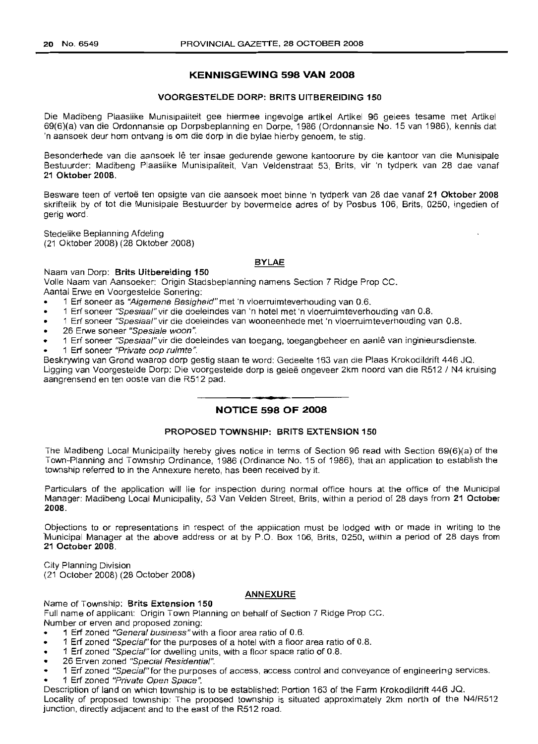## KENNISGEWING 598 VAN 2008

### VOORGESTELDE DORP: BRITS UITBEREIDING 150

Die Madibeng Plaaslike Munisipaliteit gee hiermee ingevolge artikel Artikel 96 gelees tesame met Artikel 69(6)(a) van die Ordonnansie op Dorpsbeplanning en Dorpe, 1986 (Ordonnansie No. 15 van 1986), kennis dat 'n aansoek deur hom ontvang is om die dorp in die bylae hierby genoem, te stig.

Besonderhede van die aansoek lê ter insae gedurende gewone kantoorure by die kantoor van die Munisipale Bestuurder: Madibeng Plaaslike Munisipaliteit, Van Veldenstraat 53, Brits, vir 'n tydperk van 28 dae vanaf **21 Oktober 2008.**

Besware teen of vertoë ten opsigte van die aansoek moet binne 'n tydperk van 28 dae vanaf **21 Oktober 2008** skriftelik by of tot die Munisipale Bestuurder by bovermelde adres of by Posbus 106, Brits, 0250, ingedien of gerig word.

Stedelike Beplanning Afdeling
(21 Oktober 2008) (28 Oktober 2008)

**BYLAE**

Naam van Dorp: **Brits Uitbereiding 150**
Volle Naam van Aansoeker: Origin Stadsbeplanning namens Section 7 Ridge Prop CC.
Aantal Erwe en Voorgestelde Sonering:

- 1 Erf soneer as *"Algemene Besigheid"* met 'n vloerruimteverhouding van 0.6.
- 1 Erf soneer *"Spesiaal"* vir die doeleindes van 'n hotel met 'n vloerruimteverhouding van 0.8.
- 1 Erf soneer *"Spesiaal"* vir die doeleindes van wooneenhede met 'n vloerruimteverhouding van 0.8.
- 26 Erwe soneer *"Spesiale woon"*.
- 1 Erf soneer *"Spesiaal"* vir die doeleindes van toegang, toegangbeheer en aanlê van inginieursdienste.
- 1 Erf soneer *"Private oop ruimte"*.

Beskrywing van Grond waarop dorp gestig staan te word: Gedeelte 163 van die Plaas Krokodildrift 446 JQ.
Ligging van Voorgestelde Dorp: Die voorgestelde dorp is geleë ongeveer 2km noord van die R512 / N4 kruising aangrensend en ten ooste van die R512 pad.

---

## NOTICE 598 OF 2008

### PROPOSED TOWNSHIP: BRITS EXTENSION 150

The Madibeng Local Municipality hereby gives notice in terms of Section 96 read with Section 69(6)(a) of the Town-Planning and Township Ordinance, 1986 (Ordinance No. 15 of 1986), that an application to establish the township referred to in the Annexure hereto, has been received by it.

Particulars of the application will lie for inspection during normal office hours at the office of the Municipal Manager: Madibeng Local Municipality, 53 Van Velden Street, Brits, within a period of 28 days from **21 October 2008.**

Objections to or representations in respect of the application must be lodged with or made in writing to the Municipal Manager at the above address or at by P.O. Box 106, Brits, 0250, within a period of 28 days from **21 October 2008**.

City Planning Division
(21 October 2008) (28 October 2008)

**ANNEXURE**

Name of Township: **Brits Extension 150**
Full name of applicant: Origin Town Planning on behalf of Section 7 Ridge Prop CC.
Number or erven and proposed zoning:

- 1 Erf zoned *"General business"* with a floor area ratio of 0.6.
- 1 Erf zoned *"Special"* for the purposes of a hotel with a floor area ratio of 0.8.
- 1 Erf zoned *"Special"* for dwelling units, with a floor space ratio of 0.8.
- 26 Erven zoned *"Special Residential"*.
- 1 Erf zoned *"Special"* for the purposes of access, access control and conveyance of engineering services.
- 1 Erf zoned *"Private Open Space"*.

Description of land on which township is to be established: Portion 163 of the Farm Krokodildrift 446 JQ.
Locality of proposed township: The proposed township is situated approximately 2km north of the N4/R512 junction, directly adjacent and to the east of the R512 road.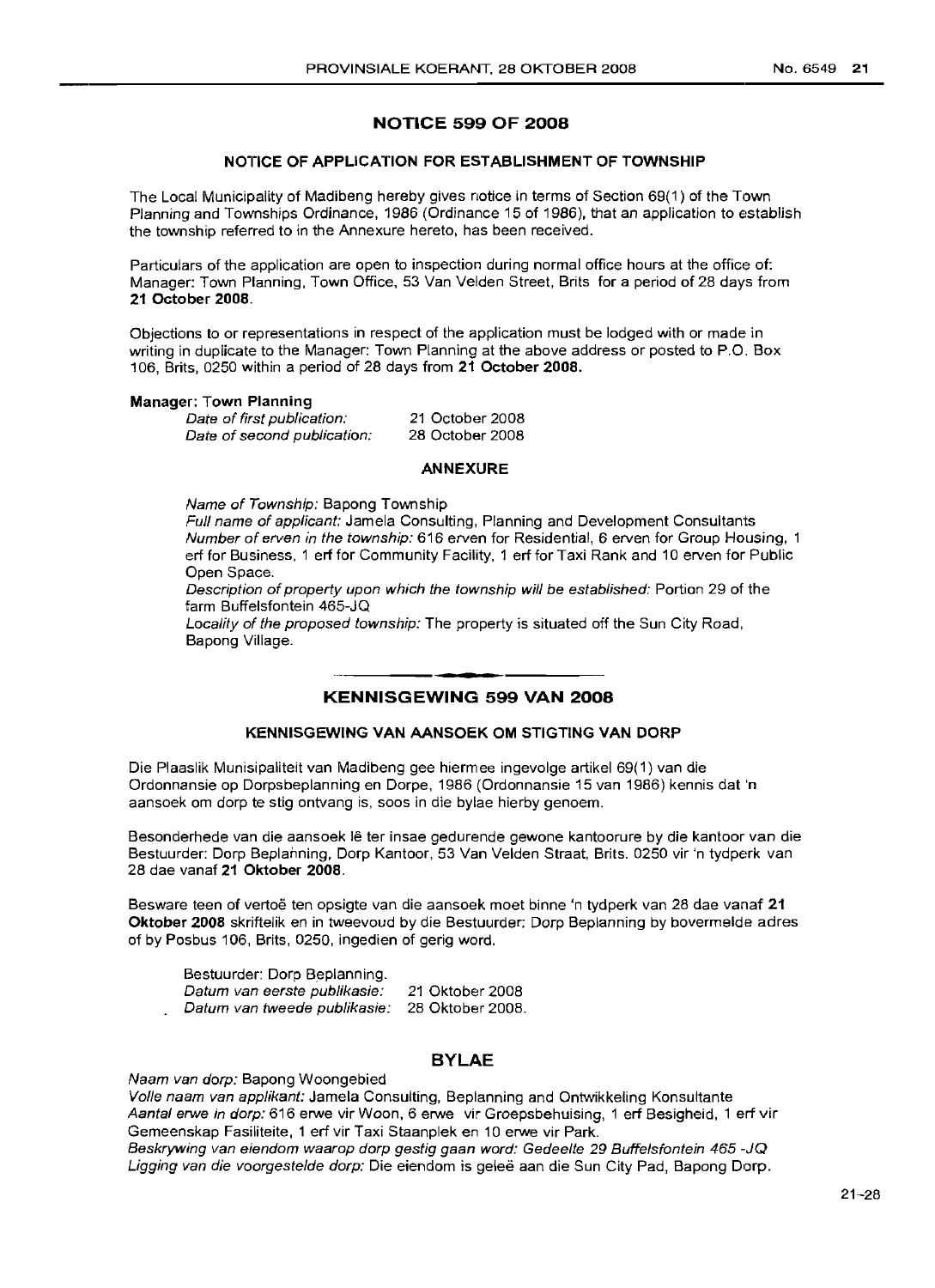## NOTICE 599 OF 2008

### NOTICE OF APPLICATION FOR ESTABLISHMENT OF TOWNSHIP

The Local Municipality of Madibeng hereby gives notice in terms of Section 69(1) of the Town Planning and Townships Ordinance, 1986 (Ordinance 15 of 1986), that an application to establish the township referred to in the Annexure hereto, has been received.

Particulars of the application are open to inspection during normal office hours at the office of: Manager: Town Planning, Town Office, 53 Van Velden Street, Brits for a period of 28 days from **21 October 2008**.

Objections to or representations in respect of the application must be lodged with or made in writing in duplicate to the Manager: Town Planning at the above address or posted to P.O. Box 106, Brits, 0250 within a period of 28 days from **21 October 2008.**

**Manager: Town Planning**

*Date of first publication:* 21 October 2008
*Date of second publication:* 28 October 2008

### ANNEXURE

*Name of Township:* Bapong Township
*Full name of applicant:* Jamela Consulting, Planning and Development Consultants
*Number of erven in the township:* 616 erven for Residential, 6 erven for Group Housing, 1 erf for Business, 1 erf for Community Facility, 1 erf for Taxi Rank and 10 erven for Public Open Space.
*Description of property upon which the township will be established:* Portion 29 of the farm Buffelsfontein 465-JQ
*Locality of the proposed township:* The property is situated off the Sun City Road, Bapong Village.

---

## KENNISGEWING 599 VAN 2008

### KENNISGEWING VAN AANSOEK OM STIGTING VAN DORP

Die Plaaslik Munisipaliteit van Madibeng gee hiermee ingevolge artikel 69(1) van die Ordonnansie op Dorpsbeplanning en Dorpe, 1986 (Ordonnansie 15 van 1986) kennis dat 'n aansoek om dorp te stig ontvang is, soos in die bylae hierby genoem.

Besonderhede van die aansoek lê ter insae gedurende gewone kantoorure by die kantoor van die Bestuurder: Dorp Beplanning, Dorp Kantoor, 53 Van Velden Straat, Brits. 0250 vir 'n tydperk van 28 dae vanaf **21 Oktober 2008**.

Besware teen of vertoë ten opsigte van die aansoek moet binne 'n tydperk van 28 dae vanaf **21 Oktober 2008** skriftelik en in tweevoud by die Bestuurder: Dorp Beplanning by bovermelde adres of by Posbus 106, Brits, 0250, ingedien of gerig word.

Bestuurder: Dorp Beplanning.
*Datum van eerste publikasie:* 21 Oktober 2008
*Datum van tweede publikasie:* 28 Oktober 2008.

### BYLAE

*Naam van dorp:* Bapong Woongebied
*Volle naam van applikant:* Jamela Consulting, Beplanning and Ontwikkeling Konsultante
*Aantal erwe in dorp:* 616 erwe vir Woon, 6 erwe vir Groepsbehuising, 1 erf Besigheid, 1 erf vir Gemeenskap Fasiliteite, 1 erf vir Taxi Staanplek en 10 erwe vir Park.
*Beskrywing van eiendom waarop dorp gestig gaan word: Gedeelte 29 Buffelsfontein 465 -JQ*
*Ligging van die voorgestelde dorp:* Die eiendom is geleë aan die Sun City Pad, Bapong Dorp.

21–28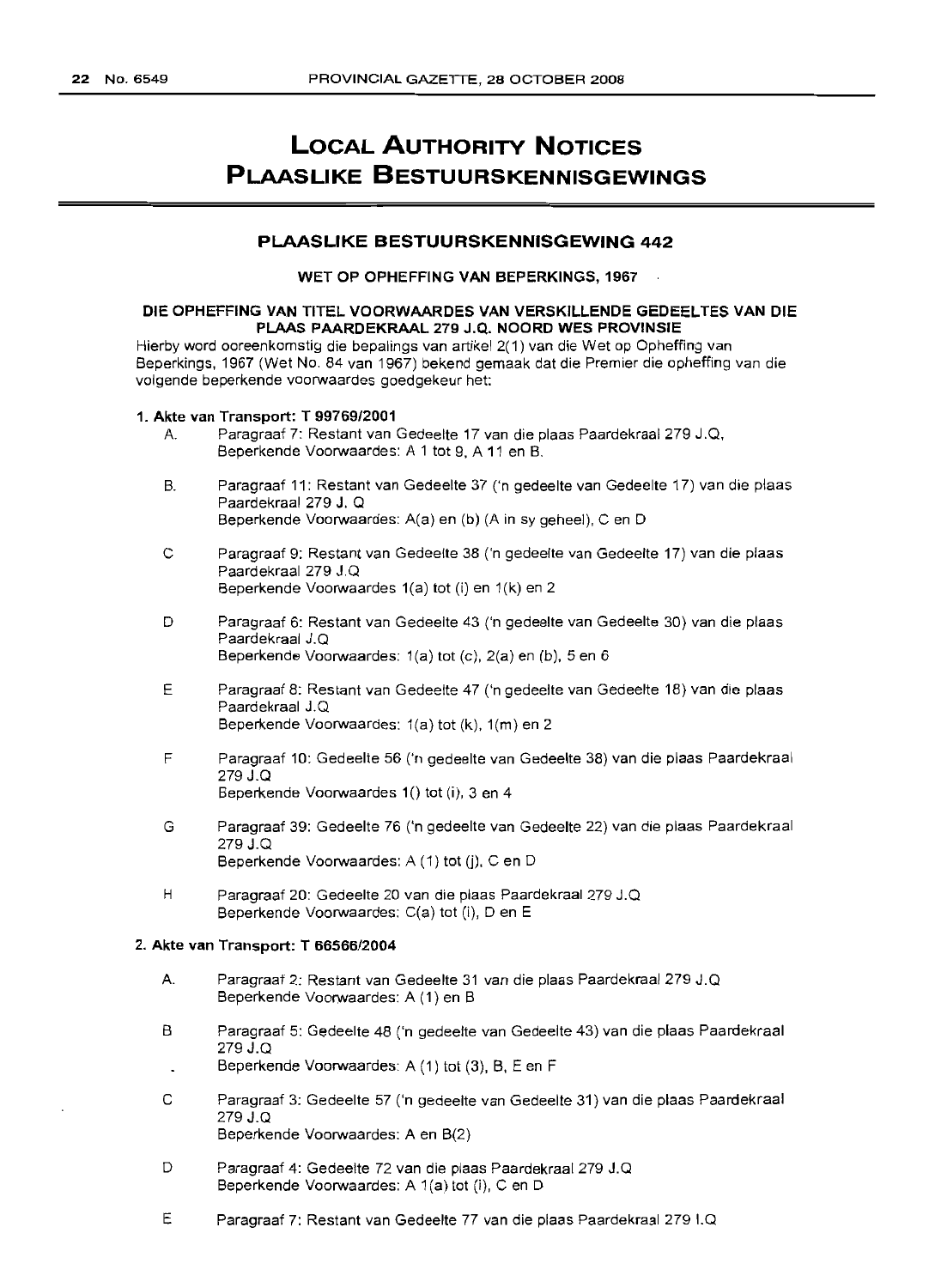# LOCAL AUTHORITY NOTICES
# PLAASLIKE BESTUURSKENNISGEWINGS

## PLAASLIKE BESTUURSKENNISGEWING 442

**WET OP OPHEFFING VAN BEPERKINGS, 1967**

**DIE OPHEFFING VAN TITEL VOORWAARDES VAN VERSKILLENDE GEDEELTES VAN DIE PLAAS PAARDEKRAAL 279 J.Q. NOORD WES PROVINSIE**

Hierby word ooreenkomstig die bepalings van artikel 2(1) van die Wet op Opheffing van Beperkings, 1967 (Wet No. 84 van 1967) bekend gemaak dat die Premier die opheffing van die volgende beperkende voorwaardes goedgekeur het:

**1. Akte van Transport: T 99769/2001**

A. Paragraaf 7: Restant van Gedeelte 17 van die plaas Paardekraal 279 J.Q,
Beperkende Voorwaardes: A 1 tot 9, A 11 en B.

B. Paragraaf 11: Restant van Gedeelte 37 ('n gedeelte van Gedeelte 17) van die plaas Paardekraal 279 J. Q
Beperkende Voorwaardes: A(a) en (b) (A in sy geheel), C en D

C Paragraaf 9: Restant van Gedeelte 38 ('n gedeelte van Gedeelte 17) van die plaas Paardekraal 279 J.Q
Beperkende Voorwaardes 1(a) tot (i) en 1(k) en 2

D Paragraaf 6: Restant van Gedeelte 43 ('n gedeelte van Gedeelte 30) van die plaas Paardekraal J.Q
Beperkende Voorwaardes: 1(a) tot (c), 2(a) en (b), 5 en 6

E Paragraaf 8: Restant van Gedeelte 47 ('n gedeelte van Gedeelte 18) van die plaas Paardekraal J.Q
Beperkende Voorwaardes: 1(a) tot (k), 1(m) en 2

F Paragraaf 10: Gedeelte 56 ('n gedeelte van Gedeelte 38) van die plaas Paardekraal 279 J.Q
Beperkende Voorwaardes 1() tot (i), 3 en 4

G Paragraaf 39: Gedeelte 76 ('n gedeelte van Gedeelte 22) van die plaas Paardekraal 279 J.Q
Beperkende Voorwaardes: A (1) tot (j), C en D

H Paragraaf 20: Gedeelte 20 van die plaas Paardekraal 279 J.Q
Beperkende Voorwaardes: C(a) tot (i), D en E

**2. Akte van Transport: T 66566/2004**

A. Paragraaf 2: Restant van Gedeelte 31 van die plaas Paardekraal 279 J.Q
Beperkende Voorwaardes: A (1) en B

B Paragraaf 5: Gedeelte 48 ('n gedeelte van Gedeelte 43) van die plaas Paardekraal 279 J.Q
Beperkende Voorwaardes: A (1) tot (3), B, E en F

C Paragraaf 3: Gedeelte 57 ('n gedeelte van Gedeelte 31) van die plaas Paardekraal 279 J.Q
Beperkende Voorwaardes: A en B(2)

D Paragraaf 4: Gedeelte 72 van die plaas Paardekraal 279 J.Q
Beperkende Voorwaardes: A 1(a) tot (i), C en D

E Paragraaf 7: Restant van Gedeelte 77 van die plaas Paardekraal 279 I.Q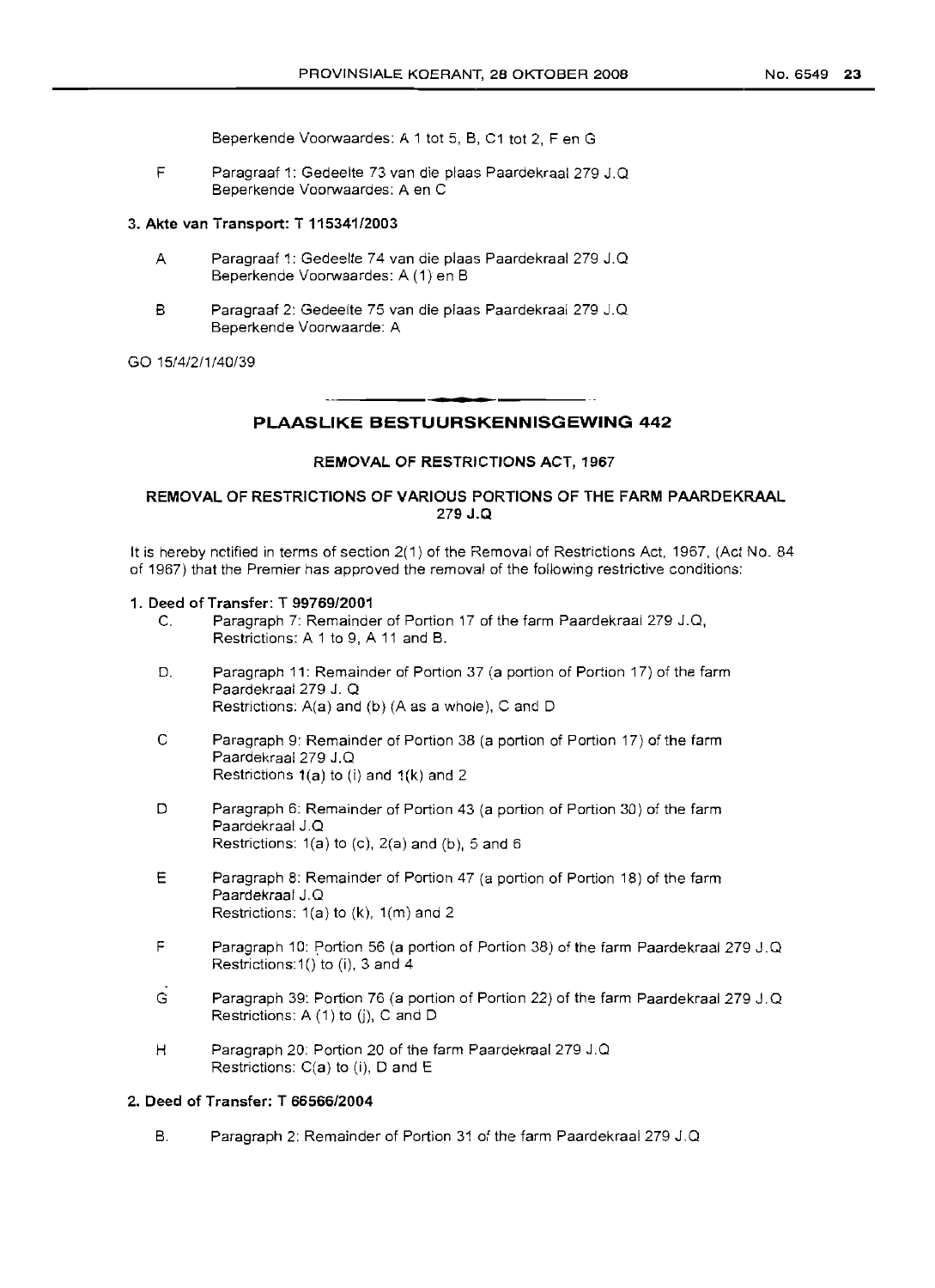Beperkende Voorwaardes: A 1 tot 5, B, C1 tot 2, F en G

F Paragraaf 1: Gedeelte 73 van die plaas Paardekraal 279 J.Q
Beperkende Voorwaardes: A en C

**3. Akte van Transport: T 115341/2003**

A Paragraaf 1: Gedeelte 74 van die plaas Paardekraal 279 J.Q
Beperkende Voorwaardes: A (1) en B

B Paragraaf 2: Gedeelte 75 van die plaas Paardekraal 279 J.Q
Beperkende Voorwaarde: A

GO 15/4/2/1/40/39

## PLAASLIKE BESTUURSKENNISGEWING 442

### REMOVAL OF RESTRICTIONS ACT, 1967

### REMOVAL OF RESTRICTIONS OF VARIOUS PORTIONS OF THE FARM PAARDEKRAAL 279 J.Q

It is hereby notified in terms of section 2(1) of the Removal of Restrictions Act, 1967, (Act No. 84 of 1967) that the Premier has approved the removal of the following restrictive conditions:

**1. Deed of Transfer: T 99769/2001**

C. Paragraph 7: Remainder of Portion 17 of the farm Paardekraal 279 J.Q,
Restrictions: A 1 to 9, A 11 and B.

D. Paragraph 11: Remainder of Portion 37 (a portion of Portion 17) of the farm Paardekraal 279 J. Q
Restrictions: A(a) and (b) (A as a whole), C and D

C Paragraph 9: Remainder of Portion 38 (a portion of Portion 17) of the farm Paardekraal 279 J.Q
Restrictions 1(a) to (i) and 1(k) and 2

D Paragraph 6: Remainder of Portion 43 (a portion of Portion 30) of the farm Paardekraal J.Q
Restrictions: 1(a) to (c), 2(a) and (b), 5 and 6

E Paragraph 8: Remainder of Portion 47 (a portion of Portion 18) of the farm Paardekraal J.Q
Restrictions: 1(a) to (k), 1(m) and 2

F Paragraph 10: Portion 56 (a portion of Portion 38) of the farm Paardekraal 279 J.Q
Restrictions:1() to (i), 3 and 4

G Paragraph 39: Portion 76 (a portion of Portion 22) of the farm Paardekraal 279 J.Q
Restrictions: A (1) to (j), C and D

H Paragraph 20: Portion 20 of the farm Paardekraal 279 J.Q
Restrictions: C(a) to (i), D and E

**2. Deed of Transfer: T 66566/2004**

B. Paragraph 2: Remainder of Portion 31 of the farm Paardekraal 279 J.Q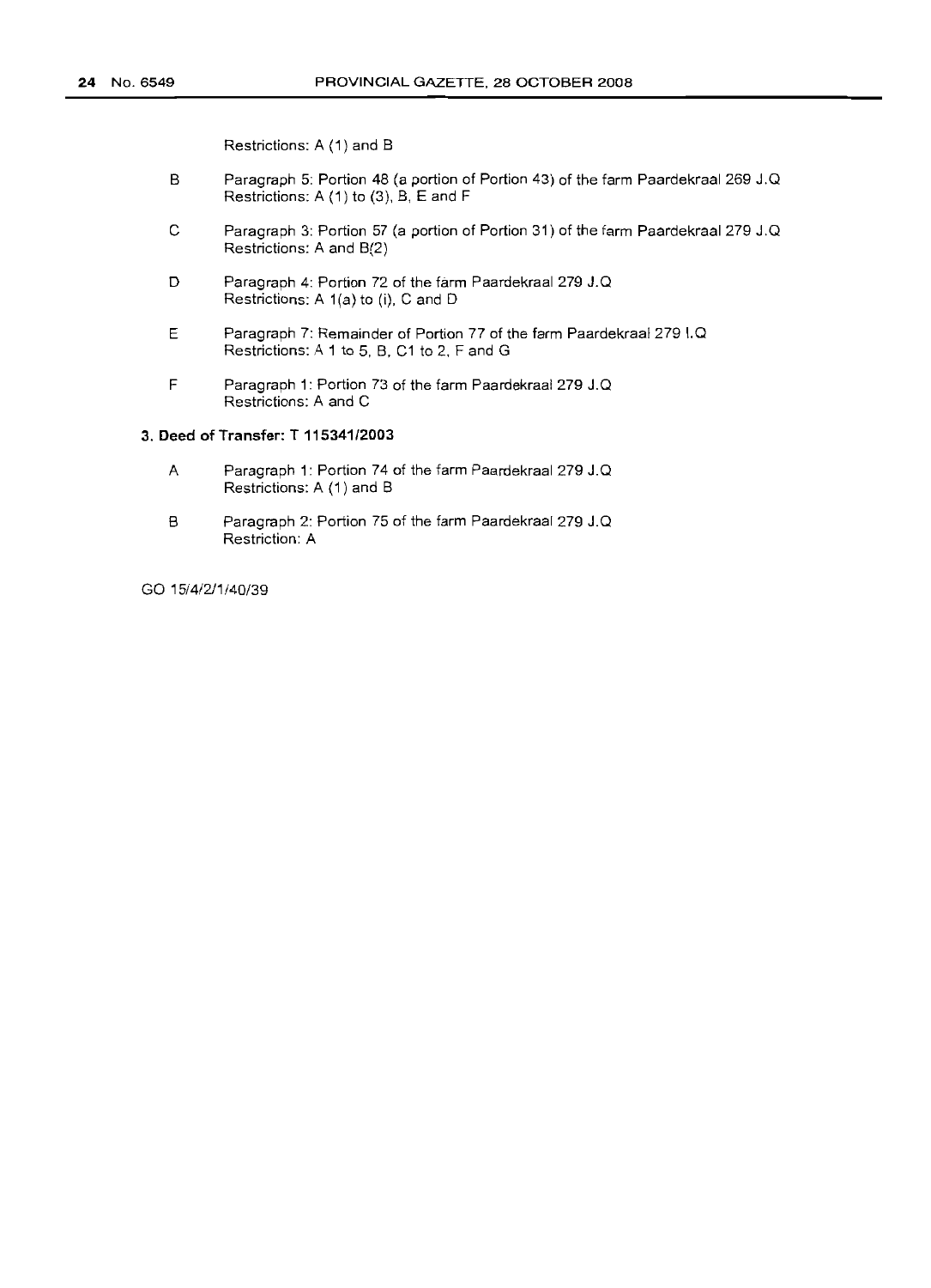Restrictions: A (1) and B

B Paragraph 5: Portion 48 (a portion of Portion 43) of the farm Paardekraal 269 J.Q
Restrictions: A (1) to (3), B, E and F

C Paragraph 3: Portion 57 (a portion of Portion 31) of the farm Paardekraal 279 J.Q
Restrictions: A and B(2)

D Paragraph 4: Portion 72 of the farm Paardekraal 279 J.Q
Restrictions: A 1(a) to (i), C and D

E Paragraph 7: Remainder of Portion 77 of the farm Paardekraal 279 I.Q
Restrictions: A 1 to 5, B, C1 to 2, F and G

F Paragraph 1: Portion 73 of the farm Paardekraal 279 J.Q
Restrictions: A and C

**3. Deed of Transfer: T 115341/2003**

A Paragraph 1: Portion 74 of the farm Paardekraal 279 J.Q
Restrictions: A (1) and B

B Paragraph 2: Portion 75 of the farm Paardekraal 279 J.Q
Restriction: A

GO 15/4/2/1/40/39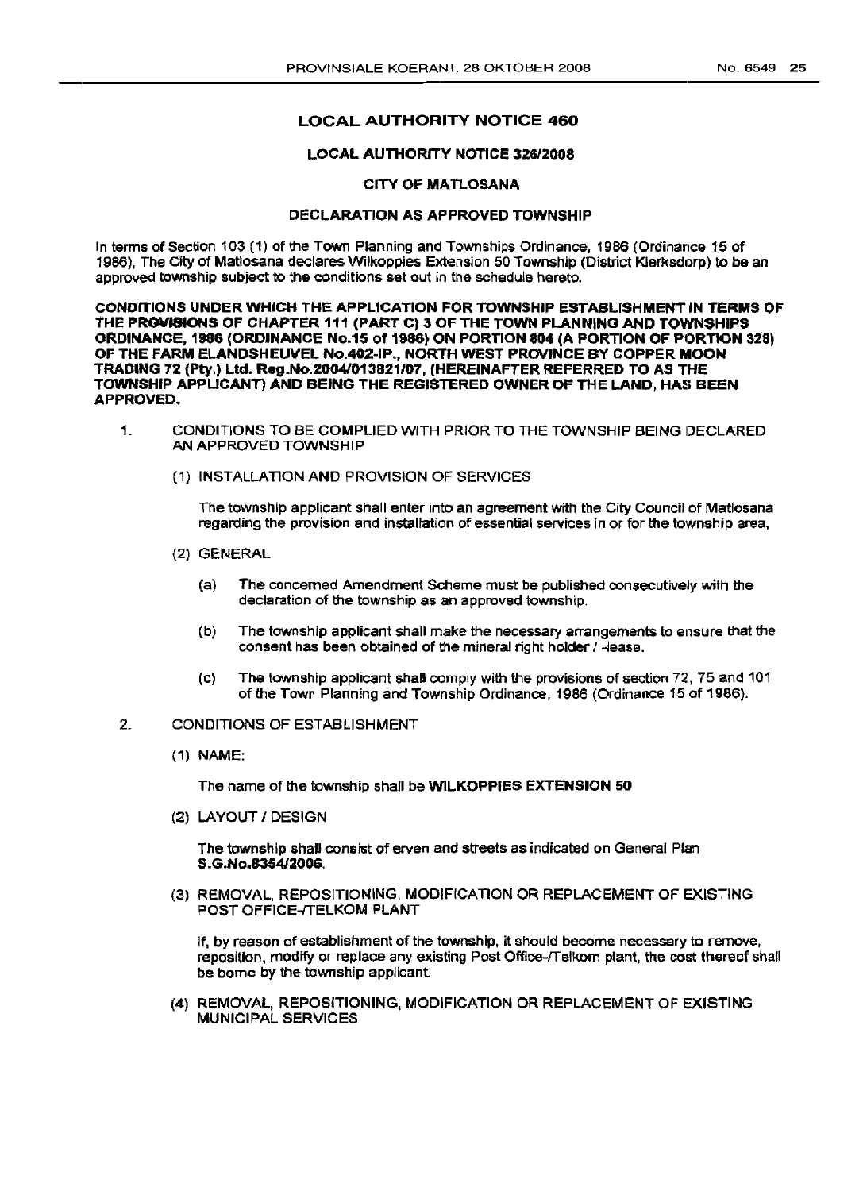## LOCAL AUTHORITY NOTICE 460

### LOCAL AUTHORITY NOTICE 326/2008

### CITY OF MATLOSANA

### DECLARATION AS APPROVED TOWNSHIP

In terms of Section 103 (1) of the Town Planning and Townships Ordinance, 1986 (Ordinance 15 of 1986), The City of Matlosana declares Wilkoppies Extension 50 Township (District Klerksdorp) to be an approved township subject to the conditions set out in the schedule hereto.

**CONDITIONS UNDER WHICH THE APPLICATION FOR TOWNSHIP ESTABLISHMENT IN TERMS OF THE PROVISIONS OF CHAPTER 111 (PART C) 3 OF THE TOWN PLANNING AND TOWNSHIPS ORDINANCE, 1986 (ORDINANCE No.15 of 1986) ON PORTION 804 (A PORTION OF PORTION 328) OF THE FARM ELANDSHEUVEL No.402-IP., NORTH WEST PROVINCE BY COPPER MOON TRADING 72 (Pty.) Ltd. Reg.No.2004/013821/07, (HEREINAFTER REFERRED TO AS THE TOWNSHIP APPLICANT) AND BEING THE REGISTERED OWNER OF THE LAND, HAS BEEN APPROVED.**

1. CONDITIONS TO BE COMPLIED WITH PRIOR TO THE TOWNSHIP BEING DECLARED AN APPROVED TOWNSHIP

   (1) INSTALLATION AND PROVISION OF SERVICES

   The township applicant shall enter into an agreement with the City Council of Matlosana regarding the provision and installation of essential services in or for the township area,

   (2) GENERAL

   (a) The concerned Amendment Scheme must be published consecutively with the declaration of the township as an approved township.

   (b) The township applicant shall make the necessary arrangements to ensure that the consent has been obtained of the mineral right holder / -lease.

   (c) The township applicant shall comply with the provisions of section 72, 75 and 101 of the Town Planning and Township Ordinance, 1986 (Ordinance 15 of 1986).

2. CONDITIONS OF ESTABLISHMENT

   (1) NAME:

   The name of the township shall be **WILKOPPIES EXTENSION 50**

   (2) LAYOUT / DESIGN

   The township shall consist of erven and streets as indicated on General Plan **S.G.No.8354/2006.**

   (3) REMOVAL, REPOSITIONING, MODIFICATION OR REPLACEMENT OF EXISTING POST OFFICE-/TELKOM PLANT

   If, by reason of establishment of the township, it should become necessary to remove, reposition, modify or replace any existing Post Office-/Telkom plant, the cost thereof shall be borne by the township applicant.

   (4) REMOVAL, REPOSITIONING, MODIFICATION OR REPLACEMENT OF EXISTING MUNICIPAL SERVICES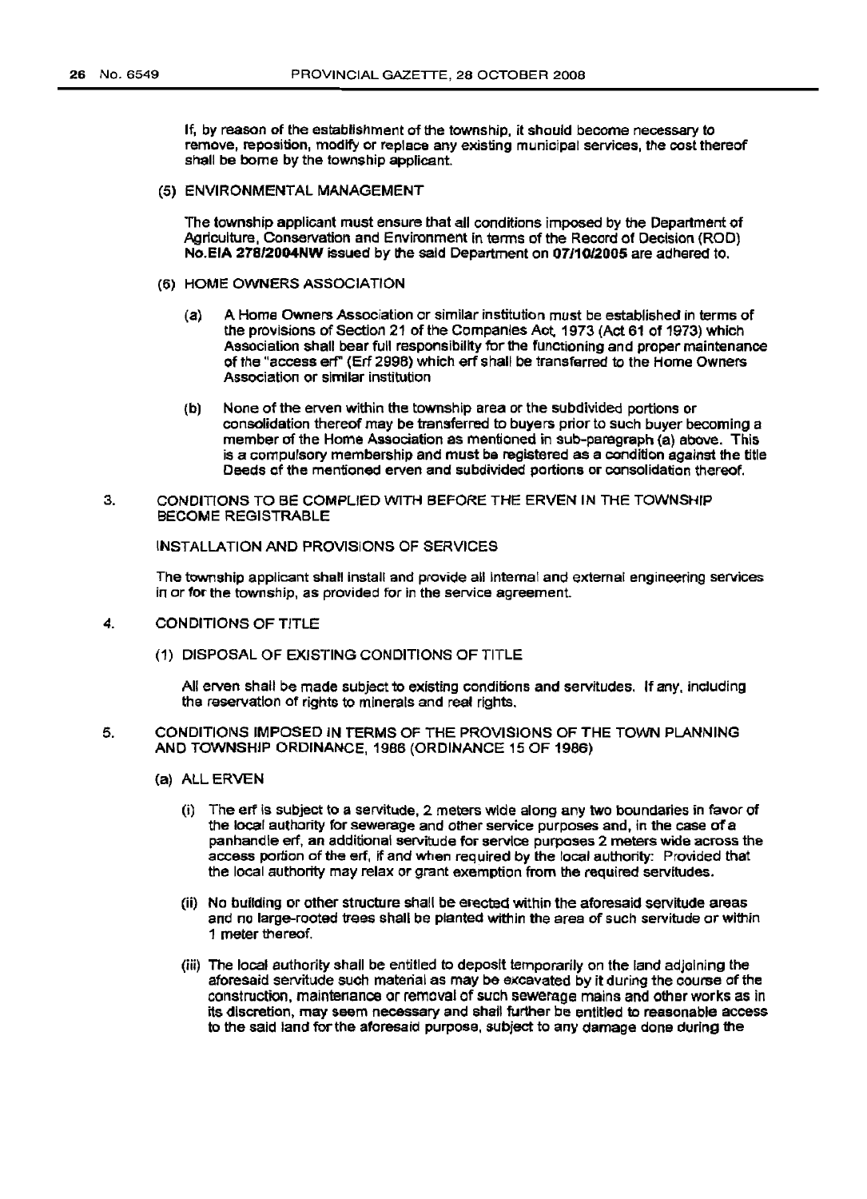If, by reason of the establishment of the township, it should become necessary to remove, reposition, modify or replace any existing municipal services, the cost thereof shall be borne by the township applicant.

(5) ENVIRONMENTAL MANAGEMENT

The township applicant must ensure that all conditions imposed by the Department of Agriculture, Conservation and Environment in terms of the Record of Decision (ROD) **No.EIA 278/2004NW** issued by the said Department on **07/10/2005** are adhered to.

(6) HOME OWNERS ASSOCIATION

(a) A Home Owners Association or similar institution must be established in terms of the provisions of Section 21 of the Companies Act, 1973 (Act 61 of 1973) which Association shall bear full responsibility for the functioning and proper maintenance of the "access erf" (Erf 2998) which erf shall be transferred to the Home Owners Association or similar institution

(b) None of the erven within the township area or the subdivided portions or consolidation thereof may be transferred to buyers prior to such buyer becoming a member of the Home Association as mentioned in sub-paragraph (a) above. This is a compulsory membership and must be registered as a condition against the title Deeds of the mentioned erven and subdivided portions or consolidation thereof.

3. CONDITIONS TO BE COMPLIED WITH BEFORE THE ERVEN IN THE TOWNSHIP BECOME REGISTRABLE

INSTALLATION AND PROVISIONS OF SERVICES

The township applicant shall install and provide all internal and external engineering services in or for the township, as provided for in the service agreement.

4. CONDITIONS OF TITLE

(1) DISPOSAL OF EXISTING CONDITIONS OF TITLE

All erven shall be made subject to existing conditions and servitudes. If any, including the reservation of rights to minerals and real rights.

5. CONDITIONS IMPOSED IN TERMS OF THE PROVISIONS OF THE TOWN PLANNING AND TOWNSHIP ORDINANCE, 1986 (ORDINANCE 15 OF 1986)

(a) ALL ERVEN

(i) The erf is subject to a servitude, 2 meters wide along any two boundaries in favor of the local authority for sewerage and other service purposes and, in the case of a panhandle erf, an additional servitude for service purposes 2 meters wide across the access portion of the erf, if and when required by the local authority: Provided that the local authority may relax or grant exemption from the required servitudes.

(ii) No building or other structure shall be erected within the aforesaid servitude areas and no large-rooted trees shall be planted within the area of such servitude or within 1 meter thereof.

(iii) The local authority shall be entitled to deposit temporarily on the land adjoining the aforesaid servitude such material as may be excavated by it during the course of the construction, maintenance or removal of such sewerage mains and other works as in its discretion, may seem necessary and shall further be entitled to reasonable access to the said land for the aforesaid purpose, subject to any damage done during the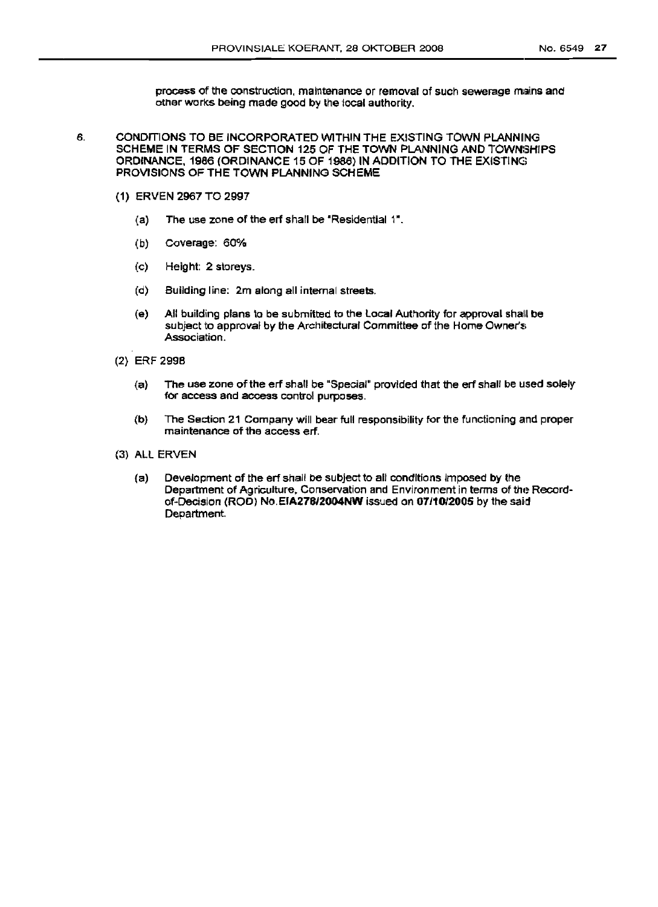process of the construction, maintenance or removal of such sewerage mains and other works being made good by the local authority.

6. CONDITIONS TO BE INCORPORATED WITHIN THE EXISTING TOWN PLANNING SCHEME IN TERMS OF SECTION 125 OF THE TOWN PLANNING AND TOWNSHIPS ORDINANCE, 1986 (ORDINANCE 15 OF 1986) IN ADDITION TO THE EXISTING PROVISIONS OF THE TOWN PLANNING SCHEME

   (1) ERVEN 2967 TO 2997

      (a) The use zone of the erf shall be "Residential 1".

      (b) Coverage: 60%

      (c) Height: 2 storeys.

      (d) Building line: 2m along all internal streets.

      (e) All building plans to be submitted to the Local Authority for approval shall be subject to approval by the Architectural Committee of the Home Owner's Association.

   (2) ERF 2998

      (a) The use zone of the erf shall be "Special" provided that the erf shall be used solely for access and access control purposes.

      (b) The Section 21 Company will bear full responsibility for the functioning and proper maintenance of the access erf.

   (3) ALL ERVEN

      (a) Development of the erf shall be subject to all conditions imposed by the Department of Agriculture, Conservation and Environment in terms of the Record-of-Decision (ROD) No.**EIA278/2004NW** issued on **07/10/2005** by the said Department.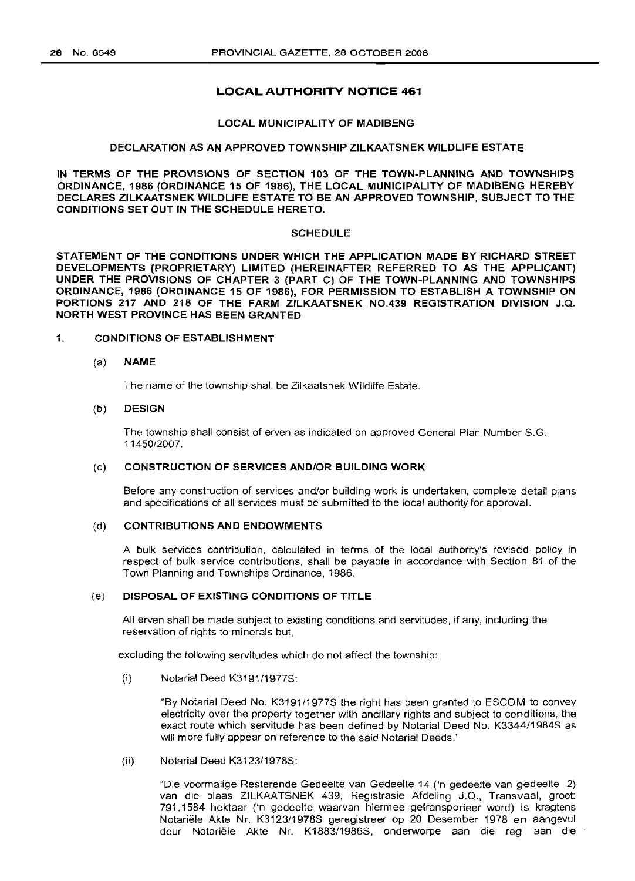## LOCAL AUTHORITY NOTICE 461

### LOCAL MUNICIPALITY OF MADIBENG

### DECLARATION AS AN APPROVED TOWNSHIP ZILKAATSNEK WILDLIFE ESTATE

**IN TERMS OF THE PROVISIONS OF SECTION 103 OF THE TOWN-PLANNING AND TOWNSHIPS ORDINANCE, 1986 (ORDINANCE 15 OF 1986), THE LOCAL MUNICIPALITY OF MADIBENG HEREBY DECLARES ZILKAATSNEK WILDLIFE ESTATE TO BE AN APPROVED TOWNSHIP, SUBJECT TO THE CONDITIONS SET OUT IN THE SCHEDULE HERETO.**

### SCHEDULE

**STATEMENT OF THE CONDITIONS UNDER WHICH THE APPLICATION MADE BY RICHARD STREET DEVELOPMENTS (PROPRIETARY) LIMITED (HEREINAFTER REFERRED TO AS THE APPLICANT) UNDER THE PROVISIONS OF CHAPTER 3 (PART C) OF THE TOWN-PLANNING AND TOWNSHIPS ORDINANCE, 1986 (ORDINANCE 15 OF 1986), FOR PERMISSION TO ESTABLISH A TOWNSHIP ON PORTIONS 217 AND 218 OF THE FARM ZILKAATSNEK NO.439 REGISTRATION DIVISION J.Q. NORTH WEST PROVINCE HAS BEEN GRANTED**

1. **CONDITIONS OF ESTABLISHMENT**

   (a) **NAME**

   The name of the township shall be Zilkaatsnek Wildlife Estate.

   (b) **DESIGN**

   The township shall consist of erven as indicated on approved General Plan Number S.G. 11450/2007.

   (c) **CONSTRUCTION OF SERVICES AND/OR BUILDING WORK**

   Before any construction of services and/or building work is undertaken, complete detail plans and specifications of all services must be submitted to the local authority for approval.

   (d) **CONTRIBUTIONS AND ENDOWMENTS**

   A bulk services contribution, calculated in terms of the local authority's revised policy in respect of bulk service contributions, shall be payable in accordance with Section 81 of the Town Planning and Townships Ordinance, 1986.

   (e) **DISPOSAL OF EXISTING CONDITIONS OF TITLE**

   All erven shall be made subject to existing conditions and servitudes, if any, including the reservation of rights to minerals but,

   excluding the following servitudes which do not affect the township:

   (i) Notarial Deed K3191/1977S:

   "By Notarial Deed No. K3191/1977S the right has been granted to ESCOM to convey electricity over the property together with ancillary rights and subject to conditions, the exact route which servitude has been defined by Notarial Deed No. K3344/1984S as will more fully appear on reference to the said Notarial Deeds."

   (ii) Notarial Deed K3123/1978S:

   "Die voormalige Resterende Gedeelte van Gedeelte 14 ('n gedeelte van gedeelte 2) van die plaas ZILKAATSNEK 439, Registrasie Afdeling J.Q., Transvaal, groot: 791,1584 hektaar ('n gedeelte waarvan hiermee getransporteer word) is kragtens Notariële Akte Nr. K3123/1978S geregistreer op 20 Desember 1978 en aangevul deur Notariële Akte Nr. K1883/1986S, onderworpe aan die reg aan die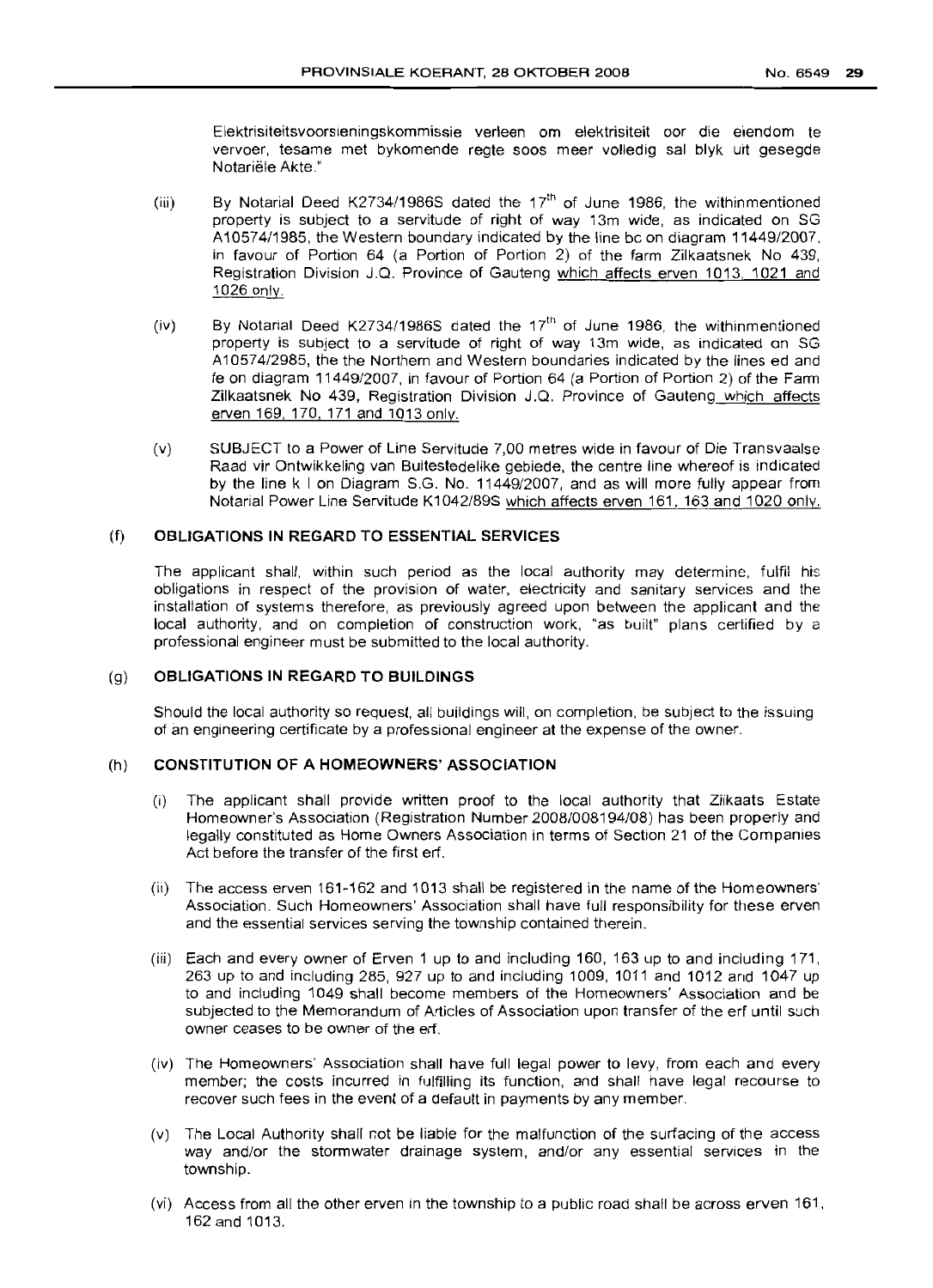Elektrisiteitsvoorsieningskommissie verleen om elektrisiteit oor die eiendom te vervoer, tesame met bykomende regte soos meer volledig sal blyk uit gesegde Notariële Akte."

(iii) By Notarial Deed K2734/1986S dated the 17th of June 1986, the withinmentioned property is subject to a servitude of right of way 13m wide, as indicated on SG A10574/1985, the Western boundary indicated by the line bc on diagram 11449/2007, in favour of Portion 64 (a Portion of Portion 2) of the farm Zilkaatsnek No 439, Registration Division J.Q. Province of Gauteng which affects erven 1013, 1021 and 1026 only.

(iv) By Notarial Deed K2734/1986S dated the 17th of June 1986, the withinmentioned property is subject to a servitude of right of way 13m wide, as indicated on SG A10574/2985, the Northern and Western boundaries indicated by the lines ed and fe on diagram 11449/2007, in favour of Portion 64 (a Portion of Portion 2) of the Farm Zilkaatsnek No 439, Registration Division J.Q. Province of Gauteng which affects erven 169, 170, 171 and 1013 only.

(v) SUBJECT to a Power of Line Servitude 7,00 metres wide in favour of Die Transvaalse Raad vir Ontwikkeling van Buitestedelike gebiede, the centre line whereof is indicated by the line k l on Diagram S.G. No. 11449/2007, and as will more fully appear from Notarial Power Line Servitude K1042/89S which affects erven 161, 163 and 1020 only.

## (f) OBLIGATIONS IN REGARD TO ESSENTIAL SERVICES

The applicant shall, within such period as the local authority may determine, fulfil his obligations in respect of the provision of water, electricity and sanitary services and the installation of systems therefore, as previously agreed upon between the applicant and the local authority, and on completion of construction work, "as built" plans certified by a professional engineer must be submitted to the local authority.

## (g) OBLIGATIONS IN REGARD TO BUILDINGS

Should the local authority so request, all buildings will, on completion, be subject to the issuing of an engineering certificate by a professional engineer at the expense of the owner.

## (h) CONSTITUTION OF A HOMEOWNERS' ASSOCIATION

(i) The applicant shall provide written proof to the local authority that Zilkaats Estate Homeowner's Association (Registration Number 2008/008194/08) has been properly and legally constituted as Home Owners Association in terms of Section 21 of the Companies Act before the transfer of the first erf.

(ii) The access erven 161-162 and 1013 shall be registered in the name of the Homeowners' Association. Such Homeowners' Association shall have full responsibility for these erven and the essential services serving the township contained therein.

(iii) Each and every owner of Erven 1 up to and including 160, 163 up to and including 171, 263 up to and including 285, 927 up to and including 1009, 1011 and 1012 and 1047 up to and including 1049 shall become members of the Homeowners' Association and be subjected to the Memorandum of Articles of Association upon transfer of the erf until such owner ceases to be owner of the erf.

(iv) The Homeowners' Association shall have full legal power to levy, from each and every member; the costs incurred in fulfilling its function, and shall have legal recourse to recover such fees in the event of a default in payments by any member.

(v) The Local Authority shall not be liable for the malfunction of the surfacing of the access way and/or the stormwater drainage system, and/or any essential services in the township.

(vi) Access from all the other erven in the township to a public road shall be across erven 161, 162 and 1013.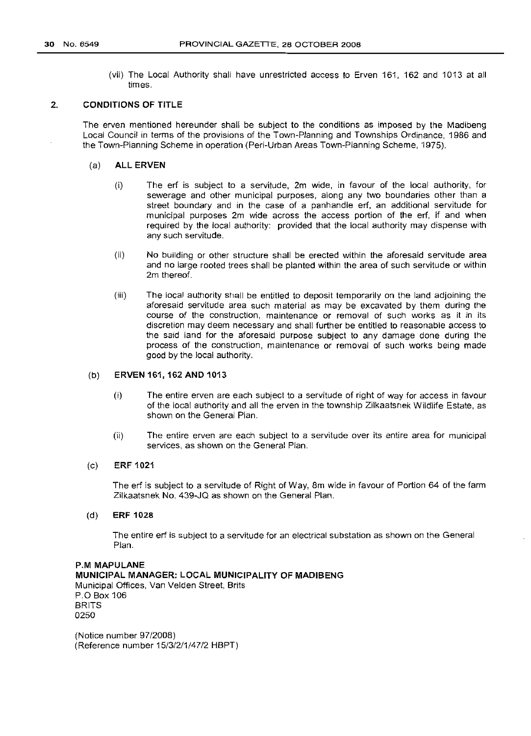(vii) The Local Authority shall have unrestricted access to Erven 161, 162 and 1013 at all times.

## 2. CONDITIONS OF TITLE

The erven mentioned hereunder shall be subject to the conditions as imposed by the Madibeng Local Council in terms of the provisions of the Town-Planning and Townships Ordinance, 1986 and the Town-Planning Scheme in operation (Peri-Urban Areas Town-Planning Scheme, 1975).

### (a) ALL ERVEN

(i) The erf is subject to a servitude, 2m wide, in favour of the local authority, for sewerage and other municipal purposes, along any two boundaries other than a street boundary and in the case of a panhandle erf, an additional servitude for municipal purposes 2m wide across the access portion of the erf, if and when required by the local authority: provided that the local authority may dispense with any such servitude.

(ii) No building or other structure shall be erected within the aforesaid servitude area and no large rooted trees shall be planted within the area of such servitude or within 2m thereof.

(iii) The local authority shall be entitled to deposit temporarily on the land adjoining the aforesaid servitude area such material as may be excavated by them during the course of the construction, maintenance or removal of such works as it in its discretion may deem necessary and shall further be entitled to reasonable access to the said land for the aforesaid purpose subject to any damage done during the process of the construction, maintenance or removal of such works being made good by the local authority.

### (b) ERVEN 161, 162 AND 1013

(i) The entire erven are each subject to a servitude of right of way for access in favour of the local authority and all the erven in the township Zilkaatsnek Wildlife Estate, as shown on the General Plan.

(ii) The entire erven are each subject to a servitude over its entire area for municipal services, as shown on the General Plan.

### (c) ERF 1021

The erf is subject to a servitude of Right of Way, 8m wide in favour of Portion 64 of the farm Zilkaatsnek No. 439-JQ as shown on the General Plan.

### (d) ERF 1028

The entire erf is subject to a servitude for an electrical substation as shown on the General Plan.

**P.M MAPULANE**
**MUNICIPAL MANAGER: LOCAL MUNICIPALITY OF MADIBENG**
Municipal Offices, Van Velden Street, Brits
P.O Box 106
BRITS
0250

(Notice number 97/2008)
(Reference number 15/3/2/1/47/2 HBPT)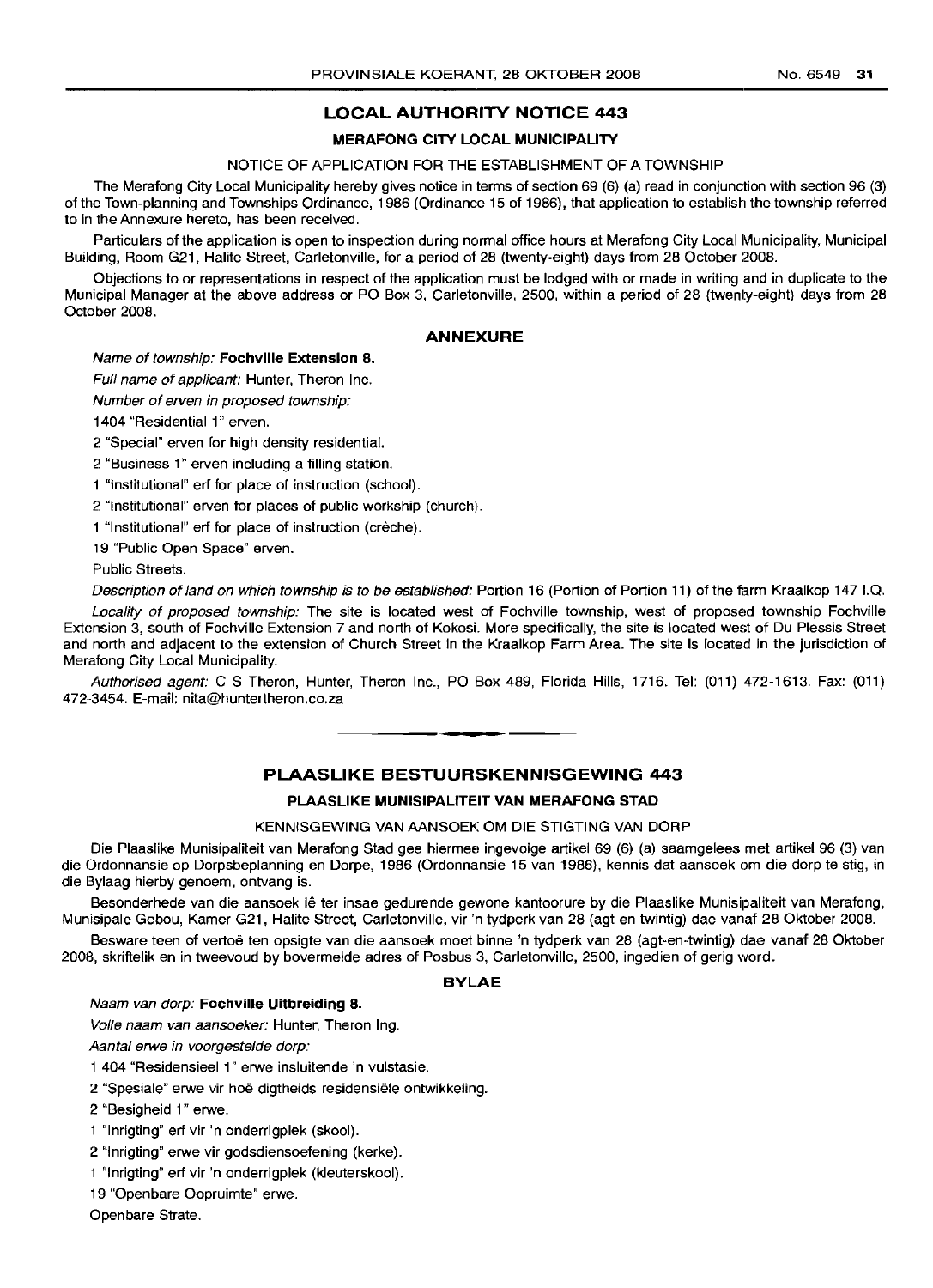## LOCAL AUTHORITY NOTICE 443

### MERAFONG CITY LOCAL MUNICIPALITY

NOTICE OF APPLICATION FOR THE ESTABLISHMENT OF A TOWNSHIP

The Merafong City Local Municipality hereby gives notice in terms of section 69 (6) (a) read in conjunction with section 96 (3) of the Town-planning and Townships Ordinance, 1986 (Ordinance 15 of 1986), that application to establish the township referred to in the Annexure hereto, has been received.

Particulars of the application is open to inspection during normal office hours at Merafong City Local Municipality, Municipal Building, Room G21, Halite Street, Carletonville, for a period of 28 (twenty-eight) days from 28 October 2008.

Objections to or representations in respect of the application must be lodged with or made in writing and in duplicate to the Municipal Manager at the above address or PO Box 3, Carletonville, 2500, within a period of 28 (twenty-eight) days from 28 October 2008.

### ANNEXURE

*Name of township:* **Fochville Extension 8.**

*Full name of applicant:* Hunter, Theron Inc.

*Number of erven in proposed township:*

1404 "Residential 1" erven.

2 "Special" erven for high density residential.

2 "Business 1" erven including a filling station.

1 "Institutional" erf for place of instruction (school).

2 "Institutional" erven for places of public workship (church).

1 "Institutional" erf for place of instruction (crèche).

19 "Public Open Space" erven.

Public Streets.

*Description of land on which township is to be established:* Portion 16 (Portion of Portion 11) of the farm Kraalkop 147 I.Q.

*Locality of proposed township:* The site is located west of Fochville township, west of proposed township Fochville Extension 3, south of Fochville Extension 7 and north of Kokosi. More specifically, the site is located west of Du Plessis Street and north and adjacent to the extension of Church Street in the Kraalkop Farm Area. The site is located in the jurisdiction of Merafong City Local Municipality.

*Authorised agent:* C S Theron, Hunter, Theron Inc., PO Box 489, Florida Hills, 1716. Tel: (011) 472-1613. Fax: (011) 472-3454. E-mail: nita@huntertheron.co.za

---

## PLAASLIKE BESTUURSKENNISGEWING 443

### PLAASLIKE MUNISIPALITEIT VAN MERAFONG STAD

KENNISGEWING VAN AANSOEK OM DIE STIGTING VAN DORP

Die Plaaslike Munisipaliteit van Merafong Stad gee hiermee ingevolge artikel 69 (6) (a) saamgelees met artikel 96 (3) van die Ordonnansie op Dorpsbeplanning en Dorpe, 1986 (Ordonnansie 15 van 1986), kennis dat aansoek om die dorp te stig, in die Bylaag hierby genoem, ontvang is.

Besonderhede van die aansoek lê ter insae gedurende gewone kantoorure by die Plaaslike Munisipaliteit van Merafong, Munisipale Gebou, Kamer G21, Halite Street, Carletonville, vir 'n tydperk van 28 (agt-en-twintig) dae vanaf 28 Oktober 2008.

Besware teen of vertoë ten opsigte van die aansoek moet binne 'n tydperk van 28 (agt-en-twintig) dae vanaf 28 Oktober 2008, skriftelik en in tweevoud by bovermelde adres of Posbus 3, Carletonville, 2500, ingedien of gerig word.

### BYLAE

*Naam van dorp:* **Fochville Uitbreiding 8.**

*Volle naam van aansoeker:* Hunter, Theron Ing.

*Aantal erwe in voorgestelde dorp:*

1 404 "Residensieel 1" erwe insluitende 'n vulstasie.

2 "Spesiale" erwe vir hoë digtheids residensiële ontwikkeling.

2 "Besigheid 1" erwe.

1 "Inrigting" erf vir 'n onderrigplek (skool).

2 "Inrigting" erwe vir godsdiensoefening (kerke).

1 "Inrigting" erf vir 'n onderrigplek (kleuterskool).

19 "Openbare Oopruimte" erwe.

Openbare Strate.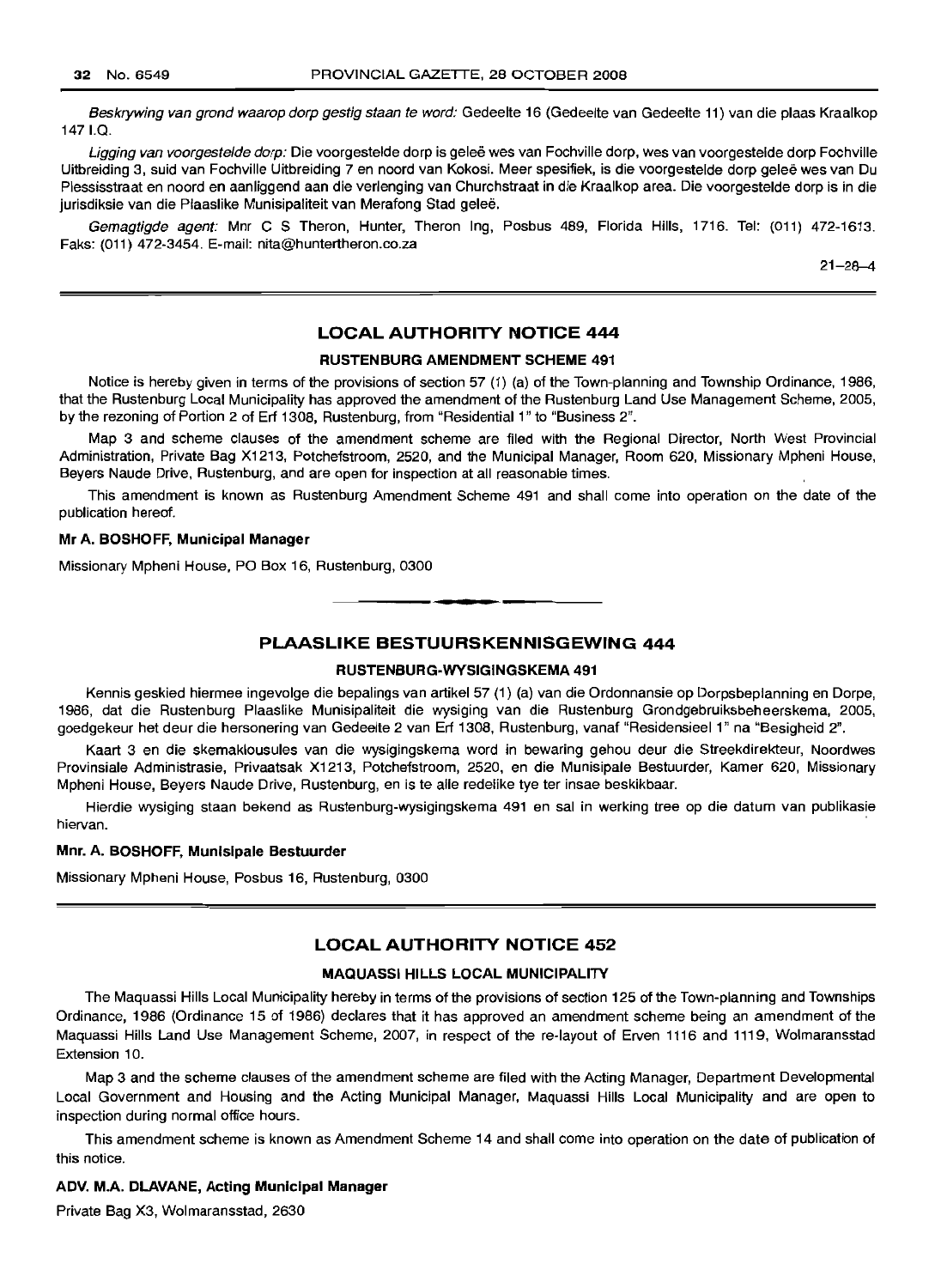*Beskrywing van grond waarop dorp gestig staan te word:* Gedeelte 16 (Gedeelte van Gedeelte 11) van die plaas Kraalkop 147 I.Q.

*Ligging van voorgestelde dorp:* Die voorgestelde dorp is geleë wes van Fochville dorp, wes van voorgestelde dorp Fochville Uitbreiding 3, suid van Fochville Uitbreiding 7 en noord van Kokosi. Meer spesifiek, is die voorgestelde dorp geleë wes van Du Plessisstraat en noord en aanliggend aan die verlenging van Churchstraat in die Kraalkop area. Die voorgestelde dorp is in die jurisdiksie van die Plaaslike Munisipaliteit van Merafong Stad geleë.

*Gemagtigde agent:* Mnr C S Theron, Hunter, Theron Ing, Posbus 489, Florida Hills, 1716. Tel: (011) 472-1613. Faks: (011) 472-3454. E-mail: nita@huntertheron.co.za

21–28–4

## LOCAL AUTHORITY NOTICE 444

### RUSTENBURG AMENDMENT SCHEME 491

Notice is hereby given in terms of the provisions of section 57 (1) (a) of the Town-planning and Township Ordinance, 1986, that the Rustenburg Local Municipality has approved the amendment of the Rustenburg Land Use Management Scheme, 2005, by the rezoning of Portion 2 of Erf 1308, Rustenburg, from "Residential 1" to "Business 2".

Map 3 and scheme clauses of the amendment scheme are filed with the Regional Director, North West Provincial Administration, Private Bag X1213, Potchefstroom, 2520, and the Municipal Manager, Room 620, Missionary Mpheni House, Beyers Naude Drive, Rustenburg, and are open for inspection at all reasonable times.

This amendment is known as Rustenburg Amendment Scheme 491 and shall come into operation on the date of the publication hereof.

**Mr A. BOSHOFF, Municipal Manager**

Missionary Mpheni House, PO Box 16, Rustenburg, 0300

## PLAASLIKE BESTUURSKENNISGEWING 444

### RUSTENBURG-WYSIGINGSKEMA 491

Kennis geskied hiermee ingevolge die bepalings van artikel 57 (1) (a) van die Ordonnansie op Dorpsbeplanning en Dorpe, 1986, dat die Rustenburg Plaaslike Munisipaliteit die wysiging van die Rustenburg Grondgebruiksbeheerskema, 2005, goedgekeur het deur die hersonering van Gedeelte 2 van Erf 1308, Rustenburg, vanaf "Residensieel 1" na "Besigheid 2".

Kaart 3 en die skemaklousules van die wysigingskema word in bewaring gehou deur die Streekdirekteur, Noordwes Provinsiale Administrasie, Privaatsak X1213, Potchefstroom, 2520, en die Munisipale Bestuurder, Kamer 620, Missionary Mpheni House, Beyers Naude Drive, Rustenburg, en is te alle redelike tye ter insae beskikbaar.

Hierdie wysiging staan bekend as Rustenburg-wysigingskema 491 en sal in werking tree op die datum van publikasie hiervan.

**Mnr. A. BOSHOFF, Munisipale Bestuurder**

Missionary Mpheni House, Posbus 16, Rustenburg, 0300

## LOCAL AUTHORITY NOTICE 452

### MAQUASSI HILLS LOCAL MUNICIPALITY

The Maquassi Hills Local Municipality hereby in terms of the provisions of section 125 of the Town-planning and Townships Ordinance, 1986 (Ordinance 15 of 1986) declares that it has approved an amendment scheme being an amendment of the Maquassi Hills Land Use Management Scheme, 2007, in respect of the re-layout of Erven 1116 and 1119, Wolmaransstad Extension 10.

Map 3 and the scheme clauses of the amendment scheme are filed with the Acting Manager, Department Developmental Local Government and Housing and the Acting Municipal Manager, Maquassi Hills Local Municipality and are open to inspection during normal office hours.

This amendment scheme is known as Amendment Scheme 14 and shall come into operation on the date of publication of this notice.

**ADV. M.A. DLAVANE, Acting Municipal Manager**

Private Bag X3, Wolmaransstad, 2630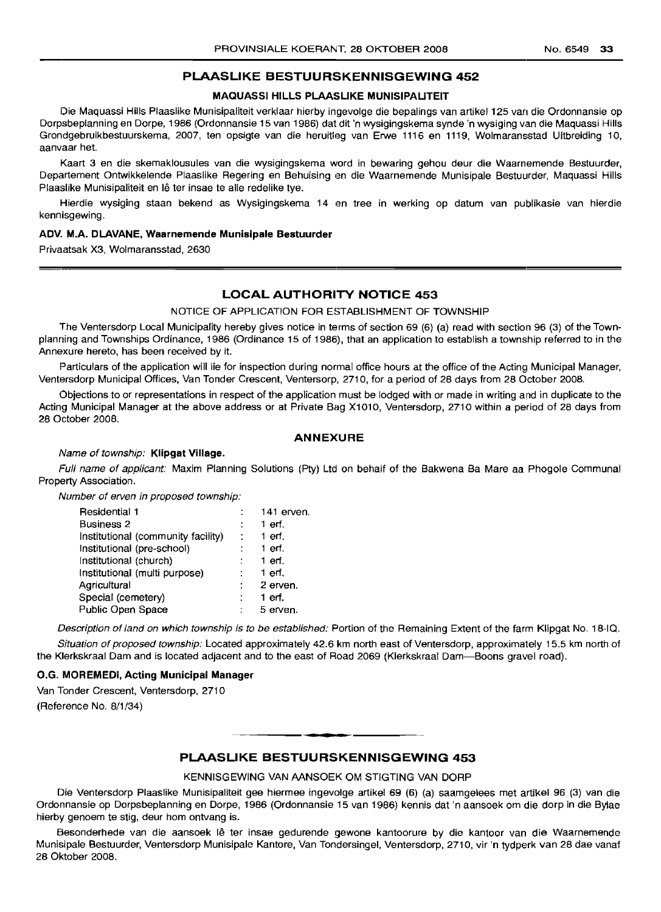## PLAASLIKE BESTUURSKENNISGEWING 452

### MAQUASSI HILLS PLAASLIKE MUNISIPALITEIT

Die Maquassi Hills Plaaslike Munisipaliteit verklaar hierby ingevolge die bepalings van artikel 125 van die Ordonnansie op Dorpsbeplanning en Dorpe, 1986 (Ordonnansie 15 van 1986) dat dit 'n wysigingskema synde 'n wysiging van die Maquassi Hills Grondgebruikbestuurskema, 2007, ten opsigte van die heruitleg van Erwe 1116 en 1119, Wolmaransstad Uitbreiding 10, aanvaar het.

Kaart 3 en die skemaklousules van die wysigingskema word in bewaring gehou deur die Waarnemende Bestuurder, Departement Ontwikkelende Plaaslike Regering en Behuising en die Waarnemende Munisipale Bestuurder, Maquassi Hills Plaaslike Munisipaliteit en lê ter insae te alle redelike tye.

Hierdie wysiging staan bekend as Wysigingskema 14 en tree in werking op datum van publikasie van hierdie kennisgewing.

**ADV. M.A. DLAVANE, Waarnemende Munisipale Bestuurder**

Privaatsak X3, Wolmaransstad, 2630

## LOCAL AUTHORITY NOTICE 453

NOTICE OF APPLICATION FOR ESTABLISHMENT OF TOWNSHIP

The Ventersdorp Local Municipality hereby gives notice in terms of section 69 (6) (a) read with section 96 (3) of the Town-planning and Townships Ordinance, 1986 (Ordinance 15 of 1986), that an application to establish a township referred to in the Annexure hereto, has been received by it.

Particulars of the application will lie for inspection during normal office hours at the office of the Acting Municipal Manager, Ventersdorp Municipal Offices, Van Tonder Crescent, Ventersorp, 2710, for a period of 28 days from 28 October 2008.

Objections to or representations in respect of the application must be lodged with or made in writing and in duplicate to the Acting Municipal Manager at the above address or at Private Bag X1010, Ventersdorp, 2710 within a period of 28 days from 28 October 2008.

### ANNEXURE

*Name of township:* **Klipgat Village.**

*Full name of applicant:* Maxim Planning Solutions (Pty) Ltd on behalf of the Bakwena Ba Mare aa Phogole Communal Property Association.

*Number of erven in proposed township:*

| | | |
|---|---|---|
| Residential 1 | : | 141 erven. |
| Business 2 | : | 1 erf. |
| Institutional (community facility) | : | 1 erf. |
| Institutional (pre-school) | : | 1 erf. |
| Institutional (church) | : | 1 erf. |
| Institutional (multi purpose) | : | 1 erf. |
| Agricultural | : | 2 erven. |
| Special (cemetery) | : | 1 erf. |
| Public Open Space | : | 5 erven. |

*Description of land on which township is to be established:* Portion of the Remaining Extent of the farm Klipgat No. 18-IQ.

*Situation of proposed township:* Located approximately 42.6 km north east of Ventersdorp, approximately 15.5 km north of the Klerkskraal Dam and is located adjacent and to the east of Road 2069 (Klerkskraal Dam—Boons gravel road).

**O.G. MOREMEDI, Acting Municipal Manager**

Van Tonder Crescent, Ventersdorp, 2710

(Reference No. 8/1/34)

## PLAASLIKE BESTUURSKENNISGEWING 453

KENNISGEWING VAN AANSOEK OM STIGTING VAN DORP

Die Ventersdorp Plaaslike Munisipaliteit gee hiermee ingevolge artikel 69 (6) (a) saamgelees met artikel 96 (3) van die Ordonnansie op Dorpsbeplanning en Dorpe, 1986 (Ordonnansie 15 van 1986) kennis dat 'n aansoek om die dorp in die Bylae hierby genoem te stig, deur hom ontvang is.

Besonderhede van die aansoek lê ter insae gedurende gewone kantoorure by die kantoor van die Waarnemende Munisipale Bestuurder, Ventersdorp Munisipale Kantore, Van Tondersingel, Ventersdorp, 2710, vir 'n tydperk van 28 dae vanaf 28 Oktober 2008.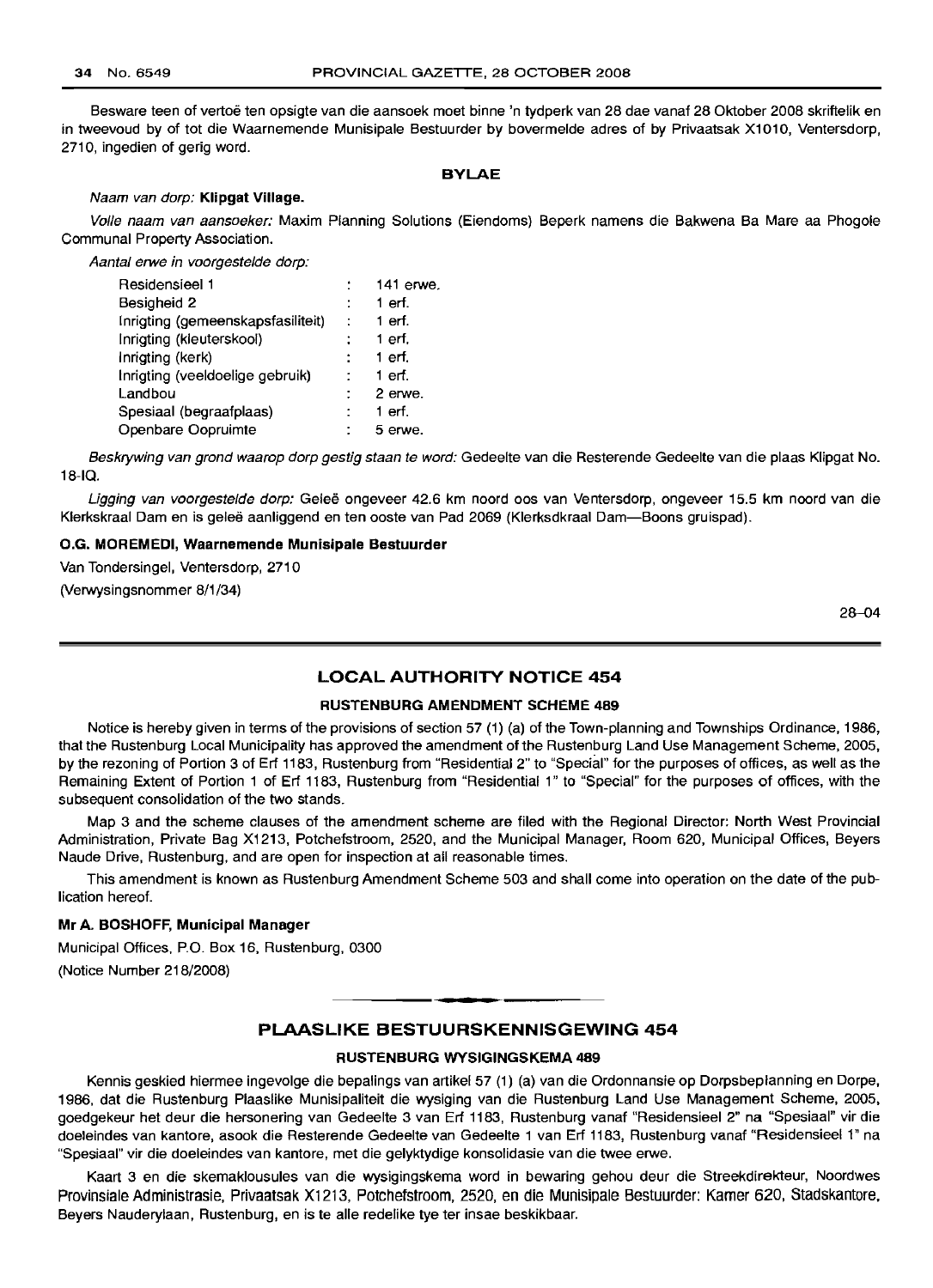Besware teen of vertoë ten opsigte van die aansoek moet binne 'n tydperk van 28 dae vanaf 28 Oktober 2008 skriftelik en in tweevoud by of tot die Waarnemende Munisipale Bestuurder by bovermelde adres of by Privaatsak X1010, Ventersdorp, 2710, ingedien of gerig word.

## BYLAE

*Naam van dorp:* **Klipgat Village.**

*Volle naam van aansoeker:* Maxim Planning Solutions (Eiendoms) Beperk namens die Bakwena Ba Mare aa Phogole Communal Property Association.

*Aantal erwe in voorgestelde dorp:*

| | | |
|---|---|---|
| Residensieel 1 | : | 141 erwe. |
| Besigheid 2 | : | 1 erf. |
| Inrigting (gemeenskapsfasiliteit) | : | 1 erf. |
| Inrigting (kleuterskool) | : | 1 erf. |
| Inrigting (kerk) | : | 1 erf. |
| Inrigting (veeldoelige gebruik) | : | 1 erf. |
| Landbou | : | 2 erwe. |
| Spesiaal (begraafplaas) | : | 1 erf. |
| Openbare Oopruimte | : | 5 erwe. |

*Beskrywing van grond waarop dorp gestig staan te word:* Gedeelte van die Resterende Gedeelte van die plaas Klipgat No. 18-IQ.

*Ligging van voorgestelde dorp:* Geleë ongeveer 42.6 km noord oos van Ventersdorp, ongeveer 15.5 km noord van die Klerkskraal Dam en is geleë aanliggend en ten ooste van Pad 2069 (Klerksdkraal Dam—Boons gruispad).

**O.G. MOREMEDI, Waarnemende Munisipale Bestuurder**

Van Tondersingel, Ventersdorp, 2710

(Verwysingsnommer 8/1/34)

28–04

## LOCAL AUTHORITY NOTICE 454

### RUSTENBURG AMENDMENT SCHEME 489

Notice is hereby given in terms of the provisions of section 57 (1) (a) of the Town-planning and Townships Ordinance, 1986, that the Rustenburg Local Municipality has approved the amendment of the Rustenburg Land Use Management Scheme, 2005, by the rezoning of Portion 3 of Erf 1183, Rustenburg from "Residential 2" to "Special" for the purposes of offices, as well as the Remaining Extent of Portion 1 of Erf 1183, Rustenburg from "Residential 1" to "Special" for the purposes of offices, with the subsequent consolidation of the two stands.

Map 3 and the scheme clauses of the amendment scheme are filed with the Regional Director: North West Provincial Administration, Private Bag X1213, Potchefstroom, 2520, and the Municipal Manager, Room 620, Municipal Offices, Beyers Naude Drive, Rustenburg, and are open for inspection at all reasonable times.

This amendment is known as Rustenburg Amendment Scheme 503 and shall come into operation on the date of the publication hereof.

**Mr A. BOSHOFF, Municipal Manager**

Municipal Offices, P.O. Box 16, Rustenburg, 0300

(Notice Number 218/2008)

## PLAASLIKE BESTUURSKENNISGEWING 454

### RUSTENBURG WYSIGINGSKEMA 489

Kennis geskied hiermee ingevolge die bepalings van artikel 57 (1) (a) van die Ordonnansie op Dorpsbeplanning en Dorpe, 1986, dat die Rustenburg Plaaslike Munisipaliteit die wysiging van die Rustenburg Land Use Management Scheme, 2005, goedgekeur het deur die hersonering van Gedeelte 3 van Erf 1183, Rustenburg vanaf "Residensieel 2" na "Spesiaal" vir die doeleindes van kantore, asook die Resterende Gedeelte van Gedeelte 1 van Erf 1183, Rustenburg vanaf "Residensieel 1" na "Spesiaal" vir die doeleindes van kantore, met die gelyktydige konsolidasie van die twee erwe.

Kaart 3 en die skemaklousules van die wysigingskema word in bewaring gehou deur die Streekdirekteur, Noordwes Provinsiale Administrasie, Privaatsak X1213, Potchefstroom, 2520, en die Munisipale Bestuurder: Kamer 620, Stadskantore, Beyers Nauderylaan, Rustenburg, en is te alle redelike tye ter insae beskikbaar.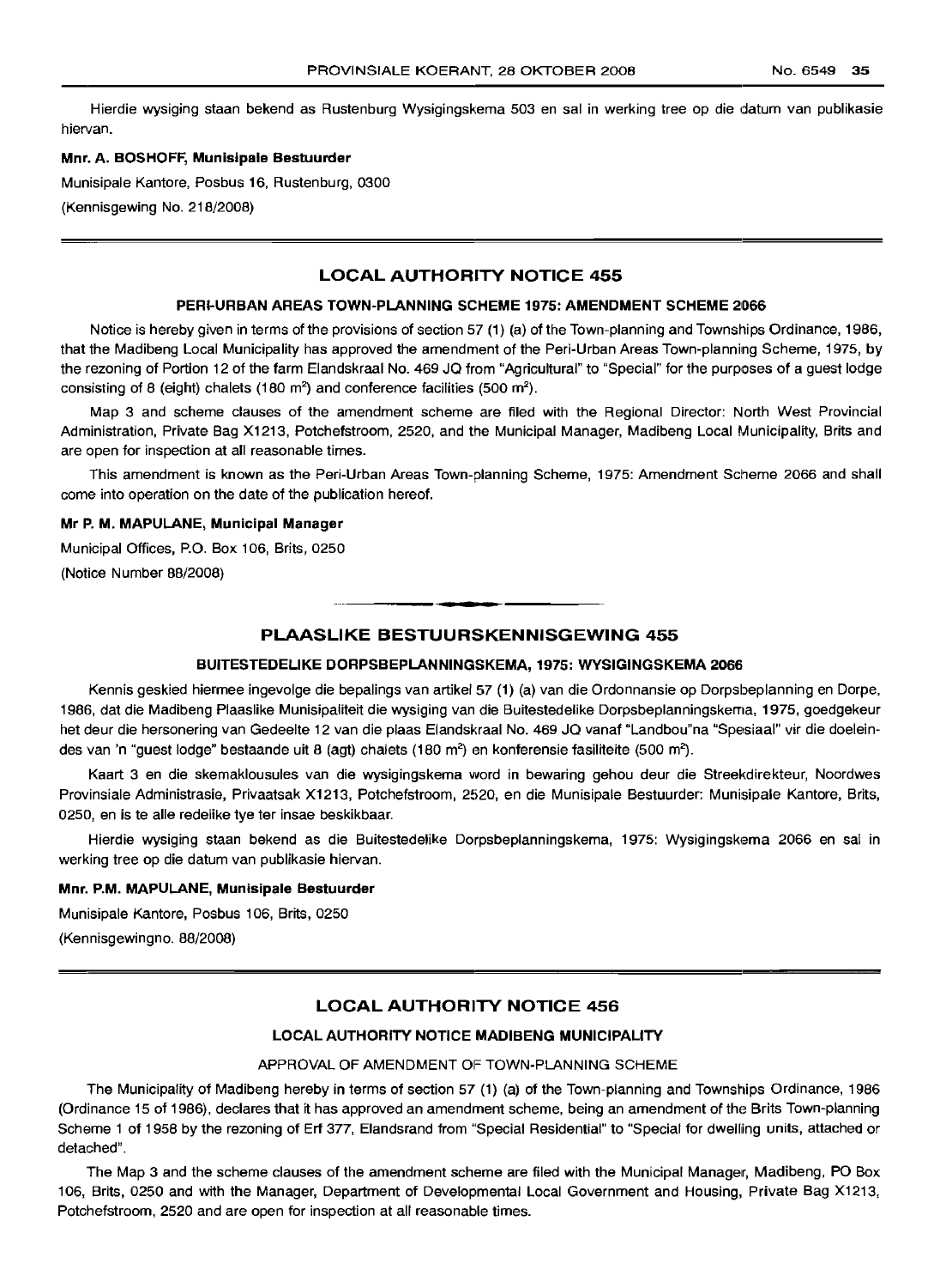Hierdie wysiging staan bekend as Rustenburg Wysigingskema 503 en sal in werking tree op die datum van publikasie hiervan.

**Mnr. A. BOSHOFF, Munisipale Bestuurder**

Munisipale Kantore, Posbus 16, Rustenburg, 0300

(Kennisgewing No. 218/2008)

## LOCAL AUTHORITY NOTICE 455

### PERI-URBAN AREAS TOWN-PLANNING SCHEME 1975: AMENDMENT SCHEME 2066

Notice is hereby given in terms of the provisions of section 57 (1) (a) of the Town-planning and Townships Ordinance, 1986, that the Madibeng Local Municipality has approved the amendment of the Peri-Urban Areas Town-planning Scheme, 1975, by the rezoning of Portion 12 of the farm Elandskraal No. 469 JQ from "Agricultural" to "Special" for the purposes of a guest lodge consisting of 8 (eight) chalets (180 m²) and conference facilities (500 m²).

Map 3 and scheme clauses of the amendment scheme are filed with the Regional Director: North West Provincial Administration, Private Bag X1213, Potchefstroom, 2520, and the Municipal Manager, Madibeng Local Municipality, Brits and are open for inspection at all reasonable times.

This amendment is known as the Peri-Urban Areas Town-planning Scheme, 1975: Amendment Scheme 2066 and shall come into operation on the date of the publication hereof.

**Mr P. M. MAPULANE, Municipal Manager**

Municipal Offices, P.O. Box 106, Brits, 0250

(Notice Number 88/2008)

## PLAASLIKE BESTUURSKENNISGEWING 455

### BUITESTEDELIKE DORPSBEPLANNINGSKEMA, 1975: WYSIGINGSKEMA 2066

Kennis geskied hiermee ingevolge die bepalings van artikel 57 (1) (a) van die Ordonnansie op Dorpsbeplanning en Dorpe, 1986, dat die Madibeng Plaaslike Munisipaliteit die wysiging van die Buitestedelike Dorpsbeplanningskema, 1975, goedgekeur het deur die hersonering van Gedeelte 12 van die plaas Elandskraal No. 469 JQ vanaf "Landbou"na "Spesiaal" vir die doeleindes van 'n "guest lodge" bestaande uit 8 (agt) chalets (180 m²) en konferensie fasiliteite (500 m²).

Kaart 3 en die skemaklousules van die wysigingskema word in bewaring gehou deur die Streekdirekteur, Noordwes Provinsiale Administrasie, Privaatsak X1213, Potchefstroom, 2520, en die Munisipale Bestuurder: Munisipale Kantore, Brits, 0250, en is te alle redelike tye ter insae beskikbaar.

Hierdie wysiging staan bekend as die Buitestedelike Dorpsbeplanningskema, 1975: Wysigingskema 2066 en sal in werking tree op die datum van publikasie hiervan.

**Mnr. P.M. MAPULANE, Munisipale Bestuurder**

Munisipale Kantore, Posbus 106, Brits, 0250

(Kennisgewingno. 88/2008)

## LOCAL AUTHORITY NOTICE 456

### LOCAL AUTHORITY NOTICE MADIBENG MUNICIPALITY

APPROVAL OF AMENDMENT OF TOWN-PLANNING SCHEME

The Municipality of Madibeng hereby in terms of section 57 (1) (a) of the Town-planning and Townships Ordinance, 1986 (Ordinance 15 of 1986), declares that it has approved an amendment scheme, being an amendment of the Brits Town-planning Scheme 1 of 1958 by the rezoning of Erf 377, Elandsrand from "Special Residential" to "Special for dwelling units, attached or detached".

The Map 3 and the scheme clauses of the amendment scheme are filed with the Municipal Manager, Madibeng, PO Box 106, Brits, 0250 and with the Manager, Department of Developmental Local Government and Housing, Private Bag X1213, Potchefstroom, 2520 and are open for inspection at all reasonable times.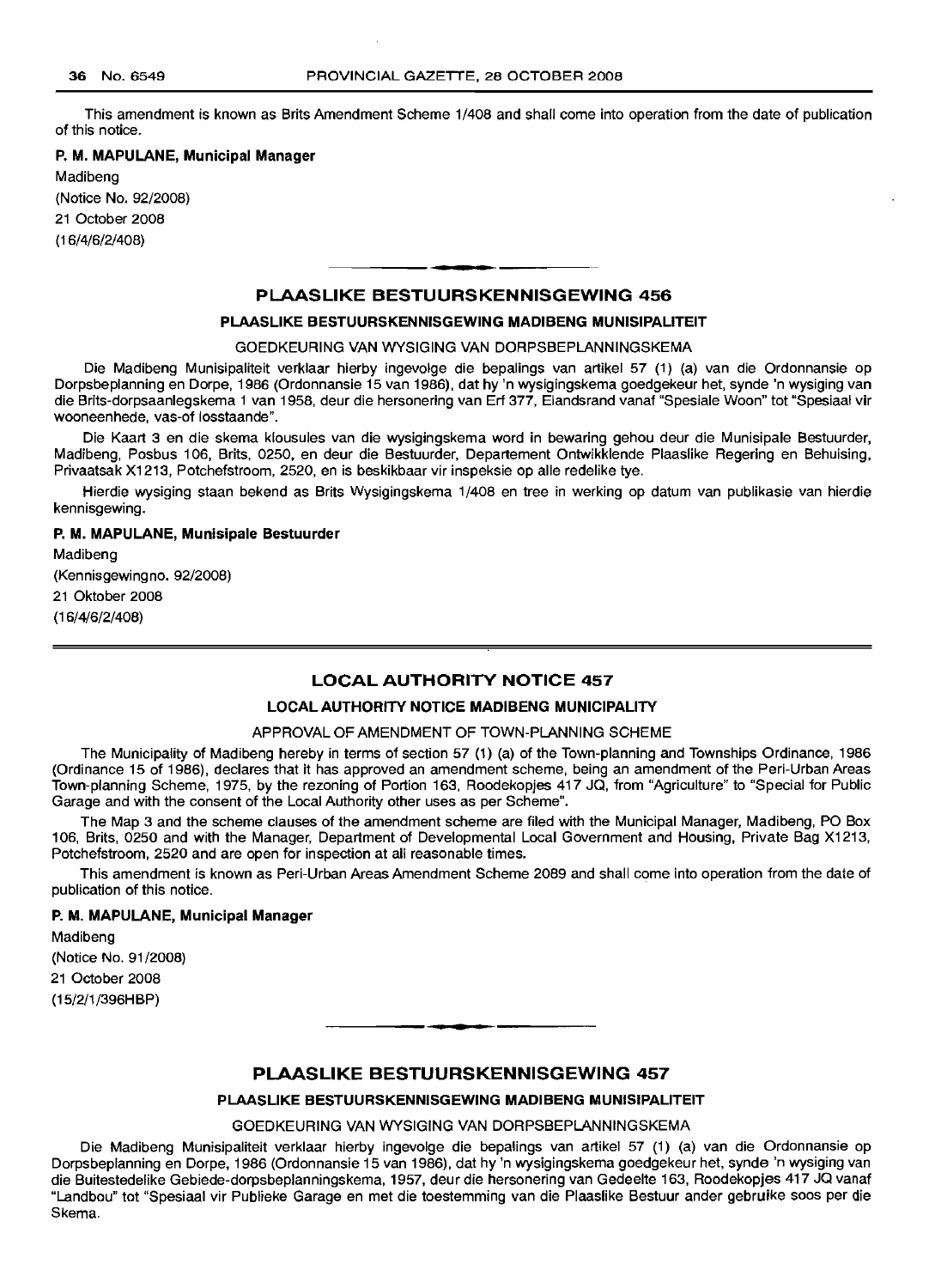This amendment is known as Brits Amendment Scheme 1/408 and shall come into operation from the date of publication of this notice.

**P. M. MAPULANE, Municipal Manager**

Madibeng
(Notice No. 92/2008)
21 October 2008
(16/4/6/2/408)

## PLAASLIKE BESTUURSKENNISGEWING 456

### PLAASLIKE BESTUURSKENNISGEWING MADIBENG MUNISIPALITEIT

GOEDKEURING VAN WYSIGING VAN DORPSBEPLANNINGSKEMA

Die Madibeng Munisipaliteit verklaar hierby ingevolge die bepalings van artikel 57 (1) (a) van die Ordonnansie op Dorpsbeplanning en Dorpe, 1986 (Ordonnansie 15 van 1986), dat hy 'n wysigingskema goedgekeur het, synde 'n wysiging van die Brits-dorpsaanlegskema 1 van 1958, deur die hersonering van Erf 377, Elandsrand vanaf "Spesiale Woon" tot "Spesiaal vir wooneenhede, vas-of losstaande".

Die Kaart 3 en die skema klousules van die wysigingskema word in bewaring gehou deur die Munisipale Bestuurder, Madibeng, Posbus 106, Brits, 0250, en deur die Bestuurder, Departement Ontwikklende Plaaslike Regering en Behuising, Privaatsak X1213, Potchefstroom, 2520, en is beskikbaar vir inspeksie op alle redelike tye.

Hierdie wysiging staan bekend as Brits Wysigingskema 1/408 en tree in werking op datum van publikasie van hierdie kennisgewing.

**P. M. MAPULANE, Munisipale Bestuurder**

Madibeng
(Kennisgewingno. 92/2008)
21 Oktober 2008
(16/4/6/2/408)

## LOCAL AUTHORITY NOTICE 457

### LOCAL AUTHORITY NOTICE MADIBENG MUNICIPALITY

APPROVAL OF AMENDMENT OF TOWN-PLANNING SCHEME

The Municipality of Madibeng hereby in terms of section 57 (1) (a) of the Town-planning and Townships Ordinance, 1986 (Ordinance 15 of 1986), declares that it has approved an amendment scheme, being an amendment of the Peri-Urban Areas Town-planning Scheme, 1975, by the rezoning of Portion 163, Roodekopjes 417 JQ, from "Agriculture" to "Special for Public Garage and with the consent of the Local Authority other uses as per Scheme".

The Map 3 and the scheme clauses of the amendment scheme are filed with the Municipal Manager, Madibeng, PO Box 106, Brits, 0250 and with the Manager, Department of Developmental Local Government and Housing, Private Bag X1213, Potchefstroom, 2520 and are open for inspection at all reasonable times.

This amendment is known as Peri-Urban Areas Amendment Scheme 2089 and shall come into operation from the date of publication of this notice.

**P. M. MAPULANE, Municipal Manager**

Madibeng
(Notice No. 91/2008)
21 October 2008
(15/2/1/396HBP)

## PLAASLIKE BESTUURSKENNISGEWING 457

### PLAASLIKE BESTUURSKENNISGEWING MADIBENG MUNISIPALITEIT

GOEDKEURING VAN WYSIGING VAN DORPSBEPLANNINGSKEMA

Die Madibeng Munisipaliteit verklaar hierby ingevolge die bepalings van artikel 57 (1) (a) van die Ordonnansie op Dorpsbeplanning en Dorpe, 1986 (Ordonnansie 15 van 1986), dat hy 'n wysigingskema goedgekeur het, synde 'n wysiging van die Buitestedelike Gebiede-dorpsbeplanningskema, 1957, deur die hersonering van Gedeelte 163, Roodekopjes 417 JQ vanaf "Landbou" tot "Spesiaal vir Publieke Garage en met die toestemming van die Plaaslike Bestuur ander gebruike soos per die Skema.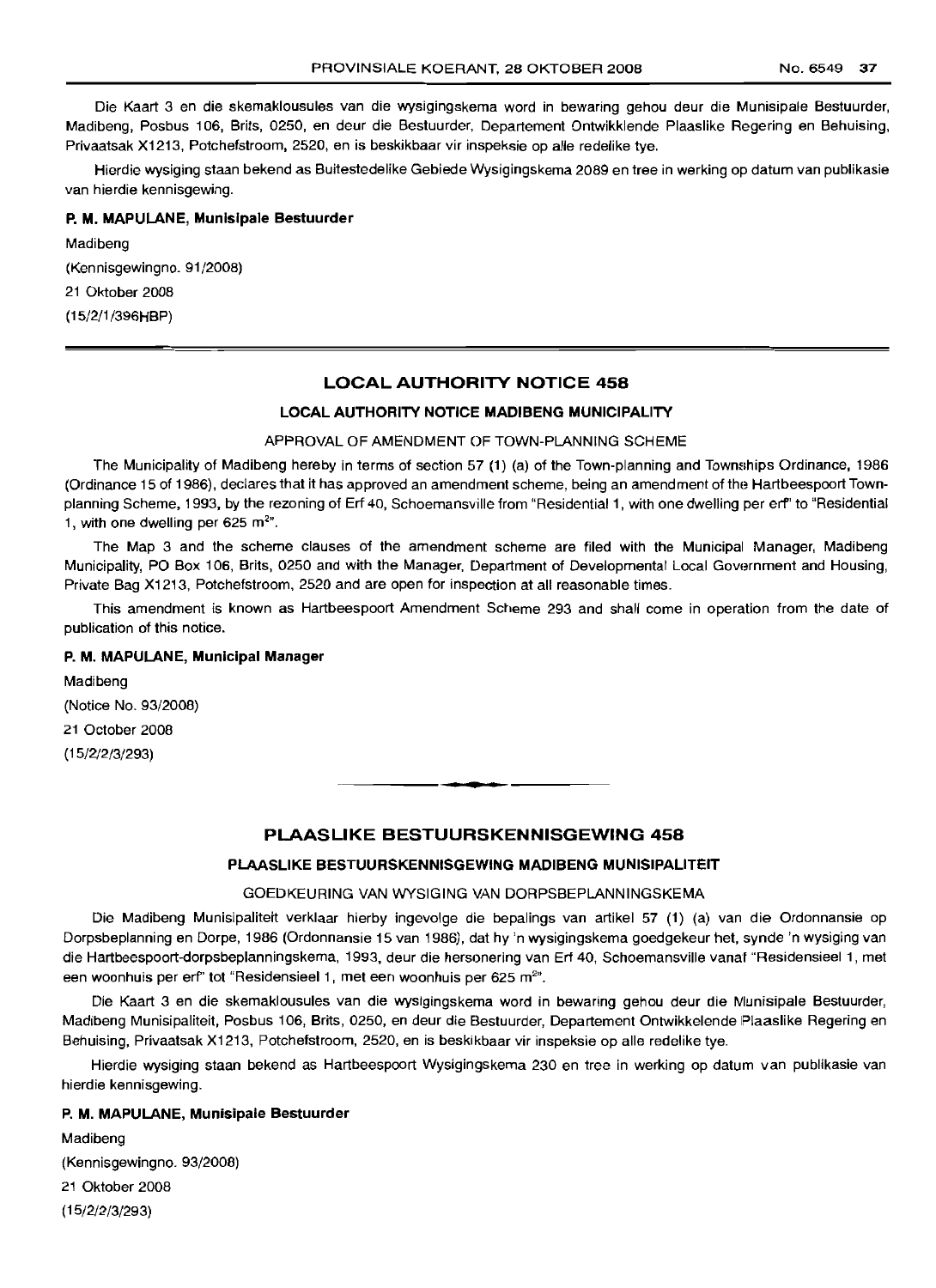Die Kaart 3 en die skemaklousules van die wysigingskema word in bewaring gehou deur die Munisipale Bestuurder, Madibeng, Posbus 106, Brits, 0250, en deur die Bestuurder, Departement Ontwikklende Plaaslike Regering en Behuising, Privaatsak X1213, Potchefstroom, 2520, en is beskikbaar vir inspeksie op alle redelike tye.

Hierdie wysiging staan bekend as Buitestedelike Gebiede Wysigingskema 2089 en tree in werking op datum van publikasie van hierdie kennisgewing.

**P. M. MAPULANE, Munisipale Bestuurder**

Madibeng

(Kennisgewingno. 91/2008)

21 Oktober 2008

(15/2/1/396HBP)

---

## LOCAL AUTHORITY NOTICE 458

### LOCAL AUTHORITY NOTICE MADIBENG MUNICIPALITY

APPROVAL OF AMENDMENT OF TOWN-PLANNING SCHEME

The Municipality of Madibeng hereby in terms of section 57 (1) (a) of the Town-planning and Townships Ordinance, 1986 (Ordinance 15 of 1986), declares that it has approved an amendment scheme, being an amendment of the Hartbeespoort Town-planning Scheme, 1993, by the rezoning of Erf 40, Schoemansville from "Residential 1, with one dwelling per erf" to "Residential 1, with one dwelling per 625 m$^2$".

The Map 3 and the scheme clauses of the amendment scheme are filed with the Municipal Manager, Madibeng Municipality, PO Box 106, Brits, 0250 and with the Manager, Department of Developmental Local Government and Housing, Private Bag X1213, Potchefstroom, 2520 and are open for inspection at all reasonable times.

This amendment is known as Hartbeespoort Amendment Scheme 293 and shall come in operation from the date of publication of this notice.

**P. M. MAPULANE, Municipal Manager**

Madibeng

(Notice No. 93/2008)

21 October 2008

(15/2/2/3/293)

---

## PLAASLIKE BESTUURSKENNISGEWING 458

### PLAASLIKE BESTUURSKENNISGEWING MADIBENG MUNISIPALITEIT

GOEDKEURING VAN WYSIGING VAN DORPSBEPLANNINGSKEMA

Die Madibeng Munisipaliteit verklaar hierby ingevolge die bepalings van artikel 57 (1) (a) van die Ordonnansie op Dorpsbeplanning en Dorpe, 1986 (Ordonnansie 15 van 1986), dat hy 'n wysigingskema goedgekeur het, synde 'n wysiging van die Hartbeespoort-dorpsbeplanningskema, 1993, deur die hersonering van Erf 40, Schoemansville vanaf "Residensieel 1, met een woonhuis per erf" tot "Residensieel 1, met een woonhuis per 625 m$^2$".

Die Kaart 3 en die skemaklousules van die wysigingskema word in bewaring gehou deur die Munisipale Bestuurder, Madibeng Munisipaliteit, Posbus 106, Brits, 0250, en deur die Bestuurder, Departement Ontwikkelende Plaaslike Regering en Behuising, Privaatsak X1213, Potchefstroom, 2520, en is beskikbaar vir inspeksie op alle redelike tye.

Hierdie wysiging staan bekend as Hartbeespoort Wysigingskema 230 en tree in werking op datum van publikasie van hierdie kennisgewing.

**P. M. MAPULANE, Munisipale Bestuurder**

Madibeng

(Kennisgewingno. 93/2008)

21 Oktober 2008

(15/2/2/3/293)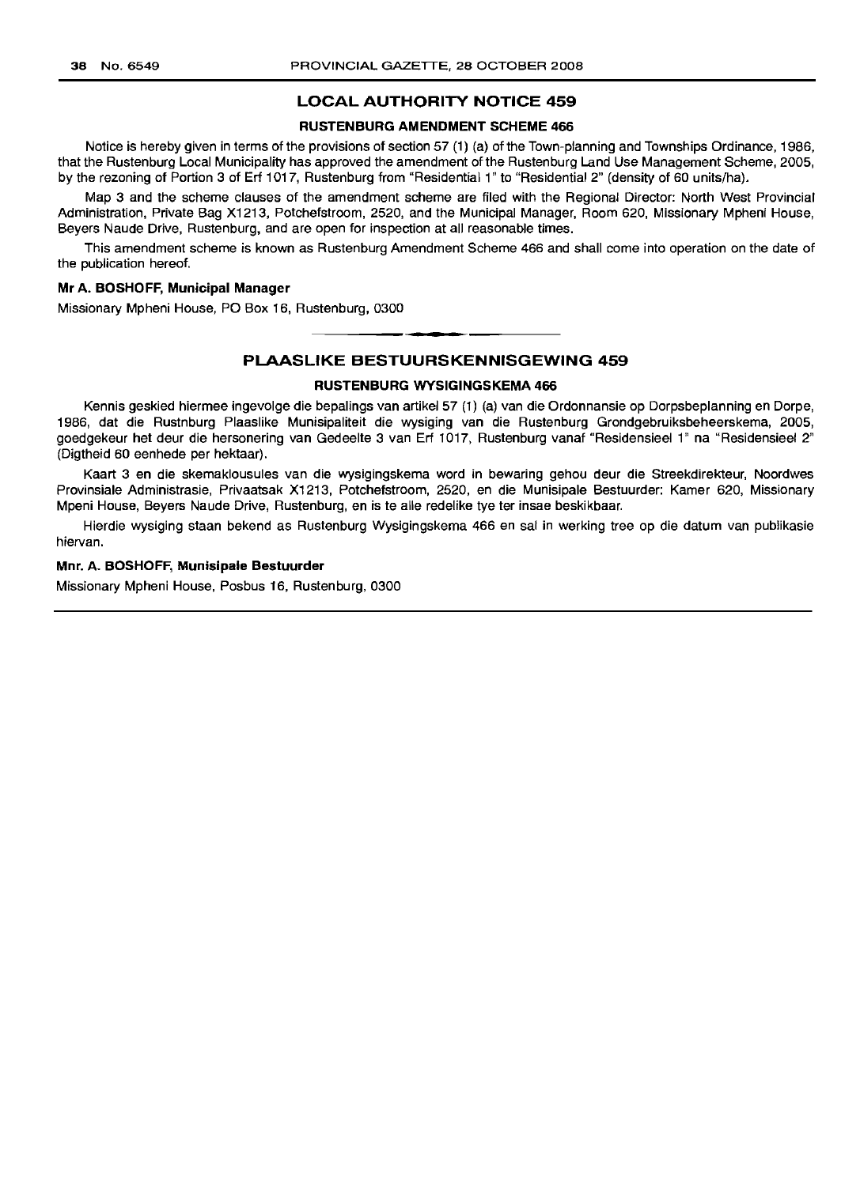## LOCAL AUTHORITY NOTICE 459

### RUSTENBURG AMENDMENT SCHEME 466

Notice is hereby given in terms of the provisions of section 57 (1) (a) of the Town-planning and Townships Ordinance, 1986, that the Rustenburg Local Municipality has approved the amendment of the Rustenburg Land Use Management Scheme, 2005, by the rezoning of Portion 3 of Erf 1017, Rustenburg from "Residential 1" to "Residential 2" (density of 60 units/ha).

Map 3 and the scheme clauses of the amendment scheme are filed with the Regional Director: North West Provincial Administration, Private Bag X1213, Potchefstroom, 2520, and the Municipal Manager, Room 620, Missionary Mpheni House, Beyers Naude Drive, Rustenburg, and are open for inspection at all reasonable times.

This amendment scheme is known as Rustenburg Amendment Scheme 466 and shall come into operation on the date of the publication hereof.

**Mr A. BOSHOFF, Municipal Manager**

Missionary Mpheni House, PO Box 16, Rustenburg, 0300

## PLAASLIKE BESTUURSKENNISGEWING 459

### RUSTENBURG WYSIGINGSKEMA 466

Kennis geskied hiermee ingevolge die bepalings van artikel 57 (1) (a) van die Ordonnansie op Dorpsbeplanning en Dorpe, 1986, dat die Rustnburg Plaaslike Munisipaliteit die wysiging van die Rustenburg Grondgebruiksbeheerskema, 2005, goedgekeur het deur die hersonering van Gedeelte 3 van Erf 1017, Rustenburg vanaf "Residensieel 1" na "Residensieel 2" (Digtheid 60 eenhede per hektaar).

Kaart 3 en die skemaklousules van die wysigingskema word in bewaring gehou deur die Streekdirekteur, Noordwes Provinsiale Administrasie, Privaatsak X1213, Potchefstroom, 2520, en die Munisipale Bestuurder: Kamer 620, Missionary Mpeni House, Beyers Naude Drive, Rustenburg, en is te alle redelike tye ter insae beskikbaar.

Hierdie wysiging staan bekend as Rustenburg Wysigingskema 466 en sal in werking tree op die datum van publikasie hiervan.

**Mnr. A. BOSHOFF, Munisipale Bestuurder**

Missionary Mpheni House, Posbus 16, Rustenburg, 0300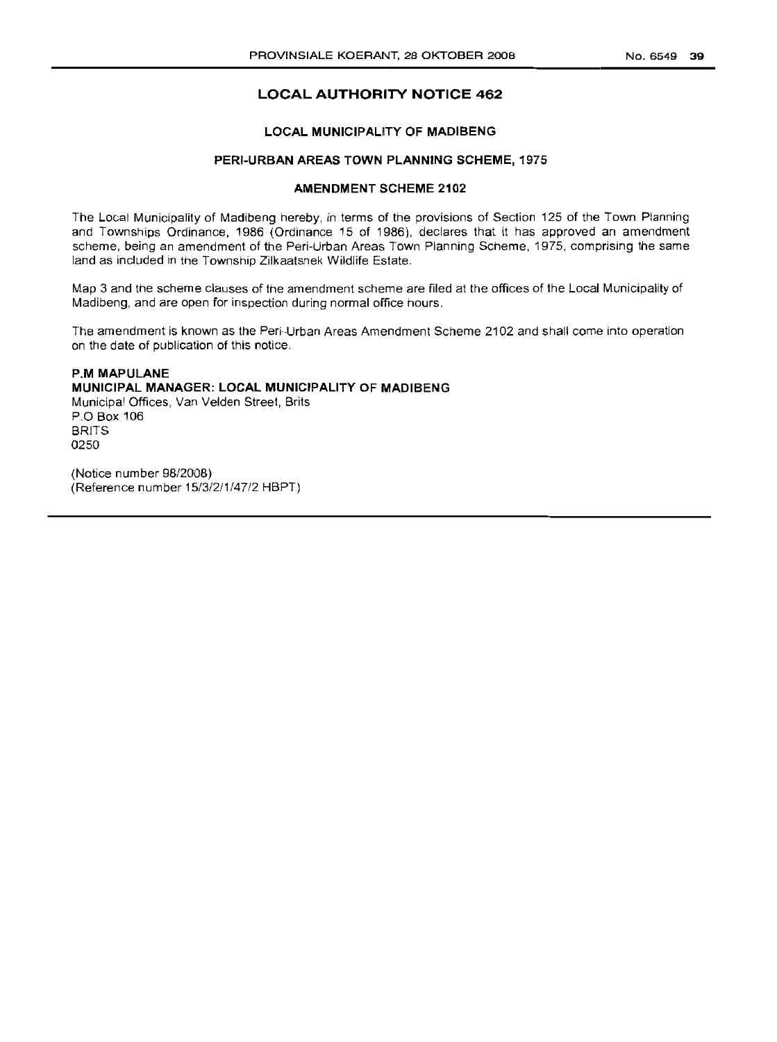## LOCAL AUTHORITY NOTICE 462

### LOCAL MUNICIPALITY OF MADIBENG

### PERI-URBAN AREAS TOWN PLANNING SCHEME, 1975

### AMENDMENT SCHEME 2102

The Local Municipality of Madibeng hereby, in terms of the provisions of Section 125 of the Town Planning and Townships Ordinance, 1986 (Ordinance 15 of 1986), declares that it has approved an amendment scheme, being an amendment of the Peri-Urban Areas Town Planning Scheme, 1975, comprising the same land as included in the Township Zilkaatsnek Wildlife Estate.

Map 3 and the scheme clauses of the amendment scheme are filed at the offices of the Local Municipality of Madibeng, and are open for inspection during normal office hours.

The amendment is known as the Peri-Urban Areas Amendment Scheme 2102 and shall come into operation on the date of publication of this notice.

**P.M MAPULANE**
**MUNICIPAL MANAGER: LOCAL MUNICIPALITY OF MADIBENG**
Municipal Offices, Van Velden Street, Brits
P.O Box 106
BRITS
0250

(Notice number 98/2008)
(Reference number 15/3/2/1/47/2 HBPT)